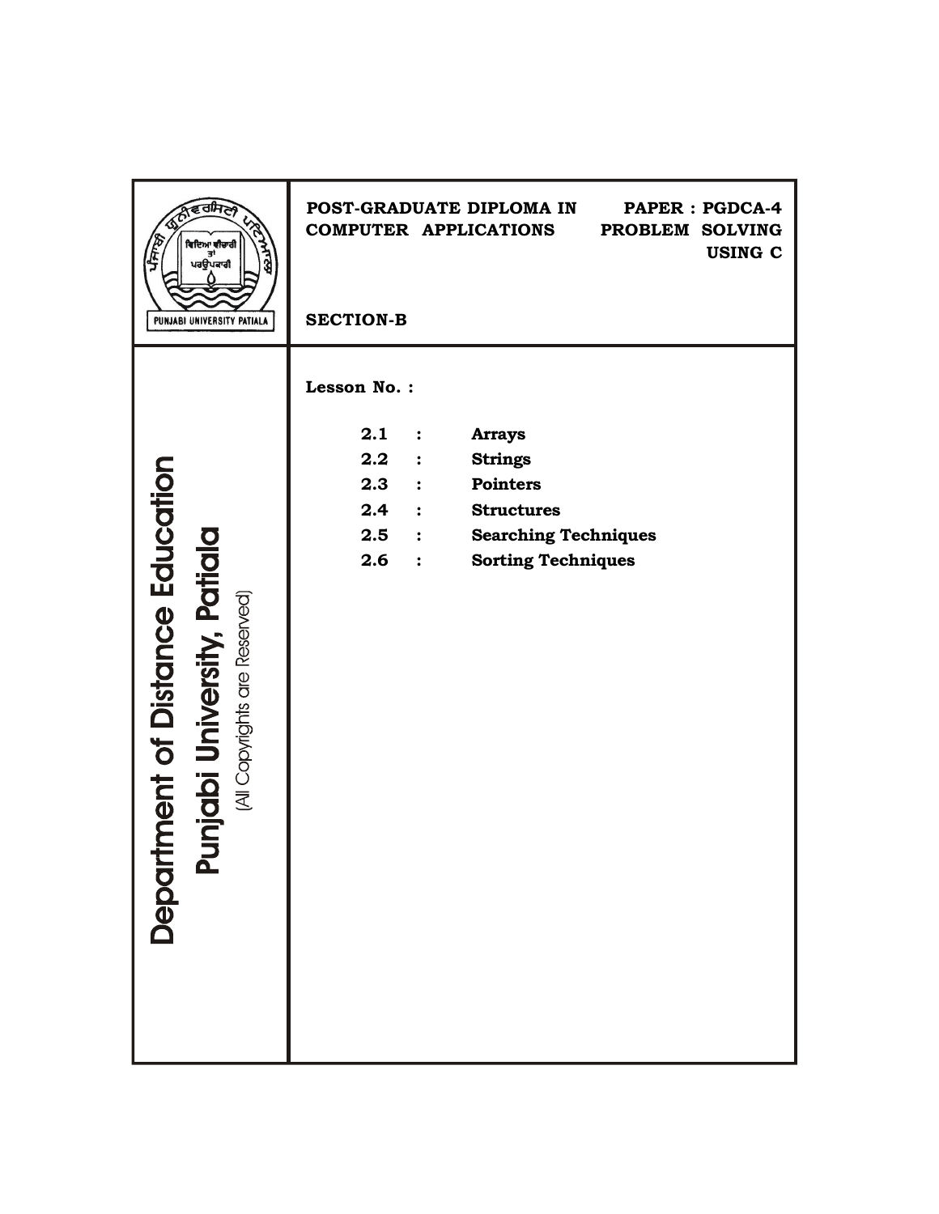PUNJABI UNIVERSITY PATIALA

**POST-GRADUATE DIPLOMA IN COMPUTER APPLICATIONS**

**PAPER : PGDCA-4**
**PROBLEM SOLVING USING C**

**SECTION-B**

**Department of Distance Education**
**Punjabi University, Patiala**
(All Copyrights are Reserved)

**Lesson No. :**

| | | |
|---|---|---|
| **2.1** | **:** | **Arrays** |
| **2.2** | **:** | **Strings** |
| **2.3** | **:** | **Pointers** |
| **2.4** | **:** | **Structures** |
| **2.5** | **:** | **Searching Techniques** |
| **2.6** | **:** | **Sorting Techniques** |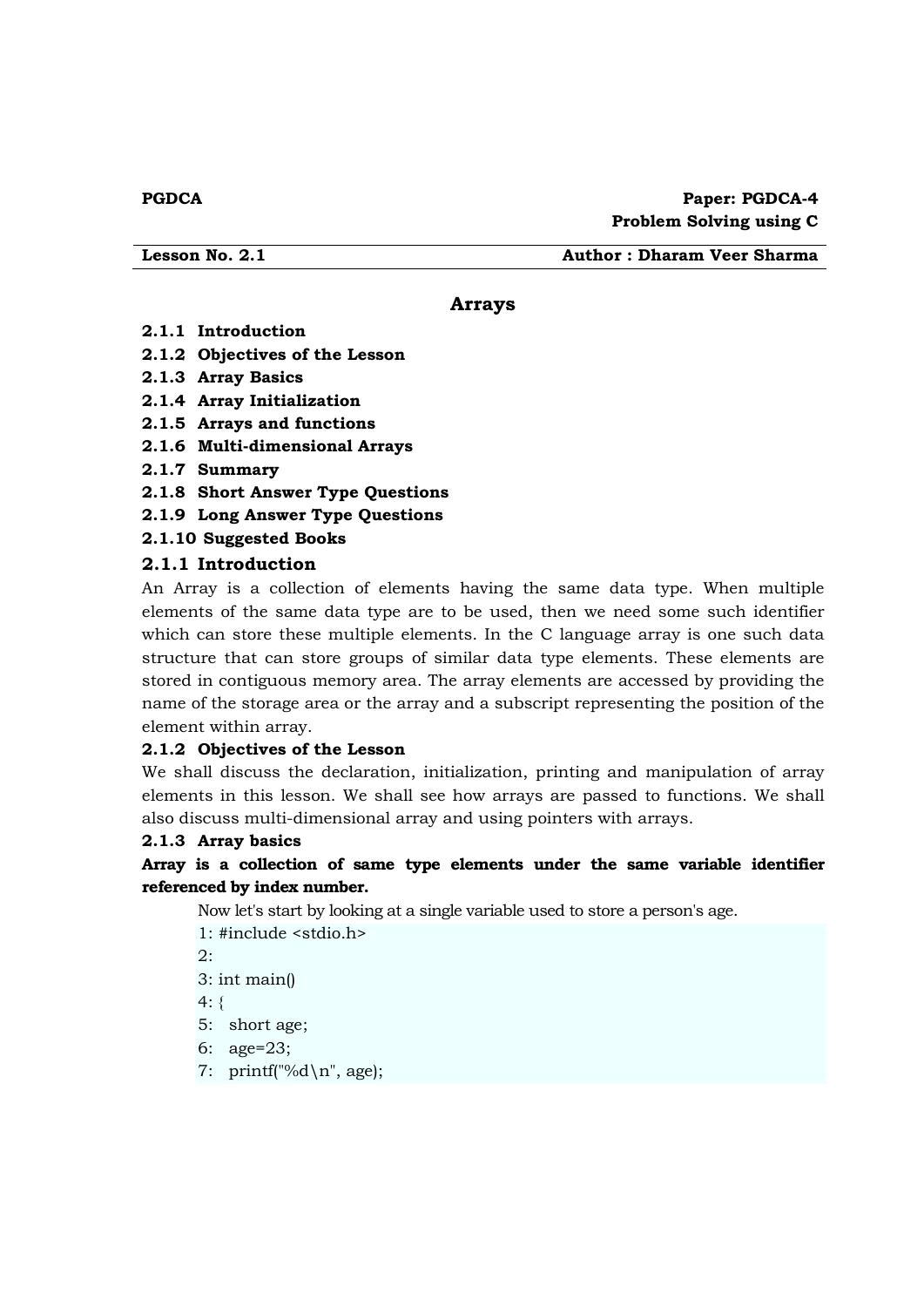**PGDCA** | **Paper: PGDCA-4**
**Problem Solving using C**

**Lesson No. 2.1** | **Author : Dharam Veer Sharma**

# Arrays

**2.1.1 Introduction**
**2.1.2 Objectives of the Lesson**
**2.1.3 Array Basics**
**2.1.4 Array Initialization**
**2.1.5 Arrays and functions**
**2.1.6 Multi-dimensional Arrays**
**2.1.7 Summary**
**2.1.8 Short Answer Type Questions**
**2.1.9 Long Answer Type Questions**
**2.1.10 Suggested Books**

## 2.1.1 Introduction

An Array is a collection of elements having the same data type. When multiple elements of the same data type are to be used, then we need some such identifier which can store these multiple elements. In the C language array is one such data structure that can store groups of similar data type elements. These elements are stored in contiguous memory area. The array elements are accessed by providing the name of the storage area or the array and a subscript representing the position of the element within array.

### 2.1.2 Objectives of the Lesson

We shall discuss the declaration, initialization, printing and manipulation of array elements in this lesson. We shall see how arrays are passed to functions. We shall also discuss multi-dimensional array and using pointers with arrays.

### 2.1.3 Array basics

**Array is a collection of same type elements under the same variable identifier referenced by index number.**

Now let's start by looking at a single variable used to store a person's age.

```
1: #include <stdio.h>
2:
3: int main()
4: {
5:   short age;
6:   age=23;
7:   printf("%d\n", age);
```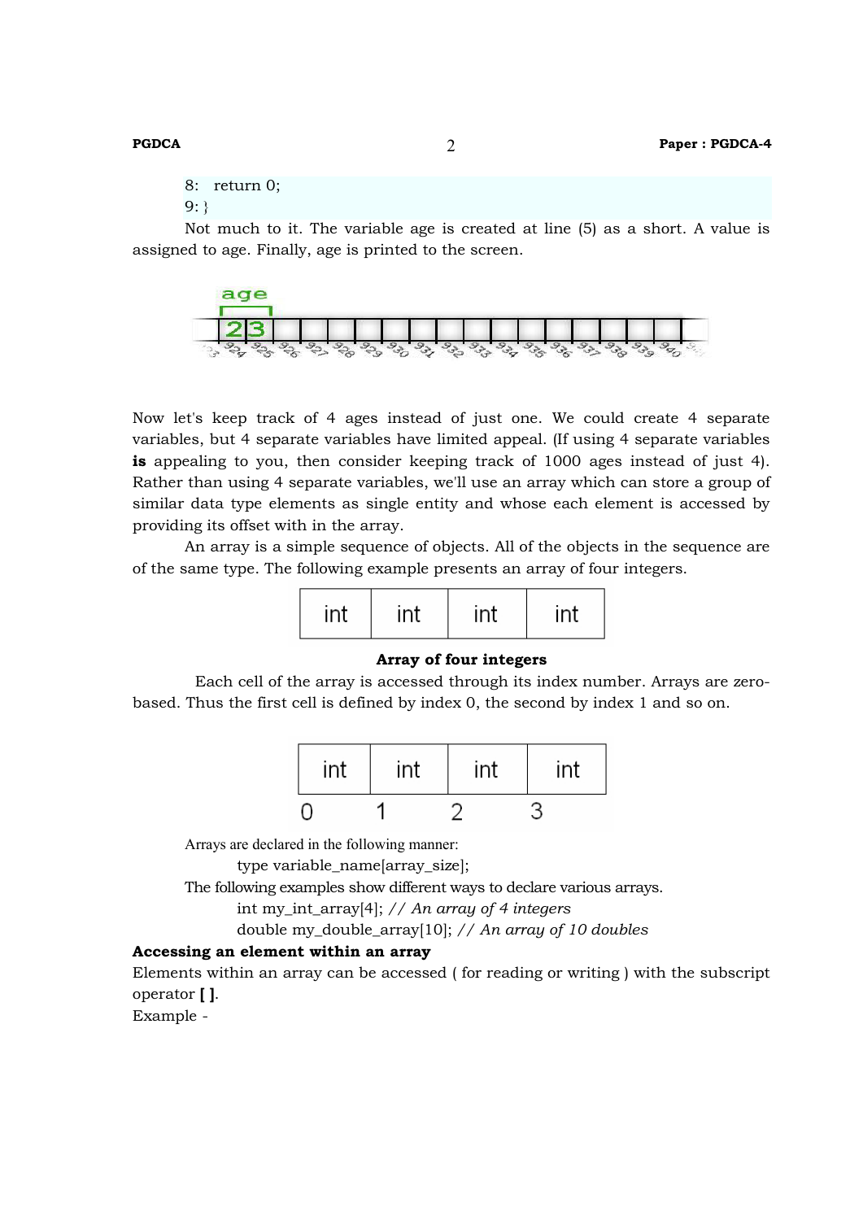```
8:   return 0;
9: }
```

Not much to it. The variable age is created at line (5) as a short. A value is assigned to age. Finally, age is printed to the screen.

Now let's keep track of 4 ages instead of just one. We could create 4 separate variables, but 4 separate variables have limited appeal. (If using 4 separate variables **is** appealing to you, then consider keeping track of 1000 ages instead of just 4). Rather than using 4 separate variables, we'll use an array which can store a group of similar data type elements as single entity and whose each element is accessed by providing its offset with in the array.

An array is a simple sequence of objects. All of the objects in the sequence are of the same type. The following example presents an array of four integers.

| int | int | int | int |
|---|---|---|---|

**Array of four integers**

Each cell of the array is accessed through its index number. Arrays are zero-based. Thus the first cell is defined by index 0, the second by index 1 and so on.

| int | int | int | int |
|---|---|---|---|
| 0 | 1 | 2 | 3 |

Arrays are declared in the following manner:

```
type variable_name[array_size];
```

The following examples show different ways to declare various arrays.

```
int my_int_array[4]; // An array of 4 integers
double my_double_array[10]; // An array of 10 doubles
```

**Accessing an element within an array**

Elements within an array can be accessed ( for reading or writing ) with the subscript operator **[ ]**.

Example -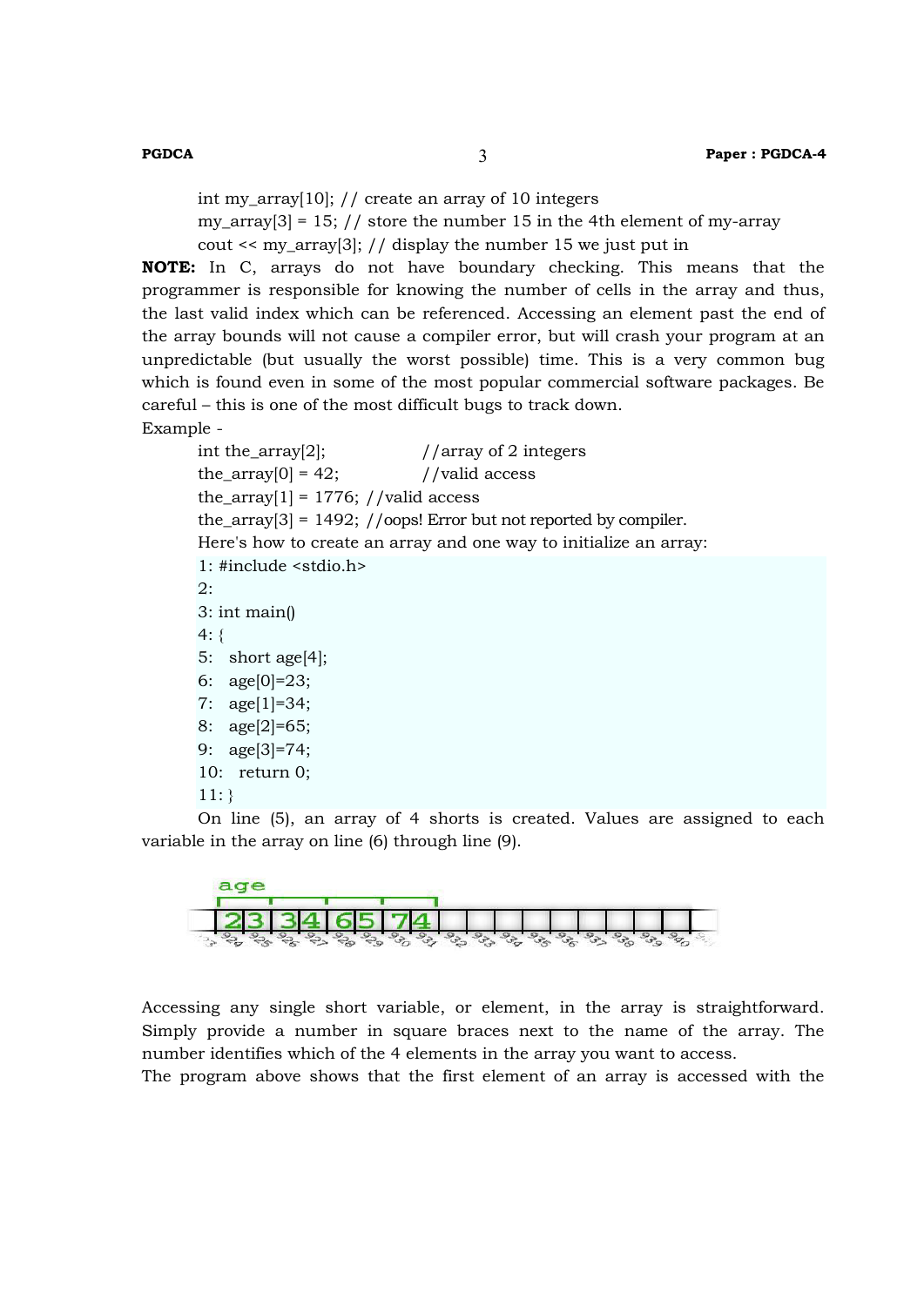```
int my_array[10]; // create an array of 10 integers
my_array[3] = 15; // store the number 15 in the 4th element of my-array
cout << my_array[3]; // display the number 15 we just put in
```

**NOTE:** In C, arrays do not have boundary checking. This means that the programmer is responsible for knowing the number of cells in the array and thus, the last valid index which can be referenced. Accessing an element past the end of the array bounds will not cause a compiler error, but will crash your program at an unpredictable (but usually the worst possible) time. This is a very common bug which is found even in some of the most popular commercial software packages. Be careful – this is one of the most difficult bugs to track down.

Example -

```
int the_array[2];           //array of 2 integers
the_array[0] = 42;          //valid access
the_array[1] = 1776; //valid access
the_array[3] = 1492; //oops! Error but not reported by compiler.
```

Here's how to create an array and one way to initialize an array:

```
1: #include <stdio.h>
2:
3: int main()
4: {
5:   short age[4];
6:   age[0]=23;
7:   age[1]=34;
8:   age[2]=65;
9:   age[3]=74;
10:   return 0;
11: }
```

On line (5), an array of 4 shorts is created. Values are assigned to each variable in the array on line (6) through line (9).

Accessing any single short variable, or element, in the array is straightforward. Simply provide a number in square braces next to the name of the array. The number identifies which of the 4 elements in the array you want to access.

The program above shows that the first element of an array is accessed with the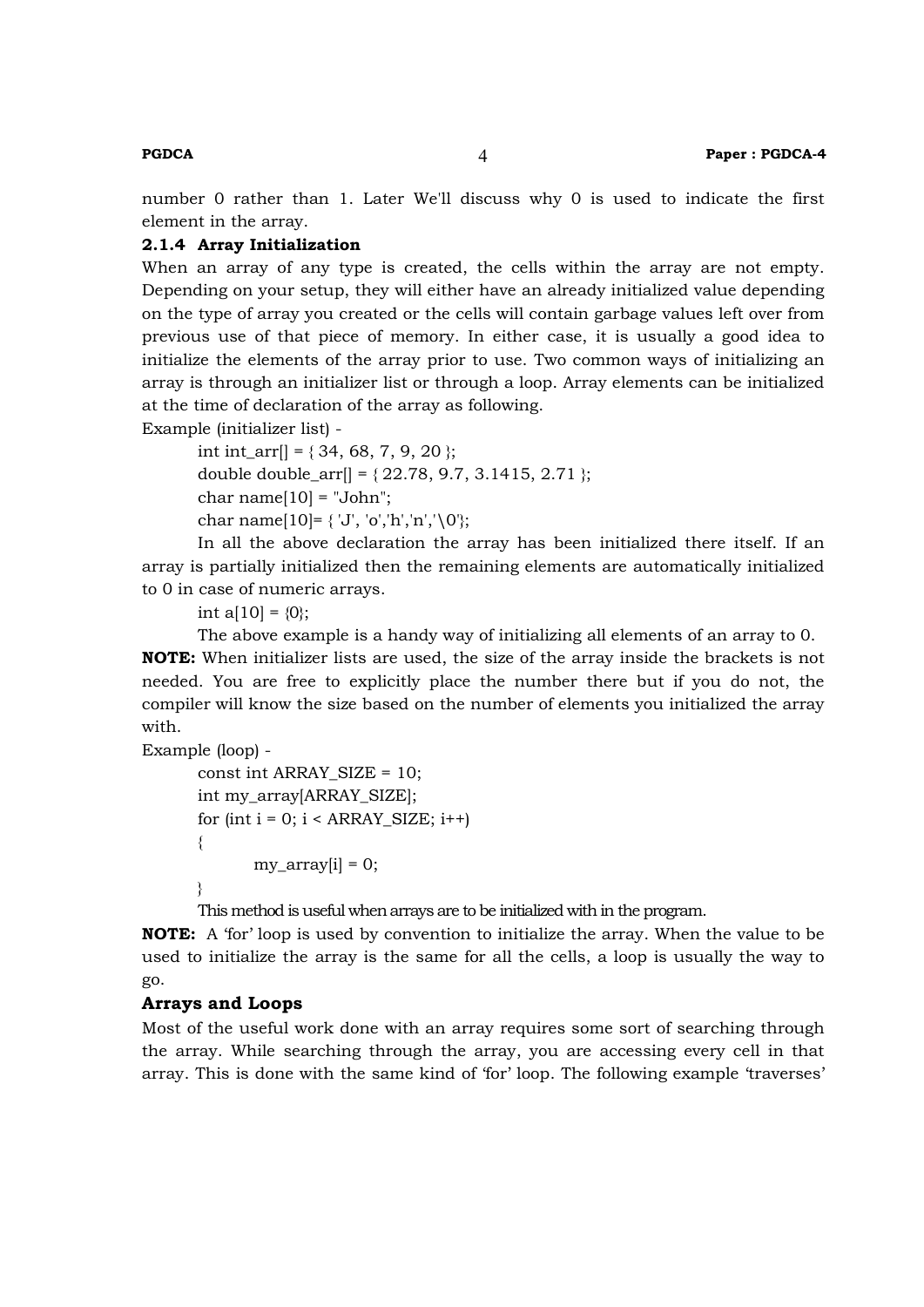number 0 rather than 1. Later We'll discuss why 0 is used to indicate the first element in the array.

### 2.1.4 Array Initialization

When an array of any type is created, the cells within the array are not empty. Depending on your setup, they will either have an already initialized value depending on the type of array you created or the cells will contain garbage values left over from previous use of that piece of memory. In either case, it is usually a good idea to initialize the elements of the array prior to use. Two common ways of initializing an array is through an initializer list or through a loop. Array elements can be initialized at the time of declaration of the array as following.

Example (initializer list) -

```
int int_arr[] = { 34, 68, 7, 9, 20 };
double double_arr[] = { 22.78, 9.7, 3.1415, 2.71 };
char name[10] = "John";
char name[10]= { 'J', 'o','h','n','\0'};
```

In all the above declaration the array has been initialized there itself. If an array is partially initialized then the remaining elements are automatically initialized to 0 in case of numeric arrays.

```
int a[10] = {0};
```

The above example is a handy way of initializing all elements of an array to 0.

**NOTE:** When initializer lists are used, the size of the array inside the brackets is not needed. You are free to explicitly place the number there but if you do not, the compiler will know the size based on the number of elements you initialized the array with.

Example (loop) -

```
const int ARRAY_SIZE = 10;
int my_array[ARRAY_SIZE];
for (int i = 0; i < ARRAY_SIZE; i++)
{
        my_array[i] = 0;
}
```

This method is useful when arrays are to be initialized with in the program.

**NOTE:** A 'for' loop is used by convention to initialize the array. When the value to be used to initialize the array is the same for all the cells, a loop is usually the way to go.

**Arrays and Loops**

Most of the useful work done with an array requires some sort of searching through the array. While searching through the array, you are accessing every cell in that array. This is done with the same kind of 'for' loop. The following example 'traverses'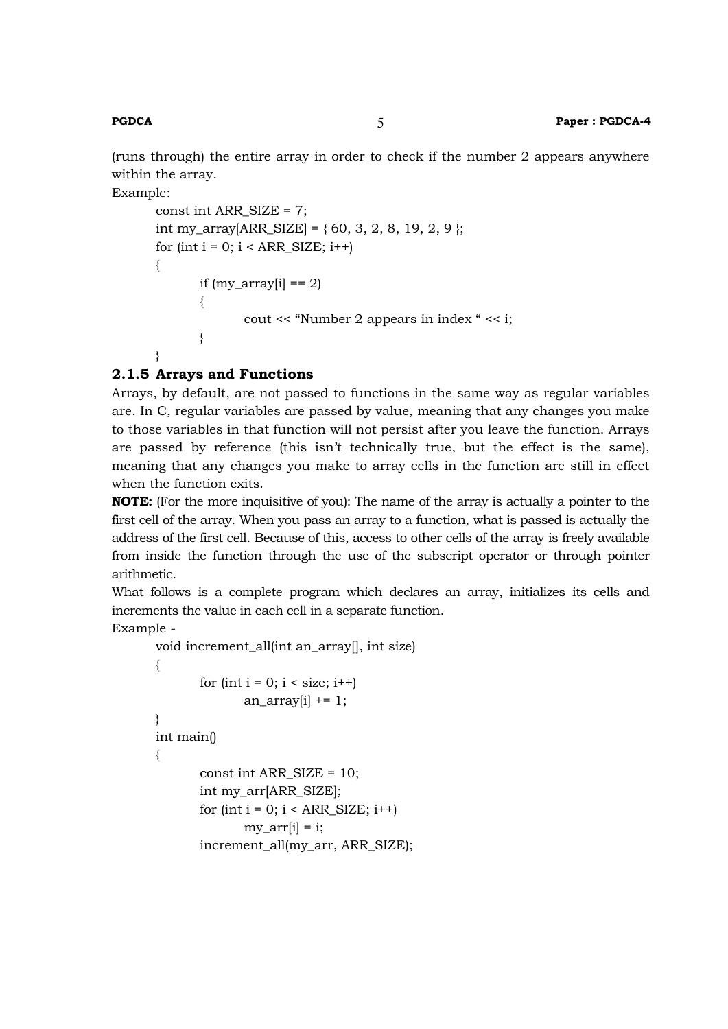(runs through) the entire array in order to check if the number 2 appears anywhere within the array.

Example:

```
const int ARR_SIZE = 7;
int my_array[ARR_SIZE] = { 60, 3, 2, 8, 19, 2, 9 };
for (int i = 0; i < ARR_SIZE; i++)
{
        if (my_array[i] == 2)
        {
                cout << "Number 2 appears in index " << i;
        }
}
```

### 2.1.5 Arrays and Functions

Arrays, by default, are not passed to functions in the same way as regular variables are. In C, regular variables are passed by value, meaning that any changes you make to those variables in that function will not persist after you leave the function. Arrays are passed by reference (this isn't technically true, but the effect is the same), meaning that any changes you make to array cells in the function are still in effect when the function exits.

**NOTE:** (For the more inquisitive of you): The name of the array is actually a pointer to the first cell of the array. When you pass an array to a function, what is passed is actually the address of the first cell. Because of this, access to other cells of the array is freely available from inside the function through the use of the subscript operator or through pointer arithmetic.

What follows is a complete program which declares an array, initializes its cells and increments the value in each cell in a separate function.

Example -

```
void increment_all(int an_array[], int size)
{
        for (int i = 0; i < size; i++)
                an_array[i] += 1;
}
int main()
{
        const int ARR_SIZE = 10;
        int my_arr[ARR_SIZE];
        for (int i = 0; i < ARR_SIZE; i++)
                my_arr[i] = i;
        increment_all(my_arr, ARR_SIZE);
```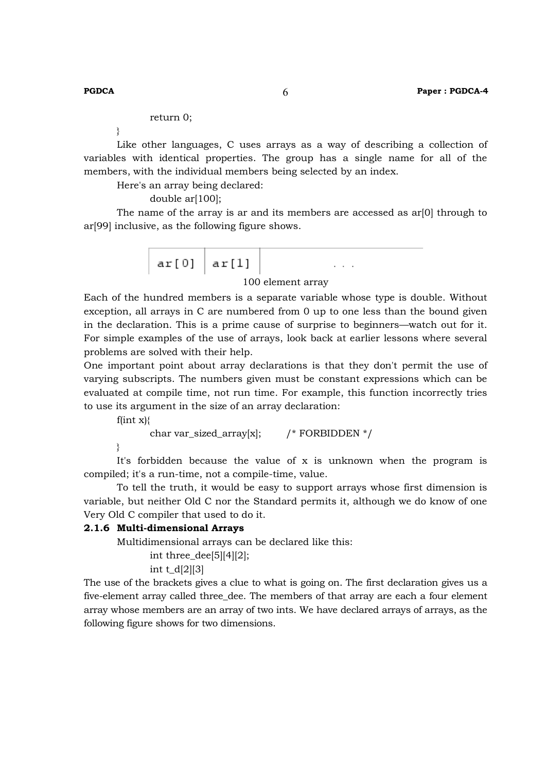```
    return 0;
}
```

Like other languages, C uses arrays as a way of describing a collection of variables with identical properties. The group has a single name for all of the members, with the individual members being selected by an index.

Here's an array being declared:

```
double ar[100];
```

The name of the array is ar and its members are accessed as ar[0] through to ar[99] inclusive, as the following figure shows.

| ar[0] | ar[1] | . . . |
|---|---|---|

100 element array

Each of the hundred members is a separate variable whose type is double. Without exception, all arrays in C are numbered from 0 up to one less than the bound given in the declaration. This is a prime cause of surprise to beginners—watch out for it. For simple examples of the use of arrays, look back at earlier lessons where several problems are solved with their help.

One important point about array declarations is that they don't permit the use of varying subscripts. The numbers given must be constant expressions which can be evaluated at compile time, not run time. For example, this function incorrectly tries to use its argument in the size of an array declaration:

```
f(int x){
    char var_sized_array[x];      /* FORBIDDEN */
}
```

It's forbidden because the value of x is unknown when the program is compiled; it's a run-time, not a compile-time, value.

To tell the truth, it would be easy to support arrays whose first dimension is variable, but neither Old C nor the Standard permits it, although we do know of one Very Old C compiler that used to do it.

### 2.1.6 Multi-dimensional Arrays

Multidimensional arrays can be declared like this:

```
int three_dee[5][4][2];
int t_d[2][3]
```

The use of the brackets gives a clue to what is going on. The first declaration gives us a five-element array called three_dee. The members of that array are each a four element array whose members are an array of two ints. We have declared arrays of arrays, as the following figure shows for two dimensions.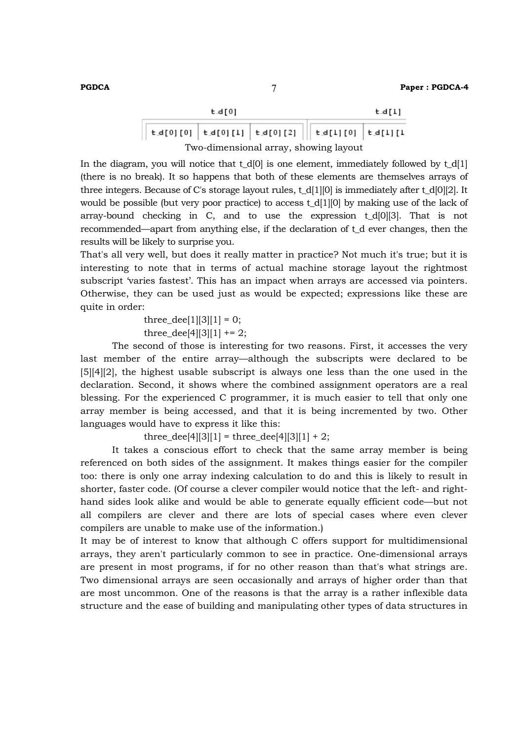| t_d[0] | | | t_d[1] | |
|---|---|---|---|---|
| t_d[0][0] | t_d[0][1] | t_d[0][2] | t_d[1][0] | t_d[1][1 |

Two-dimensional array, showing layout

In the diagram, you will notice that t_d[0] is one element, immediately followed by t_d[1] (there is no break). It so happens that both of these elements are themselves arrays of three integers. Because of C's storage layout rules, t_d[1][0] is immediately after t_d[0][2]. It would be possible (but very poor practice) to access t_d[1][0] by making use of the lack of array-bound checking in C, and to use the expression t_d[0][3]. That is not recommended—apart from anything else, if the declaration of t_d ever changes, then the results will be likely to surprise you.

That's all very well, but does it really matter in practice? Not much it's true; but it is interesting to note that in terms of actual machine storage layout the rightmost subscript 'varies fastest'. This has an impact when arrays are accessed via pointers. Otherwise, they can be used just as would be expected; expressions like these are quite in order:

```
three_dee[1][3][1] = 0;
three_dee[4][3][1] += 2;
```

The second of those is interesting for two reasons. First, it accesses the very last member of the entire array—although the subscripts were declared to be [5][4][2], the highest usable subscript is always one less than the one used in the declaration. Second, it shows where the combined assignment operators are a real blessing. For the experienced C programmer, it is much easier to tell that only one array member is being accessed, and that it is being incremented by two. Other languages would have to express it like this:

```
three_dee[4][3][1] = three_dee[4][3][1] + 2;
```

It takes a conscious effort to check that the same array member is being referenced on both sides of the assignment. It makes things easier for the compiler too: there is only one array indexing calculation to do and this is likely to result in shorter, faster code. (Of course a clever compiler would notice that the left- and right-hand sides look alike and would be able to generate equally efficient code—but not all compilers are clever and there are lots of special cases where even clever compilers are unable to make use of the information.)

It may be of interest to know that although C offers support for multidimensional arrays, they aren't particularly common to see in practice. One-dimensional arrays are present in most programs, if for no other reason than that's what strings are. Two dimensional arrays are seen occasionally and arrays of higher order than that are most uncommon. One of the reasons is that the array is a rather inflexible data structure and the ease of building and manipulating other types of data structures in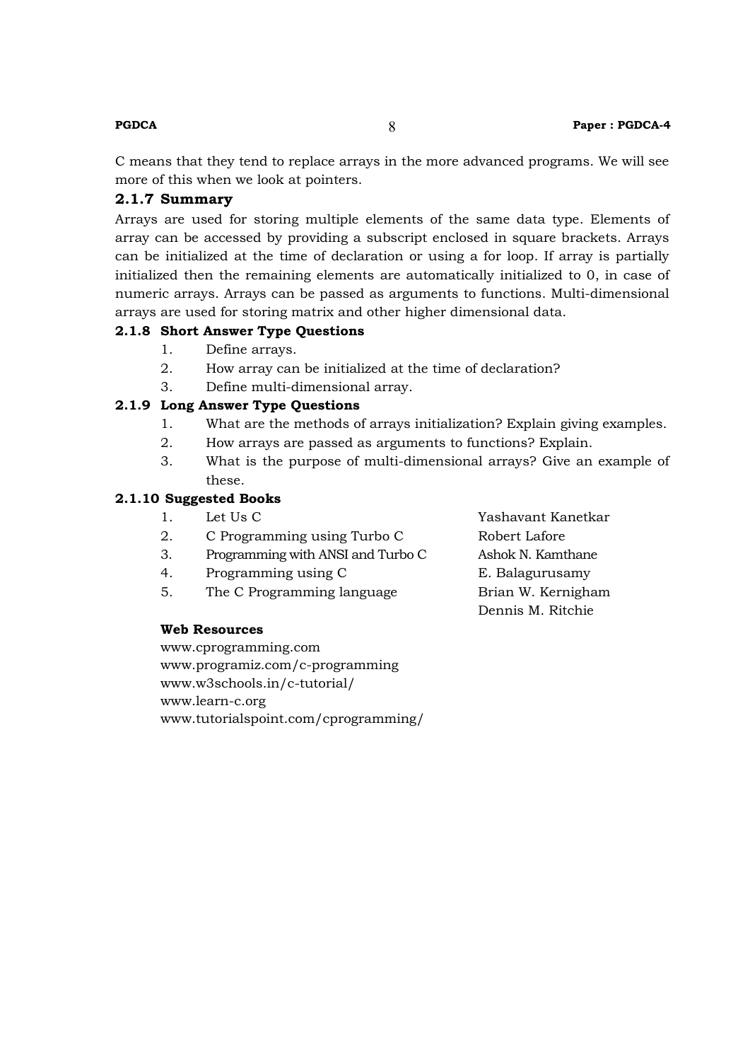C means that they tend to replace arrays in the more advanced programs. We will see more of this when we look at pointers.

### 2.1.7 Summary

Arrays are used for storing multiple elements of the same data type. Elements of array can be accessed by providing a subscript enclosed in square brackets. Arrays can be initialized at the time of declaration or using a for loop. If array is partially initialized then the remaining elements are automatically initialized to 0, in case of numeric arrays. Arrays can be passed as arguments to functions. Multi-dimensional arrays are used for storing matrix and other higher dimensional data.

### 2.1.8 Short Answer Type Questions

1. Define arrays.
2. How array can be initialized at the time of declaration?
3. Define multi-dimensional array.

### 2.1.9 Long Answer Type Questions

1. What are the methods of arrays initialization? Explain giving examples.
2. How arrays are passed as arguments to functions? Explain.
3. What is the purpose of multi-dimensional arrays? Give an example of these.

### 2.1.10 Suggested Books

| | Book | Author |
|---|---|---|
| 1. | Let Us C | Yashavant Kanetkar |
| 2. | C Programming using Turbo C | Robert Lafore |
| 3. | Programming with ANSI and Turbo C | Ashok N. Kamthane |
| 4. | Programming using C | E. Balagurusamy |
| 5. | The C Programming language | Brian W. Kernigham<br>Dennis M. Ritchie |

**Web Resources**

www.cprogramming.com
www.programiz.com/c-programming
www.w3schools.in/c-tutorial/
www.learn-c.org
www.tutorialspoint.com/cprogramming/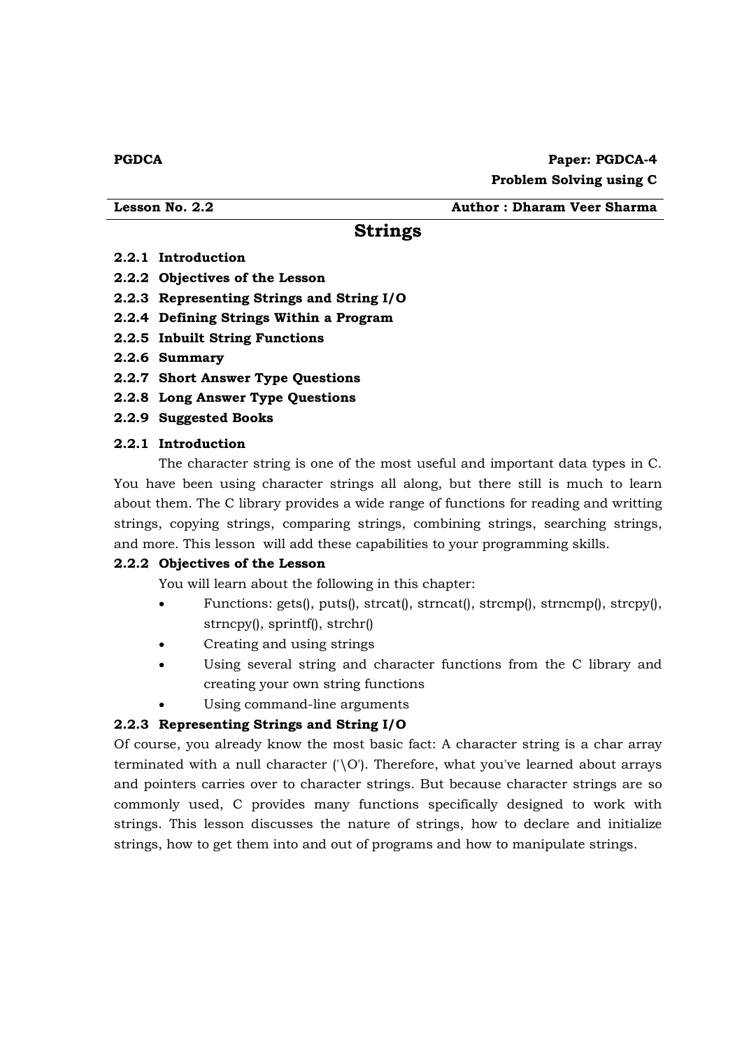**PGDCA** **Paper: PGDCA-4**

**Problem Solving using C**

**Lesson No. 2.2** **Author : Dharam Veer Sharma**

# Strings

**2.2.1 Introduction**

**2.2.2 Objectives of the Lesson**

**2.2.3 Representing Strings and String I/O**

**2.2.4 Defining Strings Within a Program**

**2.2.5 Inbuilt String Functions**

**2.2.6 Summary**

**2.2.7 Short Answer Type Questions**

**2.2.8 Long Answer Type Questions**

**2.2.9 Suggested Books**

## 2.2.1 Introduction

The character string is one of the most useful and important data types in C. You have been using character strings all along, but there still is much to learn about them. The C library provides a wide range of functions for reading and writting strings, copying strings, comparing strings, combining strings, searching strings, and more. This lesson will add these capabilities to your programming skills.

## 2.2.2 Objectives of the Lesson

You will learn about the following in this chapter:

- Functions: gets(), puts(), strcat(), strncat(), strcmp(), strncmp(), strcpy(), strncpy(), sprintf(), strchr()
- Creating and using strings
- Using several string and character functions from the C library and creating your own string functions
- Using command-line arguments

## 2.2.3 Representing Strings and String I/O

Of course, you already know the most basic fact: A character string is a char array terminated with a null character ('\O'). Therefore, what you've learned about arrays and pointers carries over to character strings. But because character strings are so commonly used, C provides many functions specifically designed to work with strings. This lesson discusses the nature of strings, how to declare and initialize strings, how to get them into and out of programs and how to manipulate strings.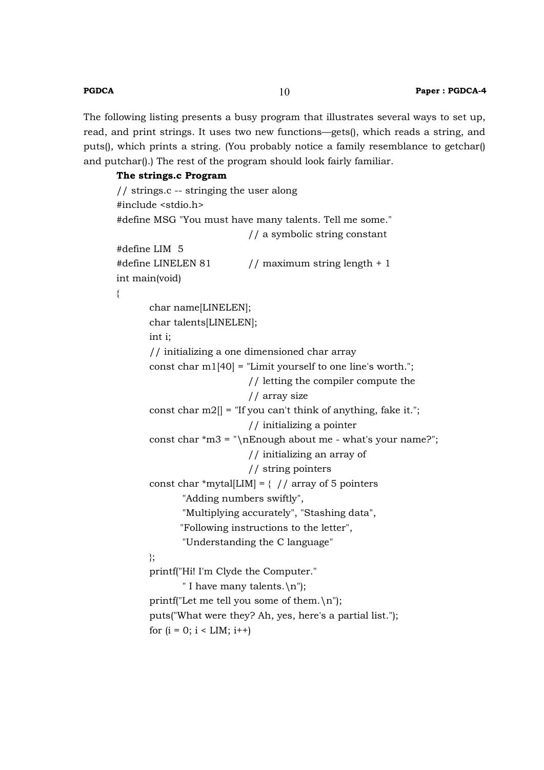The following listing presents a busy program that illustrates several ways to set up, read, and print strings. It uses two new functions—gets(), which reads a string, and puts(), which prints a string. (You probably notice a family resemblance to getchar() and putchar().) The rest of the program should look fairly familiar.

**The strings.c Program**

```
// strings.c -- stringing the user along
#include <stdio.h>
#define MSG "You must have many talents. Tell me some."
                              // a symbolic string constant
#define LIM  5
#define LINELEN 81           // maximum string length + 1
int main(void)
{
        char name[LINELEN];
        char talents[LINELEN];
        int i;
        // initializing a one dimensioned char array
        const char m1[40] = "Limit yourself to one line's worth.";
                              // letting the compiler compute the
                              // array size
        const char m2[] = "If you can't think of anything, fake it.";
                              // initializing a pointer
        const char *m3 = "\nEnough about me - what's your name?";
                              // initializing an array of
                              // string pointers
        const char *mytal[LIM] = {  // array of 5 pointers
                "Adding numbers swiftly",
                "Multiplying accurately", "Stashing data",
                "Following instructions to the letter",
                "Understanding the C language"
        };
        printf("Hi! I'm Clyde the Computer."
                " I have many talents.\n");
        printf("Let me tell you some of them.\n");
        puts("What were they? Ah, yes, here's a partial list.");
        for (i = 0; i < LIM; i++)
```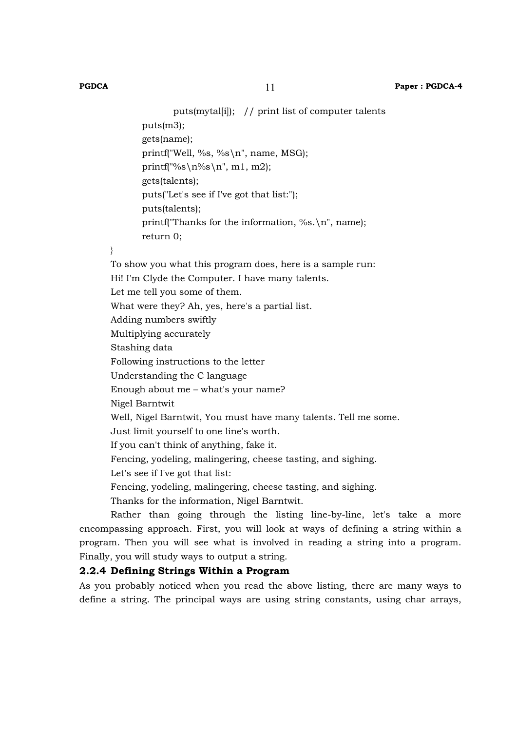```c
            puts(mytal[i]);   // print list of computer talents
        puts(m3);
        gets(name);
        printf("Well, %s, %s\n", name, MSG);
        printf("%s\n%s\n", m1, m2);
        gets(talents);
        puts("Let's see if I've got that list:");
        puts(talents);
        printf("Thanks for the information, %s.\n", name);
        return 0;
}
```

To show you what this program does, here is a sample run:

Hi! I'm Clyde the Computer. I have many talents.
Let me tell you some of them.
What were they? Ah, yes, here's a partial list.
Adding numbers swiftly
Multiplying accurately
Stashing data
Following instructions to the letter
Understanding the C language
Enough about me – what's your name?
Nigel Barntwit
Well, Nigel Barntwit, You must have many talents. Tell me some.
Just limit yourself to one line's worth.
If you can't think of anything, fake it.
Fencing, yodeling, malingering, cheese tasting, and sighing.
Let's see if I've got that list:
Fencing, yodeling, malingering, cheese tasting, and sighing.
Thanks for the information, Nigel Barntwit.

Rather than going through the listing line-by-line, let's take a more encompassing approach. First, you will look at ways of defining a string within a program. Then you will see what is involved in reading a string into a program. Finally, you will study ways to output a string.

### 2.2.4 Defining Strings Within a Program

As you probably noticed when you read the above listing, there are many ways to define a string. The principal ways are using string constants, using char arrays,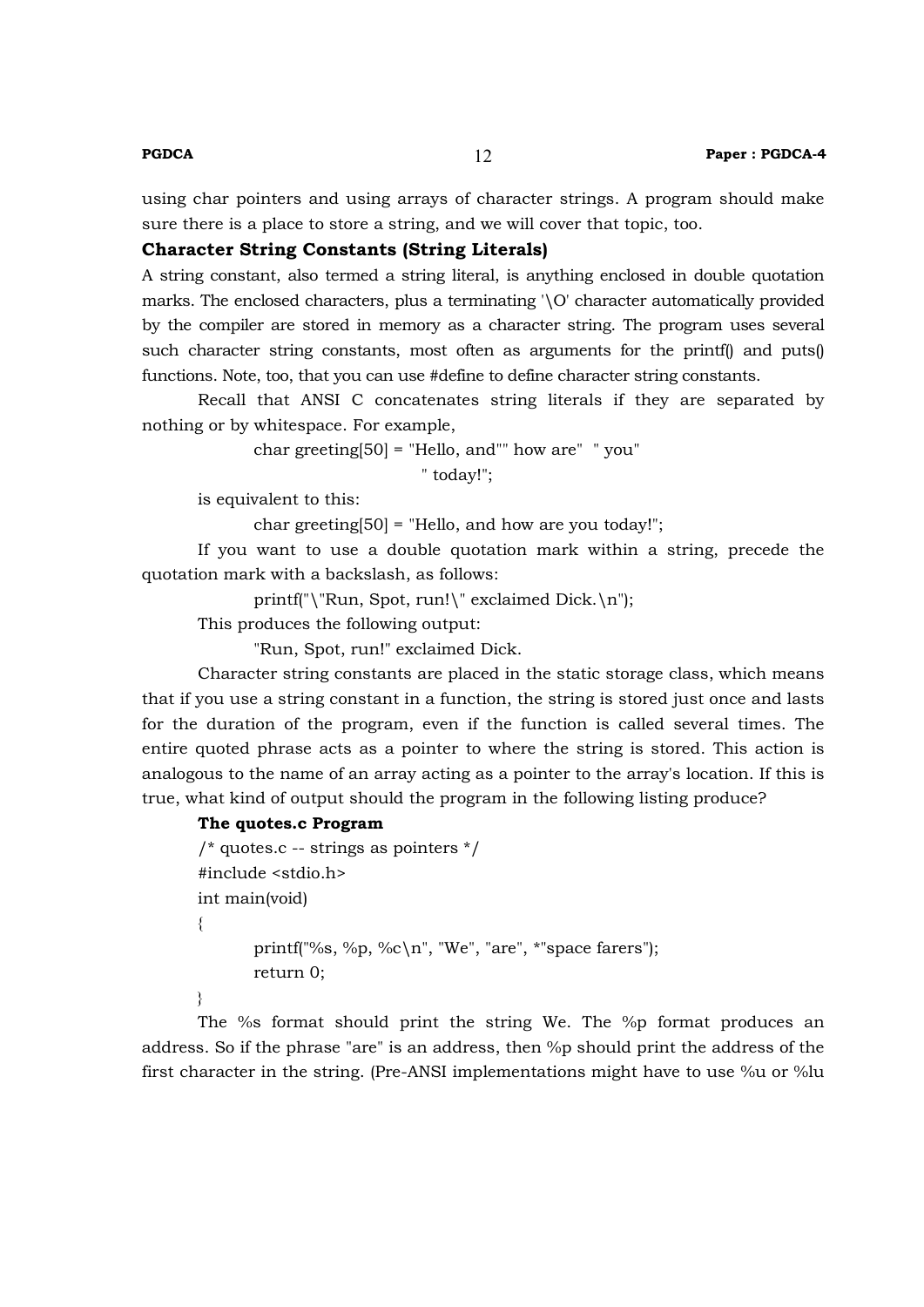using char pointers and using arrays of character strings. A program should make sure there is a place to store a string, and we will cover that topic, too.

### Character String Constants (String Literals)

A string constant, also termed a string literal, is anything enclosed in double quotation marks. The enclosed characters, plus a terminating '\O' character automatically provided by the compiler are stored in memory as a character string. The program uses several such character string constants, most often as arguments for the printf() and puts() functions. Note, too, that you can use #define to define character string constants.

Recall that ANSI C concatenates string literals if they are separated by nothing or by whitespace. For example,

```
char greeting[50] = "Hello, and"" how are"  " you"
                    " today!";
```

is equivalent to this:

```
char greeting[50] = "Hello, and how are you today!";
```

If you want to use a double quotation mark within a string, precede the quotation mark with a backslash, as follows:

```
printf("\"Run, Spot, run!\" exclaimed Dick.\n");
```

This produces the following output:

```
"Run, Spot, run!" exclaimed Dick.
```

Character string constants are placed in the static storage class, which means that if you use a string constant in a function, the string is stored just once and lasts for the duration of the program, even if the function is called several times. The entire quoted phrase acts as a pointer to where the string is stored. This action is analogous to the name of an array acting as a pointer to the array's location. If this is true, what kind of output should the program in the following listing produce?

**The quotes.c Program**

```
/* quotes.c -- strings as pointers */
#include <stdio.h>
int main(void)
{
    printf("%s, %p, %c\n", "We", "are", *"space farers");
    return 0;
}
```

The %s format should print the string We. The %p format produces an address. So if the phrase "are" is an address, then %p should print the address of the first character in the string. (Pre-ANSI implementations might have to use %u or %lu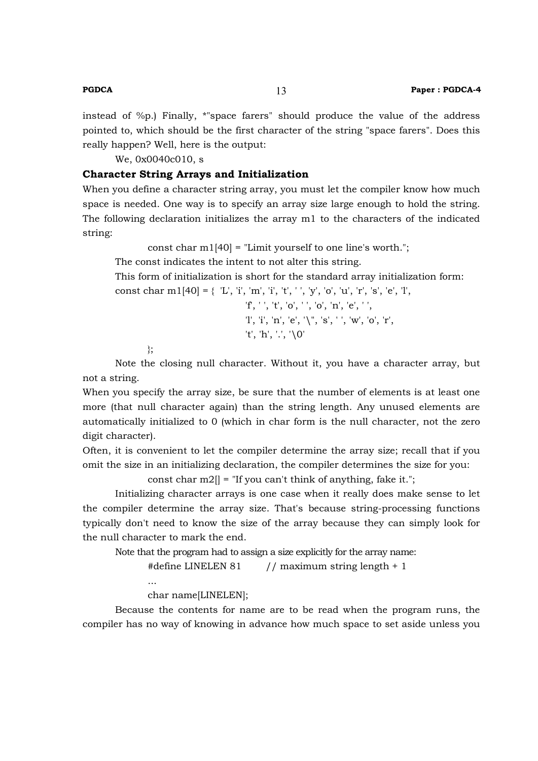instead of %p.) Finally, *"space farers" should produce the value of the address pointed to, which should be the first character of the string "space farers". Does this really happen? Well, here is the output:

We, 0x0040c010, s

### Character String Arrays and Initialization

When you define a character string array, you must let the compiler know how much space is needed. One way is to specify an array size large enough to hold the string. The following declaration initializes the array m1 to the characters of the indicated string:

```
const char m1[40] = "Limit yourself to one line's worth.";
```

The const indicates the intent to not alter this string.

This form of initialization is short for the standard array initialization form:

```
const char m1[40] = { 'L', 'i', 'm', 'i', 't', ' ', 'y', 'o', 'u', 'r', 's', 'e', 'l',
                      'f', ' ', 't', 'o', ' ', 'o', 'n', 'e', ' ',
                      'l', 'i', 'n', 'e', '\'', 's', ' ', 'w', 'o', 'r',
                      't', 'h', '.', '\0'
        };
```

Note the closing null character. Without it, you have a character array, but not a string.

When you specify the array size, be sure that the number of elements is at least one more (that null character again) than the string length. Any unused elements are automatically initialized to 0 (which in char form is the null character, not the zero digit character).

Often, it is convenient to let the compiler determine the array size; recall that if you omit the size in an initializing declaration, the compiler determines the size for you:

```
const char m2[] = "If you can't think of anything, fake it.";
```

Initializing character arrays is one case when it really does make sense to let the compiler determine the array size. That's because string-processing functions typically don't need to know the size of the array because they can simply look for the null character to mark the end.

Note that the program had to assign a size explicitly for the array name:

```
#define LINELEN 81        // maximum string length + 1
...
char name[LINELEN];
```

Because the contents for name are to be read when the program runs, the compiler has no way of knowing in advance how much space to set aside unless you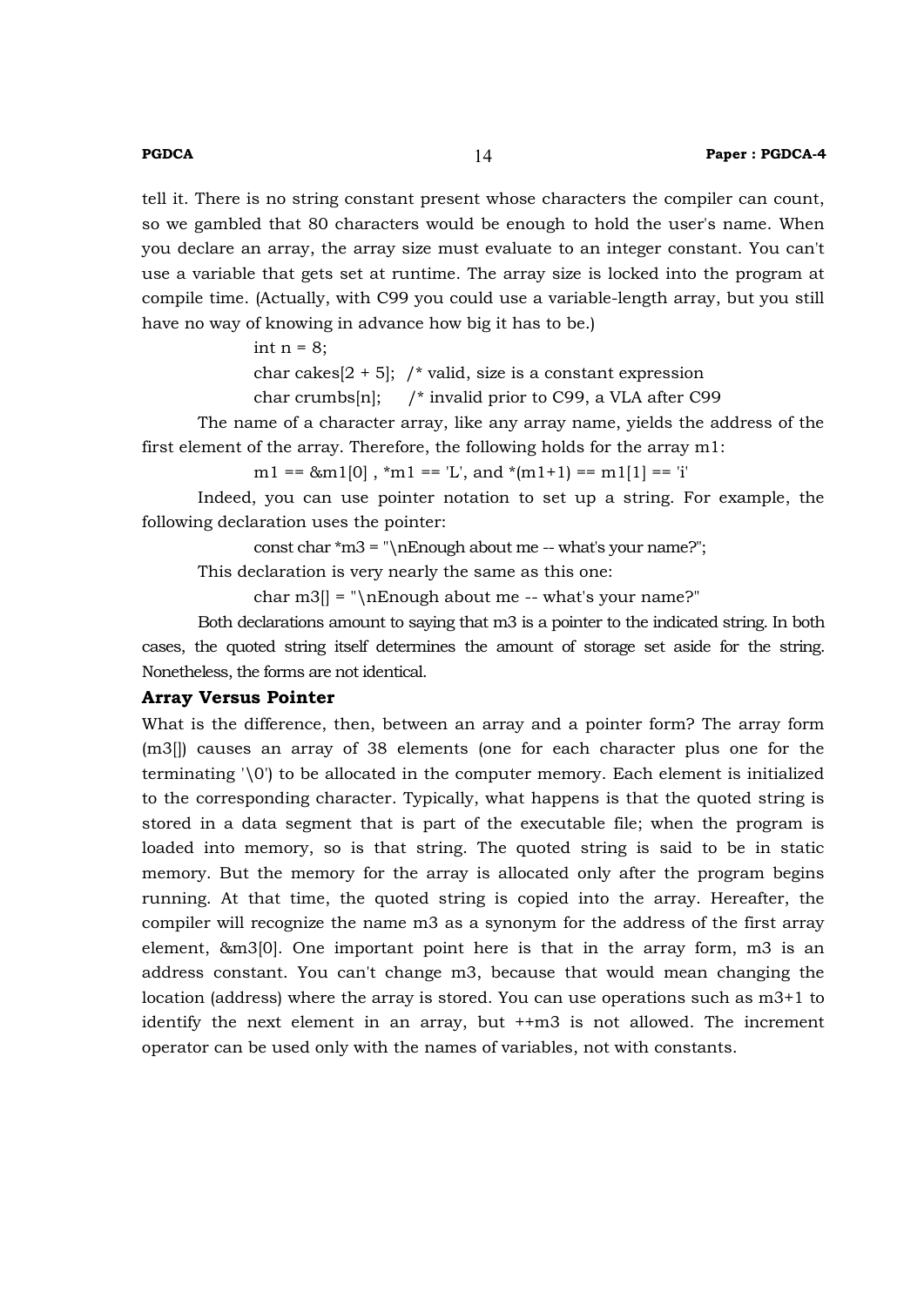tell it. There is no string constant present whose characters the compiler can count, so we gambled that 80 characters would be enough to hold the user's name. When you declare an array, the array size must evaluate to an integer constant. You can't use a variable that gets set at runtime. The array size is locked into the program at compile time. (Actually, with C99 you could use a variable-length array, but you still have no way of knowing in advance how big it has to be.)

```
int n = 8;
char cakes[2 + 5];  /* valid, size is a constant expression
char crumbs[n];     /* invalid prior to C99, a VLA after C99
```

The name of a character array, like any array name, yields the address of the first element of the array. Therefore, the following holds for the array m1:

```
m1 == &m1[0] , *m1 == 'L', and *(m1+1) == m1[1] == 'i'
```

Indeed, you can use pointer notation to set up a string. For example, the following declaration uses the pointer:

```
const char *m3 = "\nEnough about me -- what's your name?";
```

This declaration is very nearly the same as this one:

```
char m3[] = "\nEnough about me -- what's your name?"
```

Both declarations amount to saying that m3 is a pointer to the indicated string. In both cases, the quoted string itself determines the amount of storage set aside for the string. Nonetheless, the forms are not identical.

**Array Versus Pointer**

What is the difference, then, between an array and a pointer form? The array form (m3[]) causes an array of 38 elements (one for each character plus one for the terminating '\0') to be allocated in the computer memory. Each element is initialized to the corresponding character. Typically, what happens is that the quoted string is stored in a data segment that is part of the executable file; when the program is loaded into memory, so is that string. The quoted string is said to be in static memory. But the memory for the array is allocated only after the program begins running. At that time, the quoted string is copied into the array. Hereafter, the compiler will recognize the name m3 as a synonym for the address of the first array element, &m3[0]. One important point here is that in the array form, m3 is an address constant. You can't change m3, because that would mean changing the location (address) where the array is stored. You can use operations such as m3+1 to identify the next element in an array, but ++m3 is not allowed. The increment operator can be used only with the names of variables, not with constants.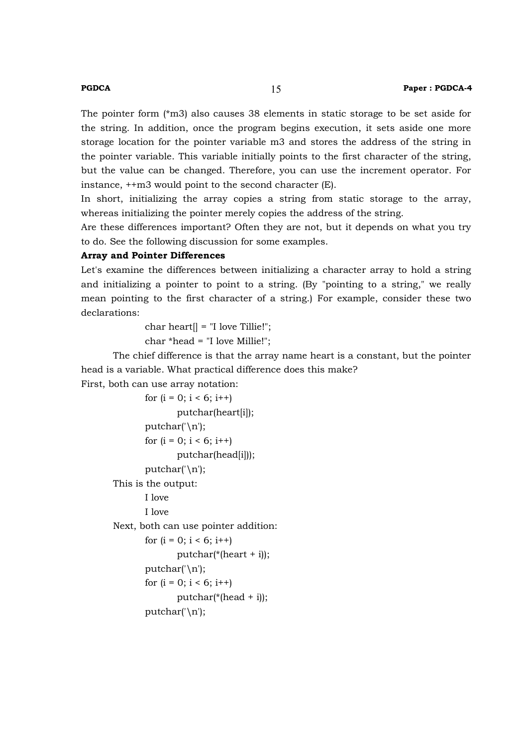The pointer form (*m3) also causes 38 elements in static storage to be set aside for the string. In addition, once the program begins execution, it sets aside one more storage location for the pointer variable m3 and stores the address of the string in the pointer variable. This variable initially points to the first character of the string, but the value can be changed. Therefore, you can use the increment operator. For instance, ++m3 would point to the second character (E).

In short, initializing the array copies a string from static storage to the array, whereas initializing the pointer merely copies the address of the string.

Are these differences important? Often they are not, but it depends on what you try to do. See the following discussion for some examples.

**Array and Pointer Differences**

Let's examine the differences between initializing a character array to hold a string and initializing a pointer to point to a string. (By "pointing to a string," we really mean pointing to the first character of a string.) For example, consider these two declarations:

```
char heart[] = "I love Tillie!";
char *head = "I love Millie!";
```

The chief difference is that the array name heart is a constant, but the pointer head is a variable. What practical difference does this make?

First, both can use array notation:

```
for (i = 0; i < 6; i++)
        putchar(heart[i]);
putchar('\n');
for (i = 0; i < 6; i++)
        putchar(head[i]));
putchar('\n');
```

This is the output:

```
I love
I love
```

Next, both can use pointer addition:

```
for (i = 0; i < 6; i++)
        putchar(*(heart + i));
putchar('\n');
for (i = 0; i < 6; i++)
        putchar(*(head + i));
putchar('\n');
```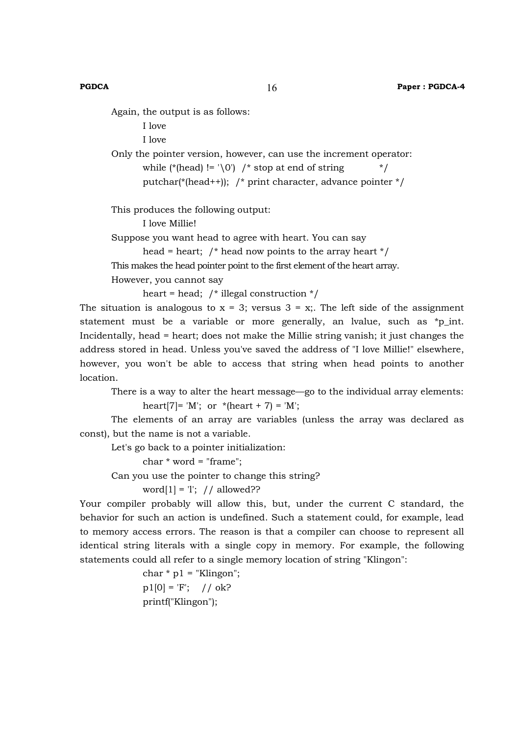Again, the output is as follows:

```
I love
I love
```

Only the pointer version, however, can use the increment operator:

```
while (*(head) != '\0')  /* stop at end of string           */
putchar(*(head++));  /* print character, advance pointer */
```

This produces the following output:

```
I love Millie!
```

Suppose you want head to agree with heart. You can say

```
head = heart;  /* head now points to the array heart */
```

This makes the head pointer point to the first element of the heart array.

However, you cannot say

```
heart = head;  /* illegal construction */
```

The situation is analogous to x = 3; versus 3 = x;. The left side of the assignment statement must be a variable or more generally, an lvalue, such as *p_int. Incidentally, head = heart; does not make the Millie string vanish; it just changes the address stored in head. Unless you've saved the address of "I love Millie!" elsewhere, however, you won't be able to access that string when head points to another location.

There is a way to alter the heart message—go to the individual array elements:

```
heart[7]= 'M';  or  *(heart + 7) = 'M';
```

The elements of an array are variables (unless the array was declared as const), but the name is not a variable.

Let's go back to a pointer initialization:

```
char * word = "frame";
```

Can you use the pointer to change this string?

```
word[1] = 'l';  // allowed??
```

Your compiler probably will allow this, but, under the current C standard, the behavior for such an action is undefined. Such a statement could, for example, lead to memory access errors. The reason is that a compiler can choose to represent all identical string literals with a single copy in memory. For example, the following statements could all refer to a single memory location of string "Klingon":

```
char * p1 = "Klingon";
p1[0] = 'F';    // ok?
printf("Klingon");
```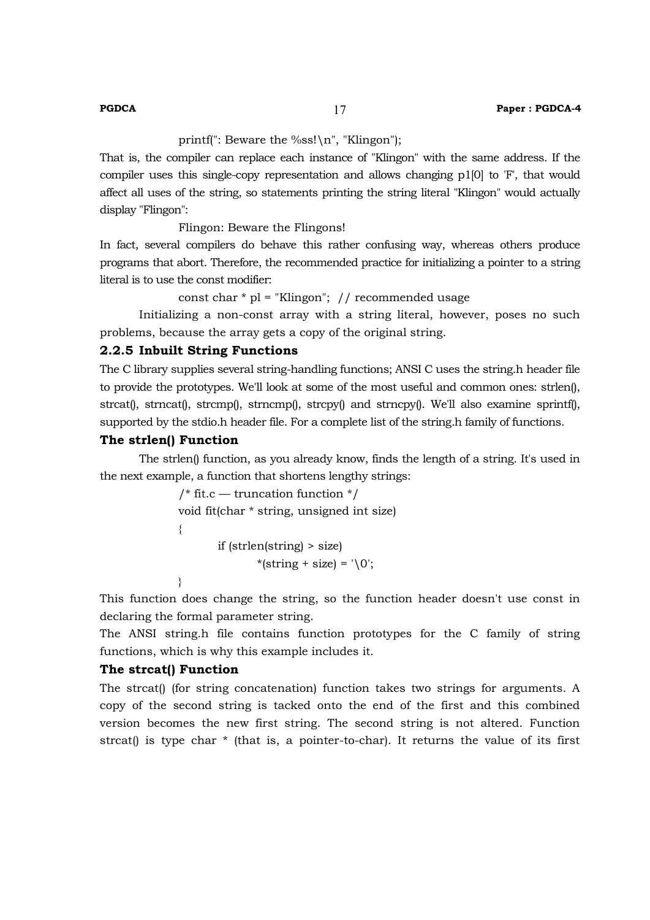```
printf(": Beware the %ss!\n", "Klingon");
```

That is, the compiler can replace each instance of "Klingon" with the same address. If the compiler uses this single-copy representation and allows changing p1[0] to 'F', that would affect all uses of the string, so statements printing the string literal "Klingon" would actually display "Flingon":

```
Flingon: Beware the Flingons!
```

In fact, several compilers do behave this rather confusing way, whereas others produce programs that abort. Therefore, the recommended practice for initializing a pointer to a string literal is to use the const modifier:

```
const char * pl = "Klingon";  // recommended usage
```

Initializing a non-const array with a string literal, however, poses no such problems, because the array gets a copy of the original string.

### 2.2.5 Inbuilt String Functions

The C library supplies several string-handling functions; ANSI C uses the string.h header file to provide the prototypes. We'll look at some of the most useful and common ones: strlen(), strcat(), strncat(), strcmp(), strncmp(), strcpy() and strncpy(). We'll also examine sprintf(), supported by the stdio.h header file. For a complete list of the string.h family of functions.

#### The strlen() Function

The strlen() function, as you already know, finds the length of a string. It's used in the next example, a function that shortens lengthy strings:

```
/* fit.c — truncation function */
void fit(char * string, unsigned int size)
{
        if (strlen(string) > size)
                *(string + size) = '\0';
}
```

This function does change the string, so the function header doesn't use const in declaring the formal parameter string.

The ANSI string.h file contains function prototypes for the C family of string functions, which is why this example includes it.

#### The strcat() Function

The strcat() (for string concatenation) function takes two strings for arguments. A copy of the second string is tacked onto the end of the first and this combined version becomes the new first string. The second string is not altered. Function strcat() is type char * (that is, a pointer-to-char). It returns the value of its first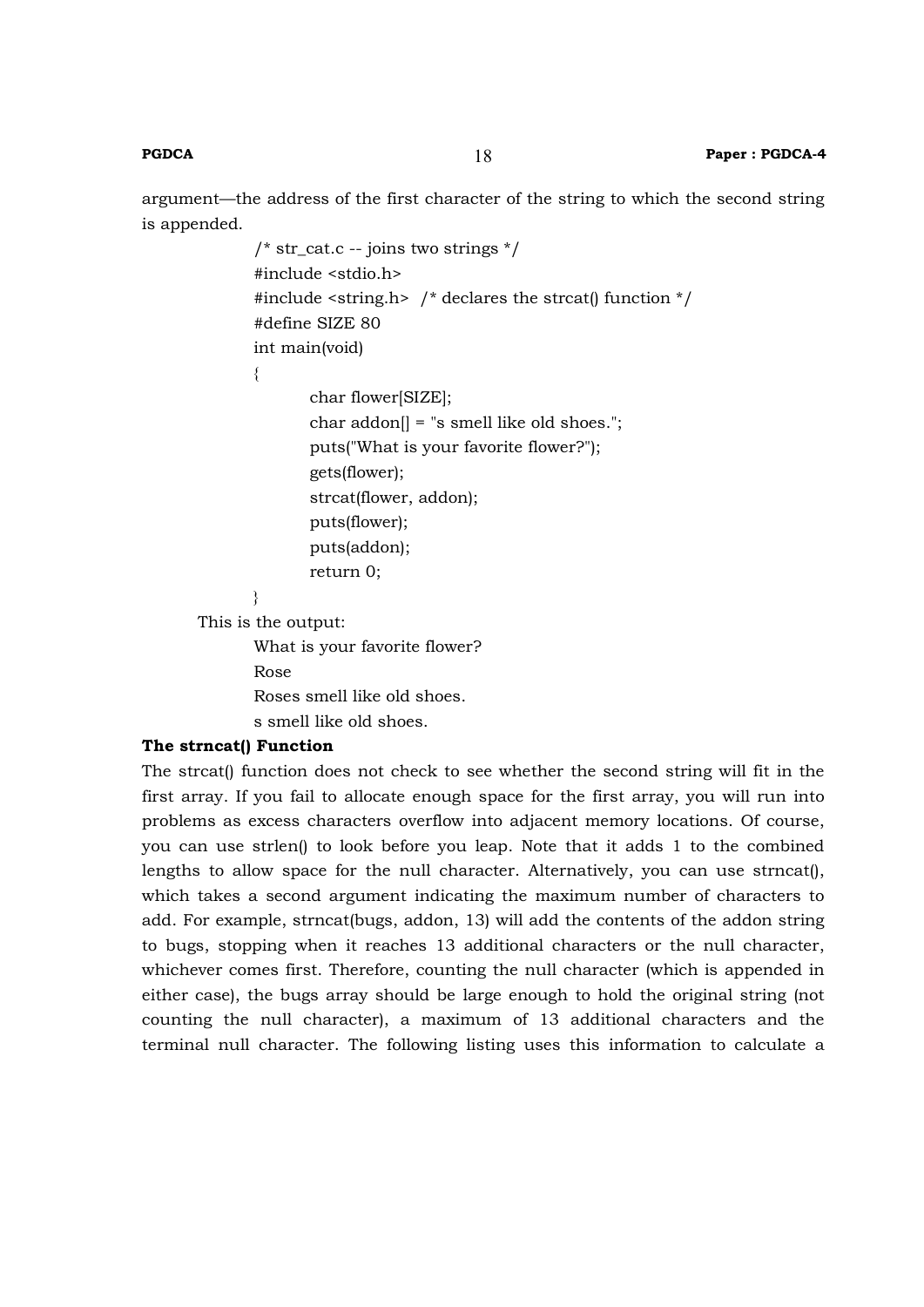argument—the address of the first character of the string to which the second string is appended.

```
/* str_cat.c -- joins two strings */
#include <stdio.h>
#include <string.h>  /* declares the strcat() function */
#define SIZE 80
int main(void)
{
        char flower[SIZE];
        char addon[] = "s smell like old shoes.";
        puts("What is your favorite flower?");
        gets(flower);
        strcat(flower, addon);
        puts(flower);
        puts(addon);
        return 0;
}
```

This is the output:

```
What is your favorite flower?
Rose
Roses smell like old shoes.
s smell like old shoes.
```

**The strncat() Function**

The strcat() function does not check to see whether the second string will fit in the first array. If you fail to allocate enough space for the first array, you will run into problems as excess characters overflow into adjacent memory locations. Of course, you can use strlen() to look before you leap. Note that it adds 1 to the combined lengths to allow space for the null character. Alternatively, you can use strncat(), which takes a second argument indicating the maximum number of characters to add. For example, strncat(bugs, addon, 13) will add the contents of the addon string to bugs, stopping when it reaches 13 additional characters or the null character, whichever comes first. Therefore, counting the null character (which is appended in either case), the bugs array should be large enough to hold the original string (not counting the null character), a maximum of 13 additional characters and the terminal null character. The following listing uses this information to calculate a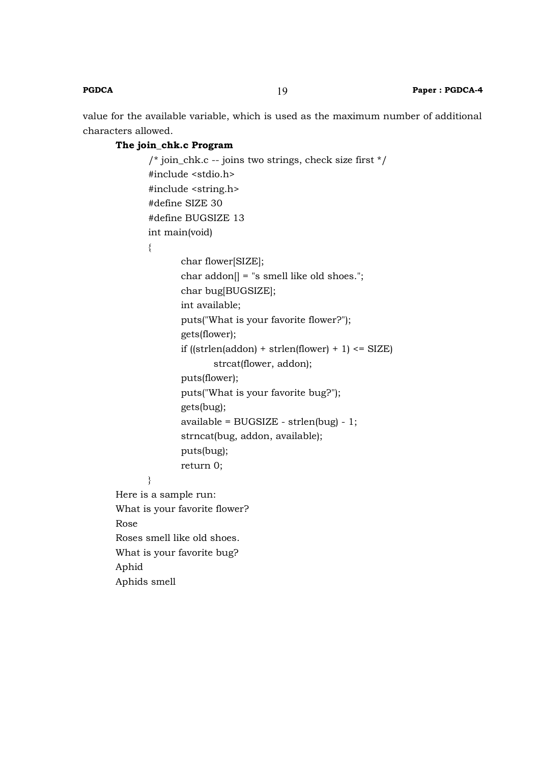value for the available variable, which is used as the maximum number of additional characters allowed.

**The join_chk.c Program**

```
/* join_chk.c -- joins two strings, check size first */
#include <stdio.h>
#include <string.h>
#define SIZE 30
#define BUGSIZE 13
int main(void)
{
        char flower[SIZE];
        char addon[] = "s smell like old shoes.";
        char bug[BUGSIZE];
        int available;
        puts("What is your favorite flower?");
        gets(flower);
        if ((strlen(addon) + strlen(flower) + 1) <= SIZE)
                strcat(flower, addon);
        puts(flower);
        puts("What is your favorite bug?");
        gets(bug);
        available = BUGSIZE - strlen(bug) - 1;
        strncat(bug, addon, available);
        puts(bug);
        return 0;
}
```

Here is a sample run:

```
What is your favorite flower?
Rose
Roses smell like old shoes.
What is your favorite bug?
Aphid
Aphids smell
```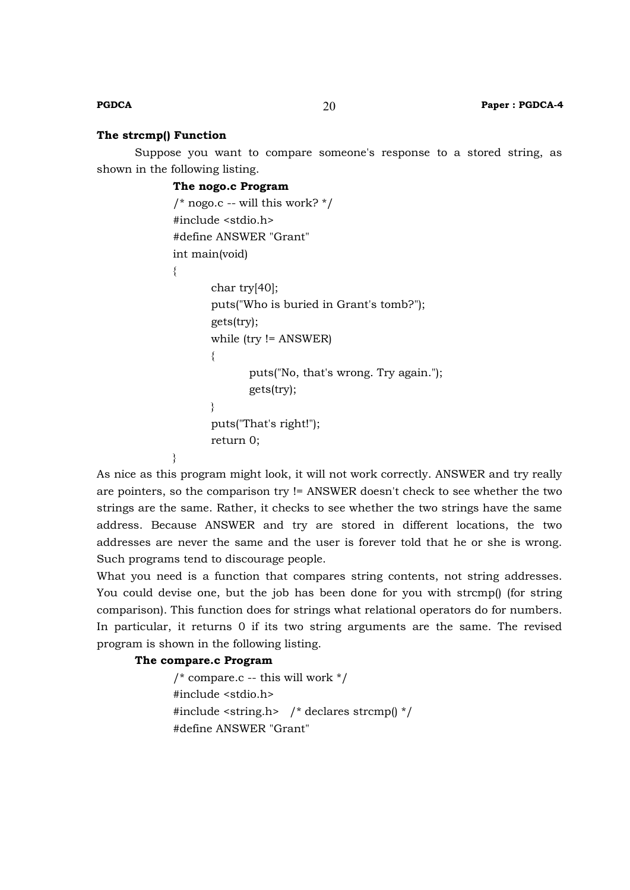### The strcmp() Function

Suppose you want to compare someone's response to a stored string, as shown in the following listing.

**The nogo.c Program**

```
/* nogo.c -- will this work? */
#include <stdio.h>
#define ANSWER "Grant"
int main(void)
{
        char try[40];
        puts("Who is buried in Grant's tomb?");
        gets(try);
        while (try != ANSWER)
        {
                puts("No, that's wrong. Try again.");
                gets(try);
        }
        puts("That's right!");
        return 0;
}
```

As nice as this program might look, it will not work correctly. ANSWER and try really are pointers, so the comparison try != ANSWER doesn't check to see whether the two strings are the same. Rather, it checks to see whether the two strings have the same address. Because ANSWER and try are stored in different locations, the two addresses are never the same and the user is forever told that he or she is wrong. Such programs tend to discourage people.

What you need is a function that compares string contents, not string addresses. You could devise one, but the job has been done for you with strcmp() (for string comparison). This function does for strings what relational operators do for numbers. In particular, it returns 0 if its two string arguments are the same. The revised program is shown in the following listing.

**The compare.c Program**

```
/* compare.c -- this will work */
#include <stdio.h>
#include <string.h>   /* declares strcmp() */
#define ANSWER "Grant"
```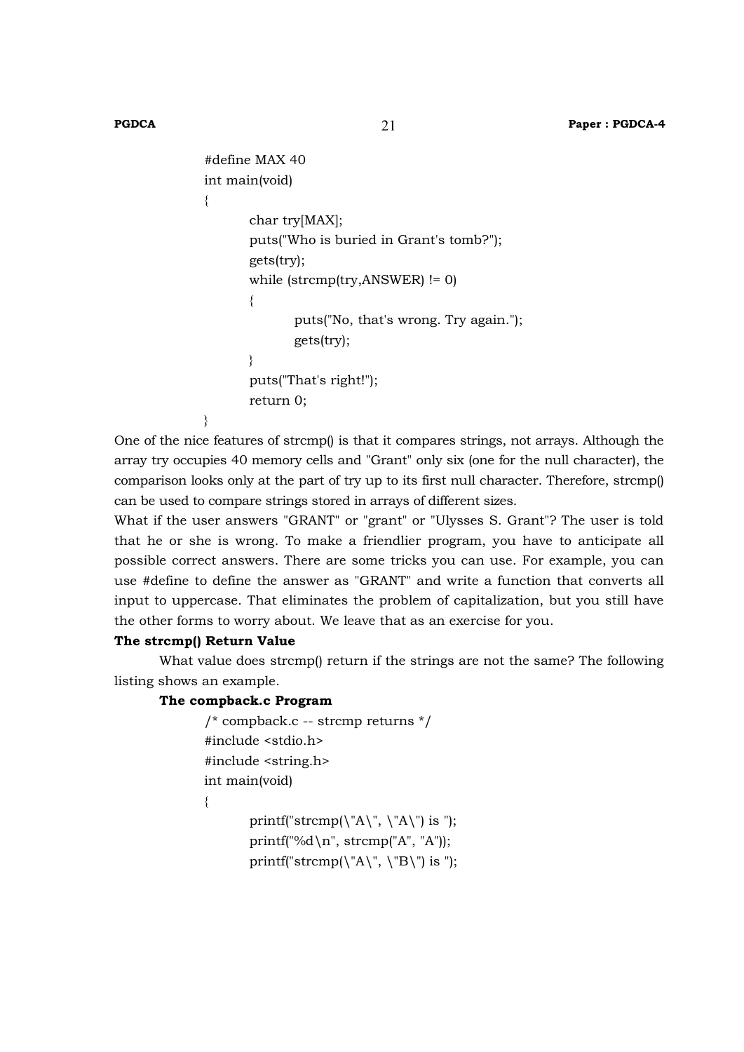```
#define MAX 40
int main(void)
{
        char try[MAX];
        puts("Who is buried in Grant's tomb?");
        gets(try);
        while (strcmp(try,ANSWER) != 0)
        {
                puts("No, that's wrong. Try again.");
                gets(try);
        }
        puts("That's right!");
        return 0;
}
```

One of the nice features of strcmp() is that it compares strings, not arrays. Although the array try occupies 40 memory cells and "Grant" only six (one for the null character), the comparison looks only at the part of try up to its first null character. Therefore, strcmp() can be used to compare strings stored in arrays of different sizes.

What if the user answers "GRANT" or "grant" or "Ulysses S. Grant"? The user is told that he or she is wrong. To make a friendlier program, you have to anticipate all possible correct answers. There are some tricks you can use. For example, you can use #define to define the answer as "GRANT" and write a function that converts all input to uppercase. That eliminates the problem of capitalization, but you still have the other forms to worry about. We leave that as an exercise for you.

**The strcmp() Return Value**

What value does strcmp() return if the strings are not the same? The following listing shows an example.

**The compback.c Program**

```
/* compback.c -- strcmp returns */
#include <stdio.h>
#include <string.h>
int main(void)
{
        printf("strcmp(\"A\", \"A\") is ");
        printf("%d\n", strcmp("A", "A"));
        printf("strcmp(\"A\", \"B\") is ");
```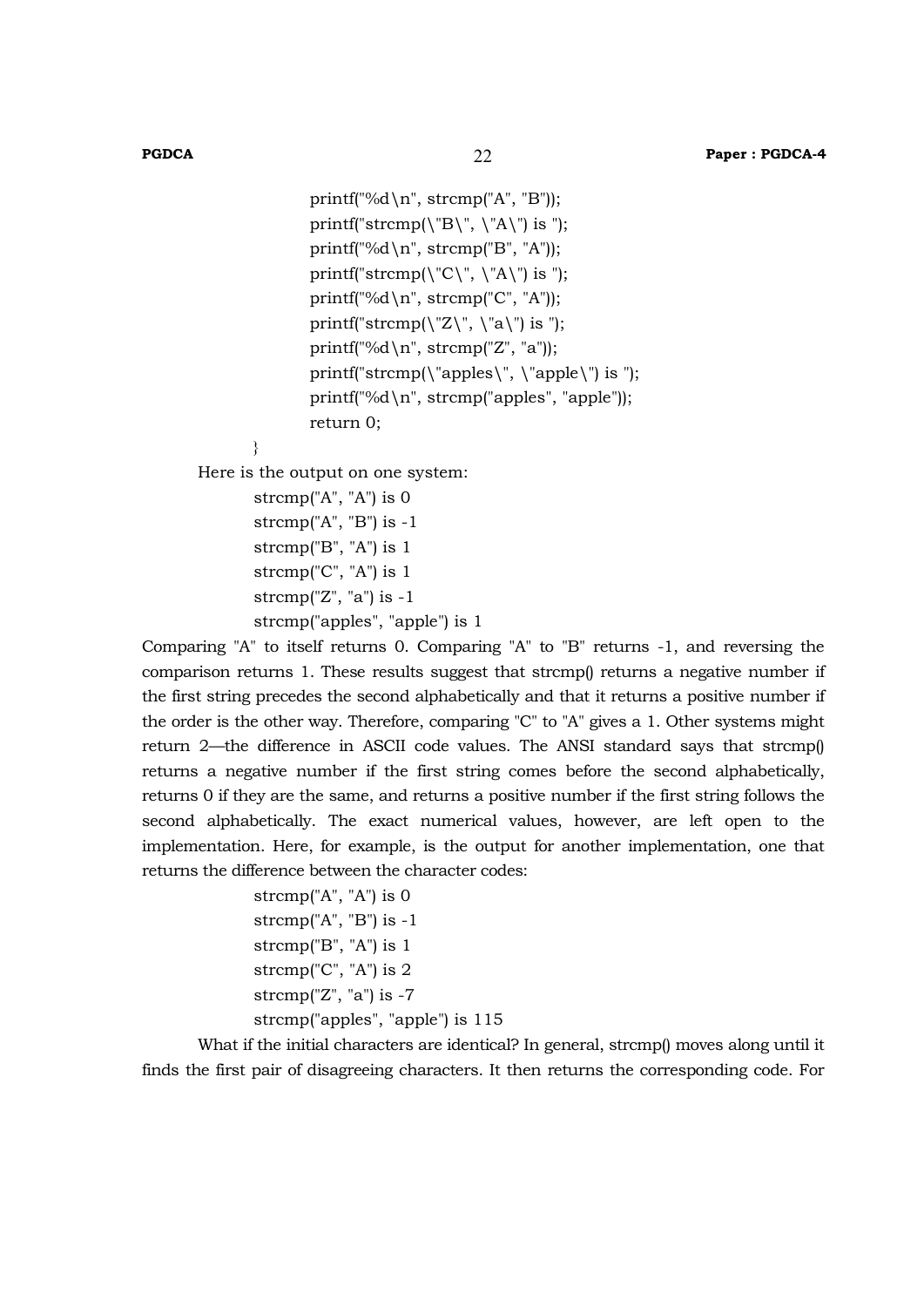```
        printf("%d\n", strcmp("A", "B"));
        printf("strcmp(\"B\", \"A\") is ");
        printf("%d\n", strcmp("B", "A"));
        printf("strcmp(\"C\", \"A\") is ");
        printf("%d\n", strcmp("C", "A"));
        printf("strcmp(\"Z\", \"a\") is ");
        printf("%d\n", strcmp("Z", "a"));
        printf("strcmp(\"apples\", \"apple\") is ");
        printf("%d\n", strcmp("apples", "apple"));
        return 0;
}
```

Here is the output on one system:

```
strcmp("A", "A") is 0
strcmp("A", "B") is -1
strcmp("B", "A") is 1
strcmp("C", "A") is 1
strcmp("Z", "a") is -1
strcmp("apples", "apple") is 1
```

Comparing "A" to itself returns 0. Comparing "A" to "B" returns -1, and reversing the comparison returns 1. These results suggest that strcmp() returns a negative number if the first string precedes the second alphabetically and that it returns a positive number if the order is the other way. Therefore, comparing "C" to "A" gives a 1. Other systems might return 2—the difference in ASCII code values. The ANSI standard says that strcmp() returns a negative number if the first string comes before the second alphabetically, returns 0 if they are the same, and returns a positive number if the first string follows the second alphabetically. The exact numerical values, however, are left open to the implementation. Here, for example, is the output for another implementation, one that returns the difference between the character codes:

```
strcmp("A", "A") is 0
strcmp("A", "B") is -1
strcmp("B", "A") is 1
strcmp("C", "A") is 2
strcmp("Z", "a") is -7
strcmp("apples", "apple") is 115
```

What if the initial characters are identical? In general, strcmp() moves along until it finds the first pair of disagreeing characters. It then returns the corresponding code. For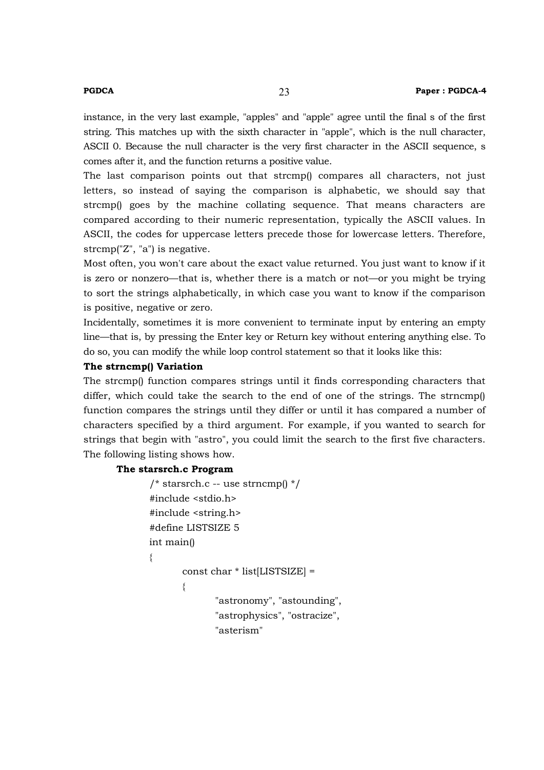instance, in the very last example, "apples" and "apple" agree until the final s of the first string. This matches up with the sixth character in "apple", which is the null character, ASCII 0. Because the null character is the very first character in the ASCII sequence, s comes after it, and the function returns a positive value.

The last comparison points out that strcmp() compares all characters, not just letters, so instead of saying the comparison is alphabetic, we should say that strcmp() goes by the machine collating sequence. That means characters are compared according to their numeric representation, typically the ASCII values. In ASCII, the codes for uppercase letters precede those for lowercase letters. Therefore, strcmp("Z", "a") is negative.

Most often, you won't care about the exact value returned. You just want to know if it is zero or nonzero—that is, whether there is a match or not—or you might be trying to sort the strings alphabetically, in which case you want to know if the comparison is positive, negative or zero.

Incidentally, sometimes it is more convenient to terminate input by entering an empty line—that is, by pressing the Enter key or Return key without entering anything else. To do so, you can modify the while loop control statement so that it looks like this:

**The strncmp() Variation**

The strcmp() function compares strings until it finds corresponding characters that differ, which could take the search to the end of one of the strings. The strncmp() function compares the strings until they differ or until it has compared a number of characters specified by a third argument. For example, if you wanted to search for strings that begin with "astro", you could limit the search to the first five characters. The following listing shows how.

**The starsrch.c Program**

```
/* starsrch.c -- use strncmp() */
#include <stdio.h>
#include <string.h>
#define LISTSIZE 5
int main()
{
        const char * list[LISTSIZE] =
        {
                "astronomy", "astounding",
                "astrophysics", "ostracize",
                "asterism"
```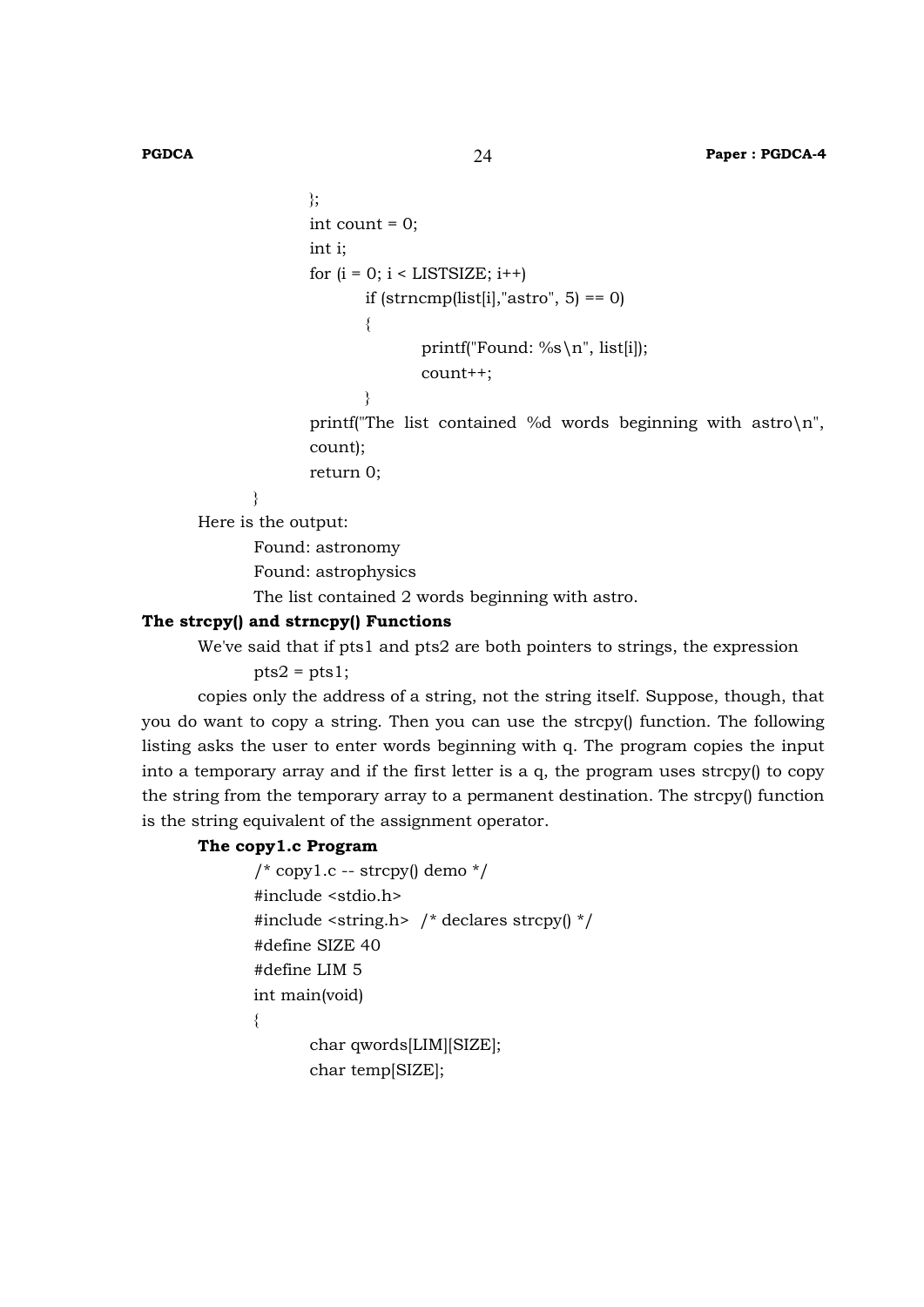```
        };
        int count = 0;
        int i;
        for (i = 0; i < LISTSIZE; i++)
                if (strncmp(list[i],"astro", 5) == 0)
                {
                        printf("Found: %s\n", list[i]);
                        count++;
                }
        printf("The list contained %d words beginning with astro\n",
        count);
        return 0;
}
```

Here is the output:

```
Found: astronomy
Found: astrophysics
The list contained 2 words beginning with astro.
```

**The strcpy() and strncpy() Functions**

We've said that if pts1 and pts2 are both pointers to strings, the expression

```
pts2 = pts1;
```

copies only the address of a string, not the string itself. Suppose, though, that you do want to copy a string. Then you can use the strcpy() function. The following listing asks the user to enter words beginning with q. The program copies the input into a temporary array and if the first letter is a q, the program uses strcpy() to copy the string from the temporary array to a permanent destination. The strcpy() function is the string equivalent of the assignment operator.

**The copy1.c Program**

```
/* copy1.c -- strcpy() demo */
#include <stdio.h>
#include <string.h>  /* declares strcpy() */
#define SIZE 40
#define LIM 5
int main(void)
{
        char qwords[LIM][SIZE];
        char temp[SIZE];
```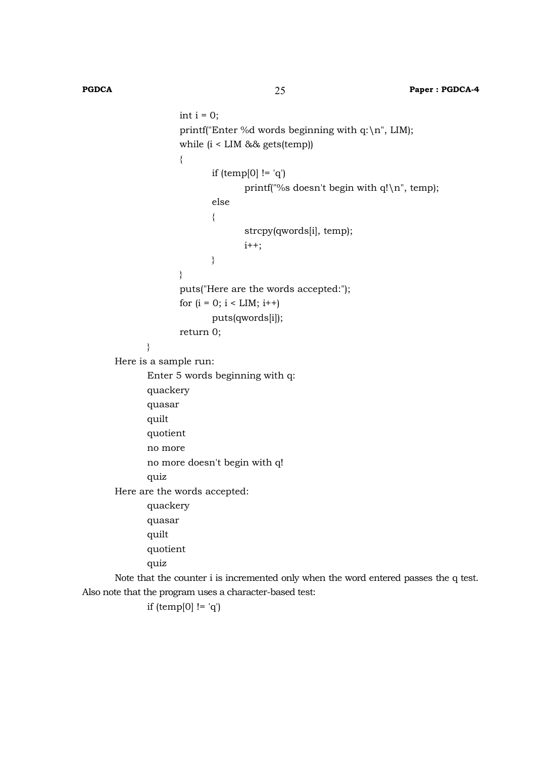```c
        int i = 0;
        printf("Enter %d words beginning with q:\n", LIM);
        while (i < LIM && gets(temp))
        {
                if (temp[0] != 'q')
                        printf("%s doesn't begin with q!\n", temp);
                else
                {
                        strcpy(qwords[i], temp);
                        i++;
                }
        }
        puts("Here are the words accepted:");
        for (i = 0; i < LIM; i++)
                puts(qwords[i]);
        return 0;
}
```

Here is a sample run:

```
Enter 5 words beginning with q:
quackery
quasar
quilt
quotient
no more
no more doesn't begin with q!
quiz
```

Here are the words accepted:

```
quackery
quasar
quilt
quotient
quiz
```

Note that the counter i is incremented only when the word entered passes the q test. Also note that the program uses a character-based test:

```c
if (temp[0] != 'q')
```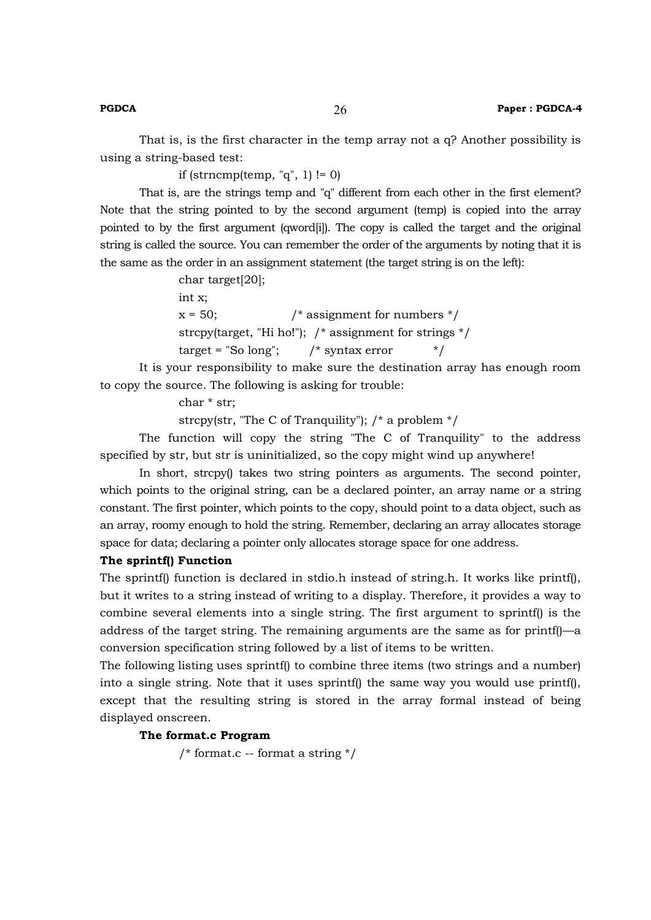That is, is the first character in the temp array not a q? Another possibility is using a string-based test:

```
if (strncmp(temp, "q", 1) != 0)
```

That is, are the strings temp and "q" different from each other in the first element? Note that the string pointed to by the second argument (temp) is copied into the array pointed to by the first argument (qword[i]). The copy is called the target and the original string is called the source. You can remember the order of the arguments by noting that it is the same as the order in an assignment statement (the target string is on the left):

```
char target[20];
int x;
x = 50;                  /* assignment for numbers */
strcpy(target, "Hi ho!"); /* assignment for strings */
target = "So long";       /* syntax error          */
```

It is your responsibility to make sure the destination array has enough room to copy the source. The following is asking for trouble:

```
char * str;
strcpy(str, "The C of Tranquility"); /* a problem */
```

The function will copy the string "The C of Tranquility" to the address specified by str, but str is uninitialized, so the copy might wind up anywhere!

In short, strcpy() takes two string pointers as arguments. The second pointer, which points to the original string, can be a declared pointer, an array name or a string constant. The first pointer, which points to the copy, should point to a data object, such as an array, roomy enough to hold the string. Remember, declaring an array allocates storage space for data; declaring a pointer only allocates storage space for one address.

**The sprintf() Function**

The sprintf() function is declared in stdio.h instead of string.h. It works like printf(), but it writes to a string instead of writing to a display. Therefore, it provides a way to combine several elements into a single string. The first argument to sprintf() is the address of the target string. The remaining arguments are the same as for printf()—a conversion specification string followed by a list of items to be written.

The following listing uses sprintf() to combine three items (two strings and a number) into a single string. Note that it uses sprintf() the same way you would use printf(), except that the resulting string is stored in the array formal instead of being displayed onscreen.

**The format.c Program**

```
/* format.c -- format a string */
```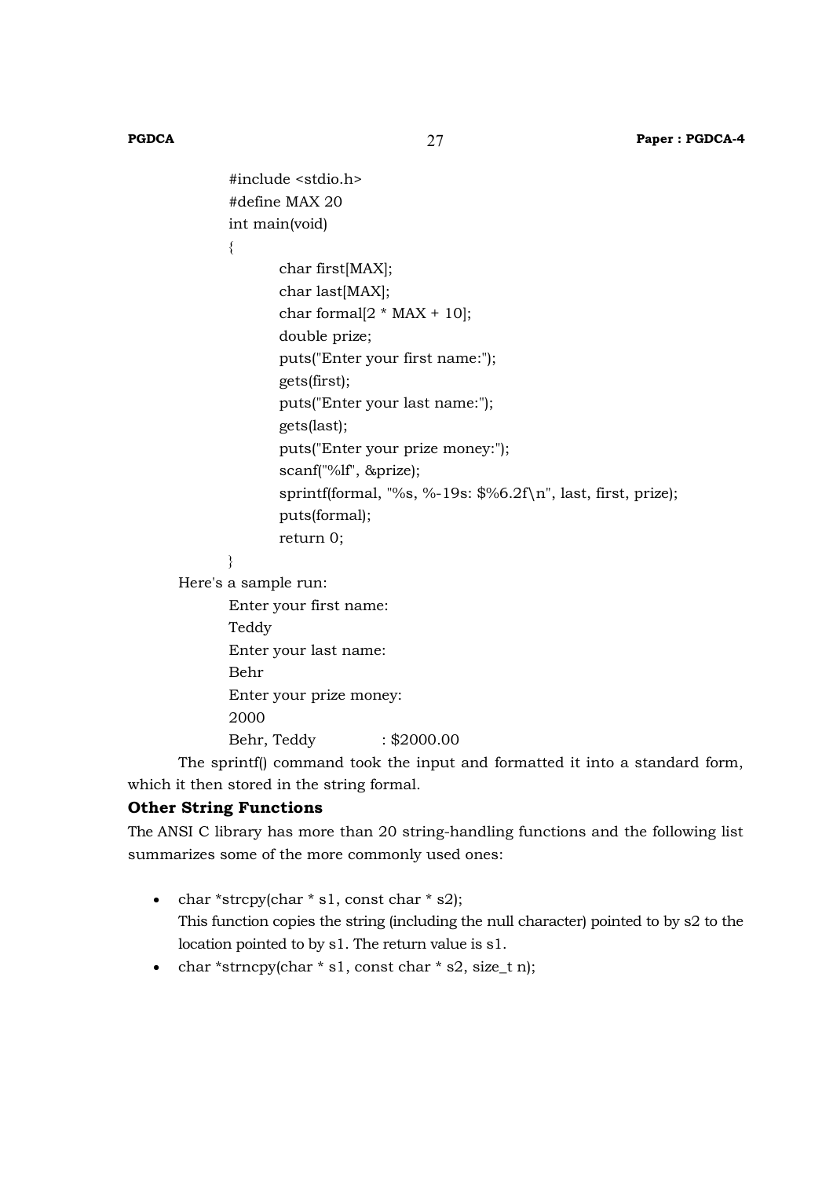```c
#include <stdio.h>
#define MAX 20
int main(void)
{
        char first[MAX];
        char last[MAX];
        char formal[2 * MAX + 10];
        double prize;
        puts("Enter your first name:");
        gets(first);
        puts("Enter your last name:");
        gets(last);
        puts("Enter your prize money:");
        scanf("%lf", &prize);
        sprintf(formal, "%s, %-19s: $%6.2f\n", last, first, prize);
        puts(formal);
        return 0;
}
```

Here's a sample run:

```
Enter your first name:
Teddy
Enter your last name:
Behr
Enter your prize money:
2000
Behr, Teddy              : $2000.00
```

The sprintf() command took the input and formatted it into a standard form, which it then stored in the string formal.

### Other String Functions

The ANSI C library has more than 20 string-handling functions and the following list summarizes some of the more commonly used ones:

- char *strcpy(char * s1, const char * s2);
  This function copies the string (including the null character) pointed to by s2 to the location pointed to by s1. The return value is s1.
- char *strncpy(char * s1, const char * s2, size_t n);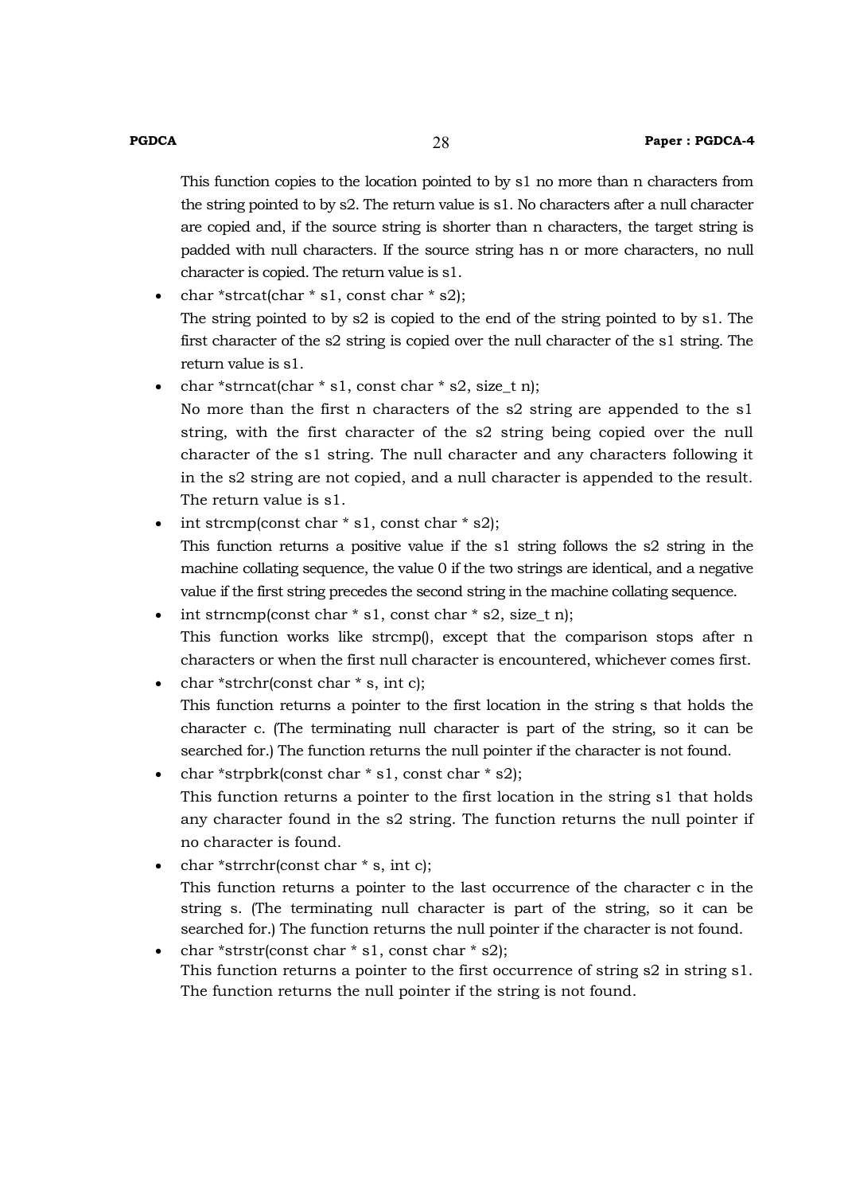This function copies to the location pointed to by s1 no more than n characters from the string pointed to by s2. The return value is s1. No characters after a null character are copied and, if the source string is shorter than n characters, the target string is padded with null characters. If the source string has n or more characters, no null character is copied. The return value is s1.

- char *strcat(char * s1, const char * s2);
  The string pointed to by s2 is copied to the end of the string pointed to by s1. The first character of the s2 string is copied over the null character of the s1 string. The return value is s1.
- char *strncat(char * s1, const char * s2, size_t n);
  No more than the first n characters of the s2 string are appended to the s1 string, with the first character of the s2 string being copied over the null character of the s1 string. The null character and any characters following it in the s2 string are not copied, and a null character is appended to the result. The return value is s1.
- int strcmp(const char * s1, const char * s2);
  This function returns a positive value if the s1 string follows the s2 string in the machine collating sequence, the value 0 if the two strings are identical, and a negative value if the first string precedes the second string in the machine collating sequence.
- int strncmp(const char * s1, const char * s2, size_t n);
  This function works like strcmp(), except that the comparison stops after n characters or when the first null character is encountered, whichever comes first.
- char *strchr(const char * s, int c);
  This function returns a pointer to the first location in the string s that holds the character c. (The terminating null character is part of the string, so it can be searched for.) The function returns the null pointer if the character is not found.
- char *strpbrk(const char * s1, const char * s2);
  This function returns a pointer to the first location in the string s1 that holds any character found in the s2 string. The function returns the null pointer if no character is found.
- char *strrchr(const char * s, int c);
  This function returns a pointer to the last occurrence of the character c in the string s. (The terminating null character is part of the string, so it can be searched for.) The function returns the null pointer if the character is not found.
- char *strstr(const char * s1, const char * s2);
  This function returns a pointer to the first occurrence of string s2 in string s1. The function returns the null pointer if the string is not found.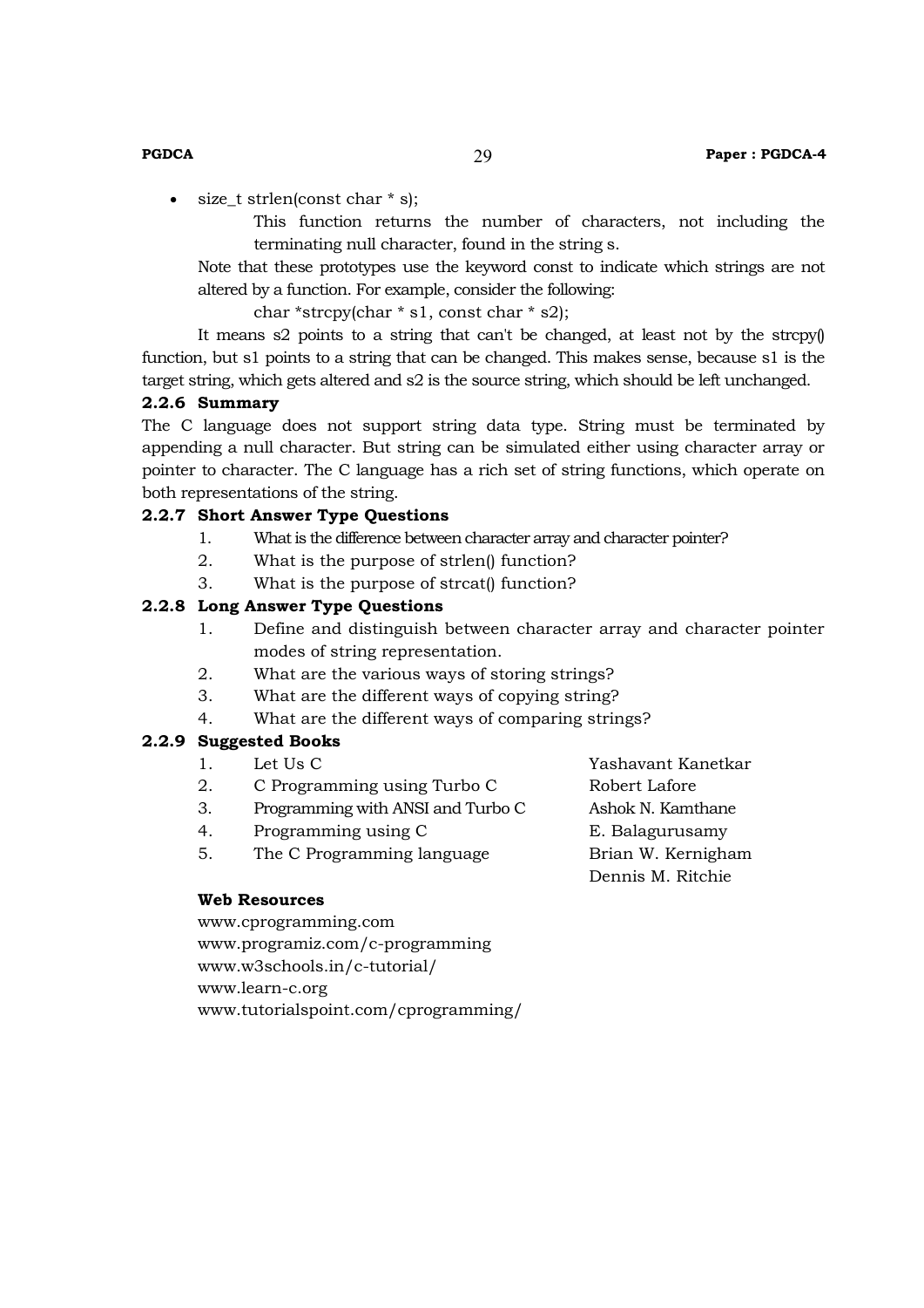- size_t strlen(const char * s);

  This function returns the number of characters, not including the terminating null character, found in the string s.

  Note that these prototypes use the keyword const to indicate which strings are not altered by a function. For example, consider the following:

  char *strcpy(char * s1, const char * s2);

It means s2 points to a string that can't be changed, at least not by the strcpy() function, but s1 points to a string that can be changed. This makes sense, because s1 is the target string, which gets altered and s2 is the source string, which should be left unchanged.

### 2.2.6 Summary

The C language does not support string data type. String must be terminated by appending a null character. But string can be simulated either using character array or pointer to character. The C language has a rich set of string functions, which operate on both representations of the string.

### 2.2.7 Short Answer Type Questions

1. What is the difference between character array and character pointer?
2. What is the purpose of strlen() function?
3. What is the purpose of strcat() function?

### 2.2.8 Long Answer Type Questions

1. Define and distinguish between character array and character pointer modes of string representation.
2. What are the various ways of storing strings?
3. What are the different ways of copying string?
4. What are the different ways of comparing strings?

### 2.2.9 Suggested Books

1. Let Us C — Yashavant Kanetkar
2. C Programming using Turbo C — Robert Lafore
3. Programming with ANSI and Turbo C — Ashok N. Kamthane
4. Programming using C — E. Balagurusamy
5. The C Programming language — Brian W. Kernigham, Dennis M. Ritchie

**Web Resources**

www.cprogramming.com
www.programiz.com/c-programming
www.w3schools.in/c-tutorial/
www.learn-c.org
www.tutorialspoint.com/cprogramming/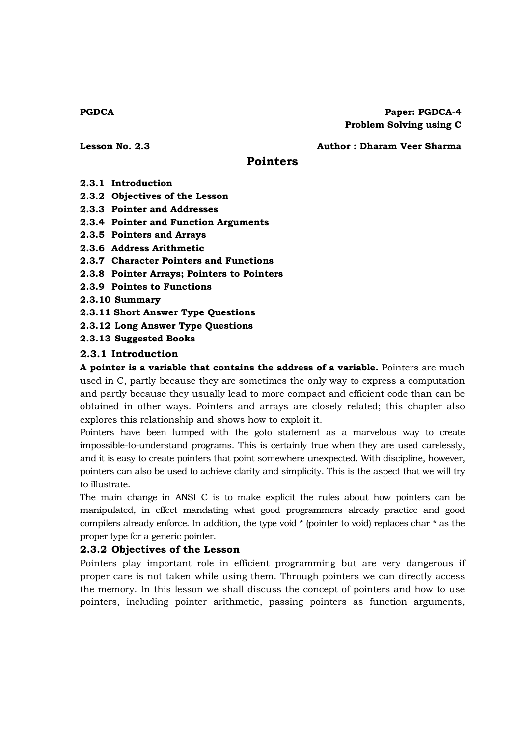**PGDCA** **Paper: PGDCA-4**
**Problem Solving using C**

**Lesson No. 2.3** **Author : Dharam Veer Sharma**

# Pointers

**2.3.1 Introduction**
**2.3.2 Objectives of the Lesson**
**2.3.3 Pointer and Addresses**
**2.3.4 Pointer and Function Arguments**
**2.3.5 Pointers and Arrays**
**2.3.6 Address Arithmetic**
**2.3.7 Character Pointers and Functions**
**2.3.8 Pointer Arrays; Pointers to Pointers**
**2.3.9 Pointes to Functions**
**2.3.10 Summary**
**2.3.11 Short Answer Type Questions**
**2.3.12 Long Answer Type Questions**
**2.3.13 Suggested Books**

## 2.3.1 Introduction

**A pointer is a variable that contains the address of a variable.** Pointers are much used in C, partly because they are sometimes the only way to express a computation and partly because they usually lead to more compact and efficient code than can be obtained in other ways. Pointers and arrays are closely related; this chapter also explores this relationship and shows how to exploit it.

Pointers have been lumped with the goto statement as a marvelous way to create impossible-to-understand programs. This is certainly true when they are used carelessly, and it is easy to create pointers that point somewhere unexpected. With discipline, however, pointers can also be used to achieve clarity and simplicity. This is the aspect that we will try to illustrate.

The main change in ANSI C is to make explicit the rules about how pointers can be manipulated, in effect mandating what good programmers already practice and good compilers already enforce. In addition, the type void * (pointer to void) replaces char * as the proper type for a generic pointer.

## 2.3.2 Objectives of the Lesson

Pointers play important role in efficient programming but are very dangerous if proper care is not taken while using them. Through pointers we can directly access the memory. In this lesson we shall discuss the concept of pointers and how to use pointers, including pointer arithmetic, passing pointers as function arguments,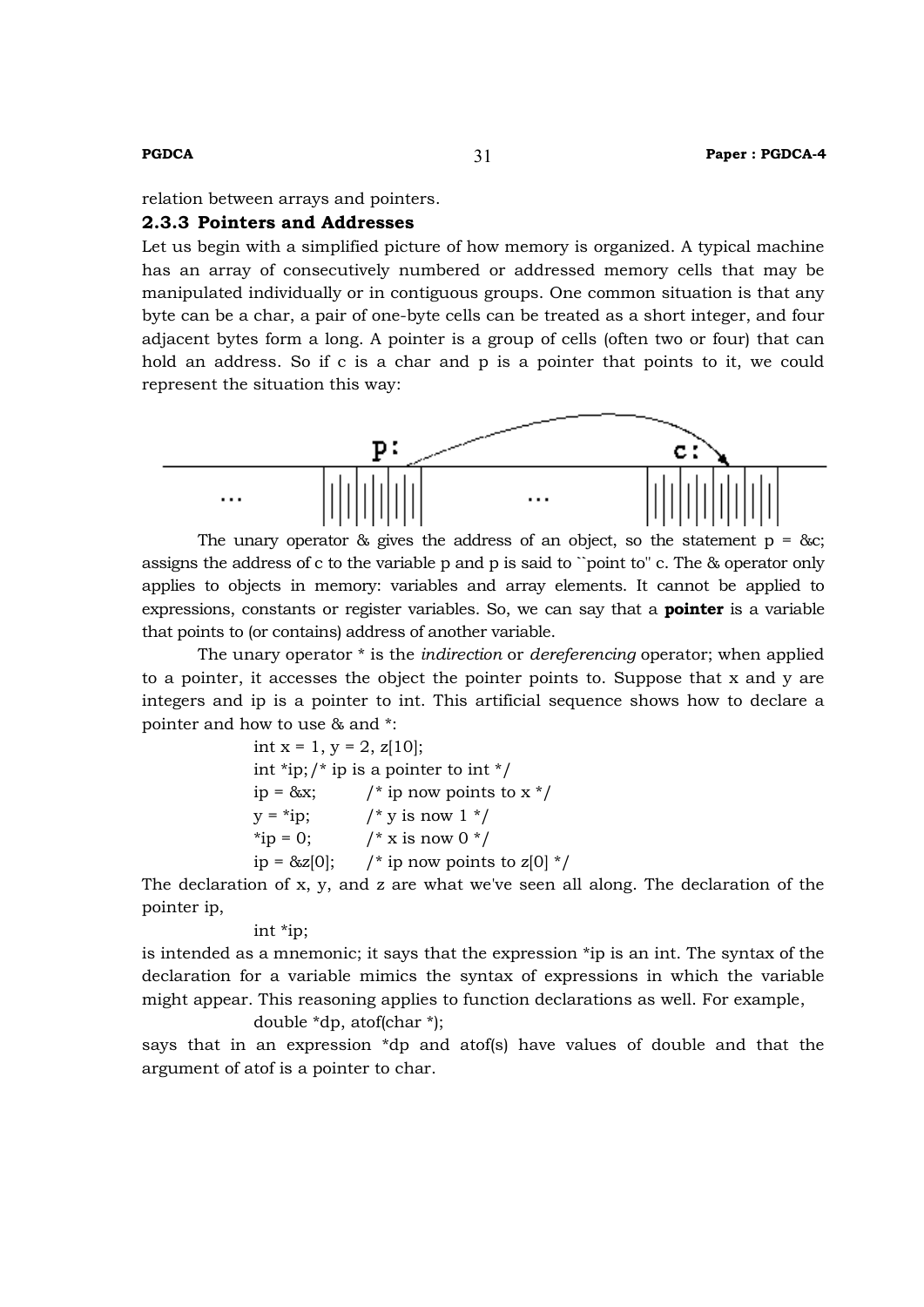relation between arrays and pointers.

### 2.3.3 Pointers and Addresses

Let us begin with a simplified picture of how memory is organized. A typical machine has an array of consecutively numbered or addressed memory cells that may be manipulated individually or in contiguous groups. One common situation is that any byte can be a char, a pair of one-byte cells can be treated as a short integer, and four adjacent bytes form a long. A pointer is a group of cells (often two or four) that can hold an address. So if c is a char and p is a pointer that points to it, we could represent the situation this way:

The unary operator & gives the address of an object, so the statement p = &c; assigns the address of c to the variable p and p is said to ``point to'' c. The & operator only applies to objects in memory: variables and array elements. It cannot be applied to expressions, constants or register variables. So, we can say that a **pointer** is a variable that points to (or contains) address of another variable.

The unary operator * is the *indirection* or *dereferencing* operator; when applied to a pointer, it accesses the object the pointer points to. Suppose that x and y are integers and ip is a pointer to int. This artificial sequence shows how to declare a pointer and how to use & and *:

```
int x = 1, y = 2, z[10];
int *ip;/* ip is a pointer to int */
ip = &x;        /* ip now points to x */
y = *ip;        /* y is now 1 */
*ip = 0;        /* x is now 0 */
ip = &z[0];     /* ip now points to z[0] */
```

The declaration of x, y, and z are what we've seen all along. The declaration of the pointer ip,

```
int *ip;
```

is intended as a mnemonic; it says that the expression *ip is an int. The syntax of the declaration for a variable mimics the syntax of expressions in which the variable might appear. This reasoning applies to function declarations as well. For example,

```
double *dp, atof(char *);
```

says that in an expression *dp and atof(s) have values of double and that the argument of atof is a pointer to char.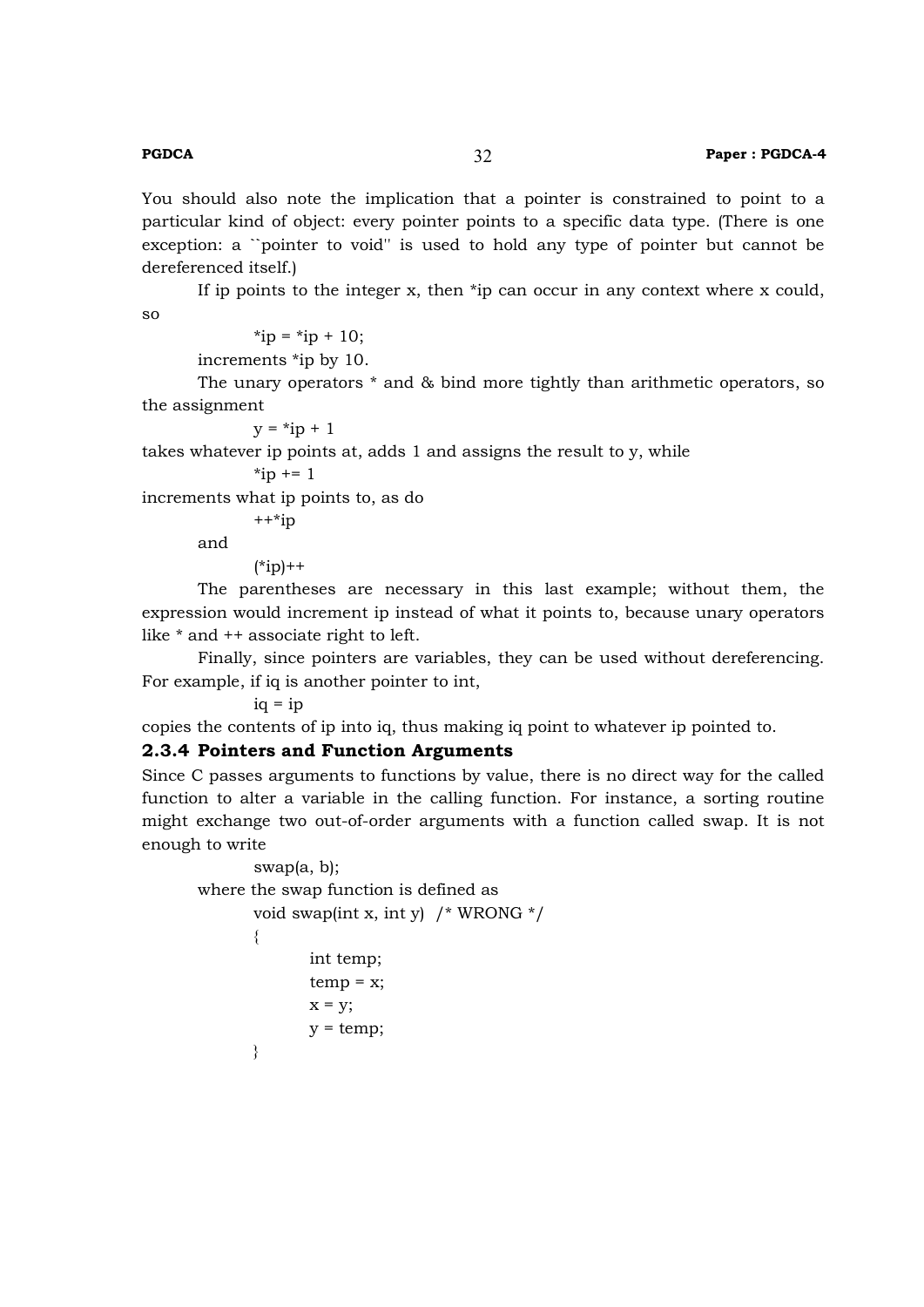You should also note the implication that a pointer is constrained to point to a particular kind of object: every pointer points to a specific data type. (There is one exception: a ``pointer to void'' is used to hold any type of pointer but cannot be dereferenced itself.)

If ip points to the integer x, then *ip can occur in any context where x could, so

```
*ip = *ip + 10;
```

increments *ip by 10.

The unary operators * and & bind more tightly than arithmetic operators, so the assignment

```
y = *ip + 1
```

takes whatever ip points at, adds 1 and assigns the result to y, while

```
*ip += 1
```

increments what ip points to, as do

```
++*ip
```

and

```
(*ip)++
```

The parentheses are necessary in this last example; without them, the expression would increment ip instead of what it points to, because unary operators like * and ++ associate right to left.

Finally, since pointers are variables, they can be used without dereferencing. For example, if iq is another pointer to int,

```
iq = ip
```

copies the contents of ip into iq, thus making iq point to whatever ip pointed to.

### 2.3.4 Pointers and Function Arguments

Since C passes arguments to functions by value, there is no direct way for the called function to alter a variable in the calling function. For instance, a sorting routine might exchange two out-of-order arguments with a function called swap. It is not enough to write

```
swap(a, b);
```

where the swap function is defined as

```
void swap(int x, int y)  /* WRONG */
{
        int temp;
        temp = x;
        x = y;
        y = temp;
}
```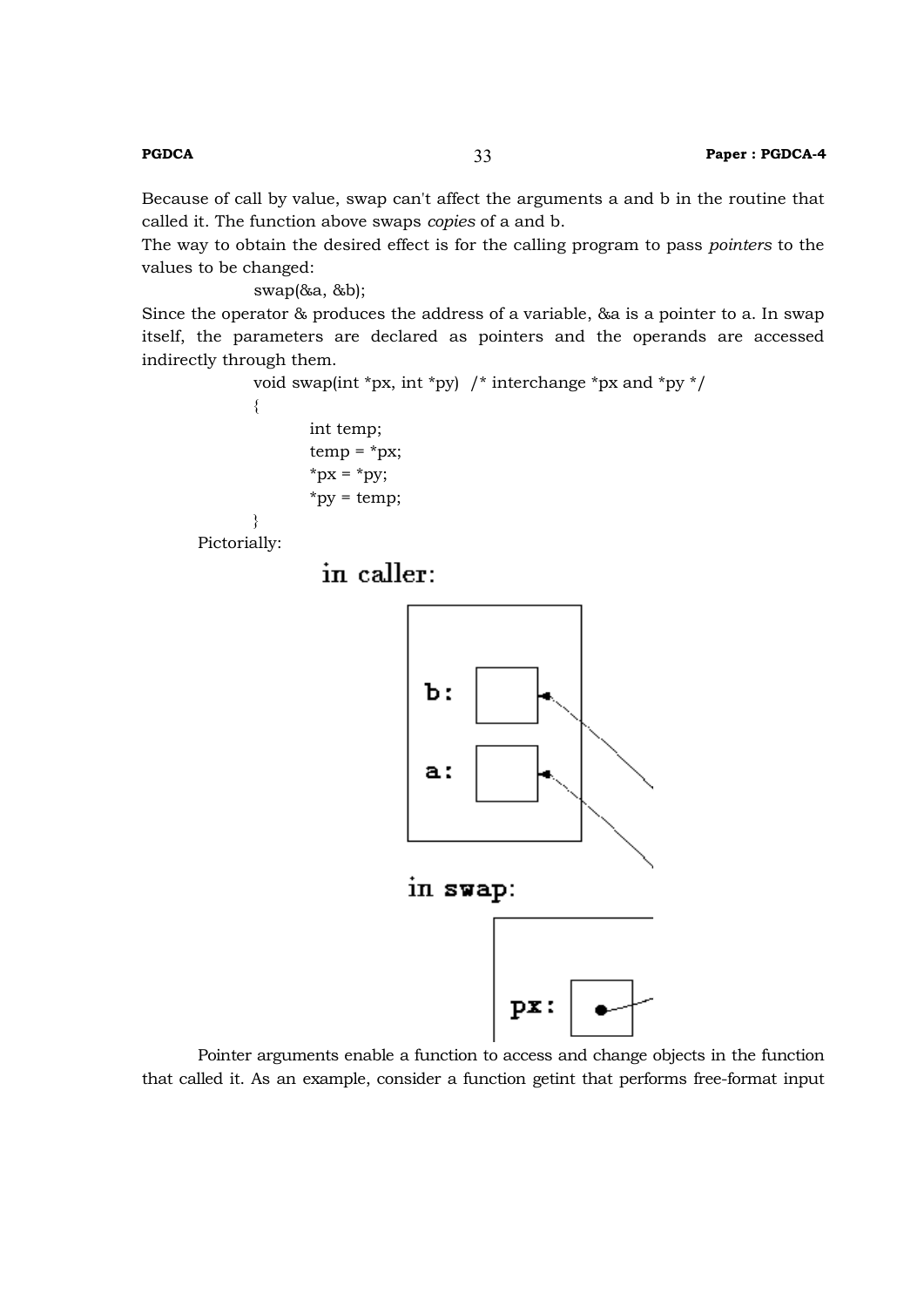Because of call by value, swap can't affect the arguments a and b in the routine that called it. The function above swaps *copies* of a and b.

The way to obtain the desired effect is for the calling program to pass *pointers* to the values to be changed:

```
swap(&a, &b);
```

Since the operator & produces the address of a variable, &a is a pointer to a. In swap itself, the parameters are declared as pointers and the operands are accessed indirectly through them.

```
void swap(int *px, int *py)  /* interchange *px and *py */
{
        int temp;
        temp = *px;
        *px = *py;
        *py = temp;
}
```

Pictorially:

in caller:

b:

a:

in swap:

px:

Pointer arguments enable a function to access and change objects in the function that called it. As an example, consider a function getint that performs free-format input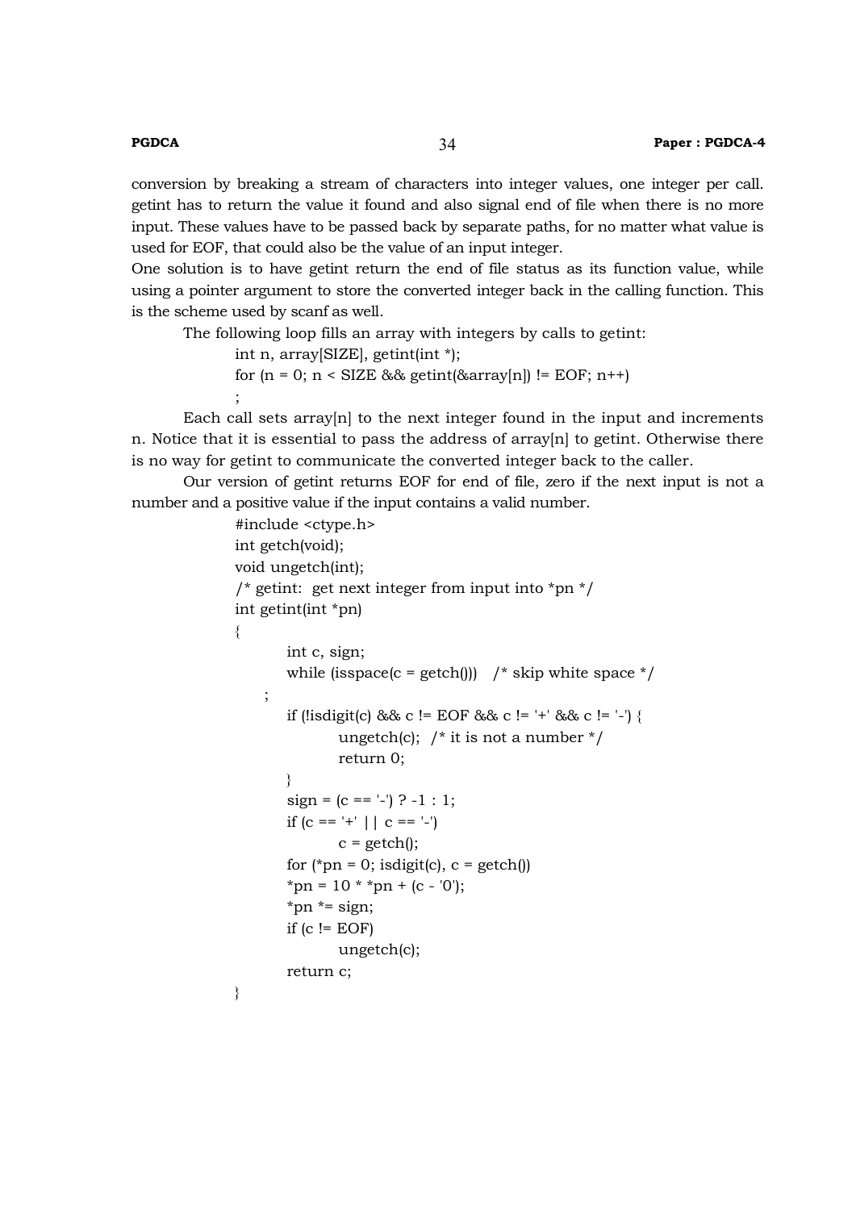conversion by breaking a stream of characters into integer values, one integer per call. getint has to return the value it found and also signal end of file when there is no more input. These values have to be passed back by separate paths, for no matter what value is used for EOF, that could also be the value of an input integer.

One solution is to have getint return the end of file status as its function value, while using a pointer argument to store the converted integer back in the calling function. This is the scheme used by scanf as well.

The following loop fills an array with integers by calls to getint:

```
int n, array[SIZE], getint(int *);
for (n = 0; n < SIZE && getint(&array[n]) != EOF; n++)
;
```

Each call sets array[n] to the next integer found in the input and increments n. Notice that it is essential to pass the address of array[n] to getint. Otherwise there is no way for getint to communicate the converted integer back to the caller.

Our version of getint returns EOF for end of file, zero if the next input is not a number and a positive value if the input contains a valid number.

```
#include <ctype.h>
int getch(void);
void ungetch(int);
/* getint:  get next integer from input into *pn */
int getint(int *pn)
{
        int c, sign;
        while (isspace(c = getch()))   /* skip white space */
    ;
        if (!isdigit(c) && c != EOF && c != '+' && c != '-') {
                ungetch(c);  /* it is not a number */
                return 0;
        }
        sign = (c == '-') ? -1 : 1;
        if (c == '+' || c == '-')
                c = getch();
        for (*pn = 0; isdigit(c), c = getch())
        *pn = 10 * *pn + (c - '0');
        *pn *= sign;
        if (c != EOF)
                ungetch(c);
        return c;
}
```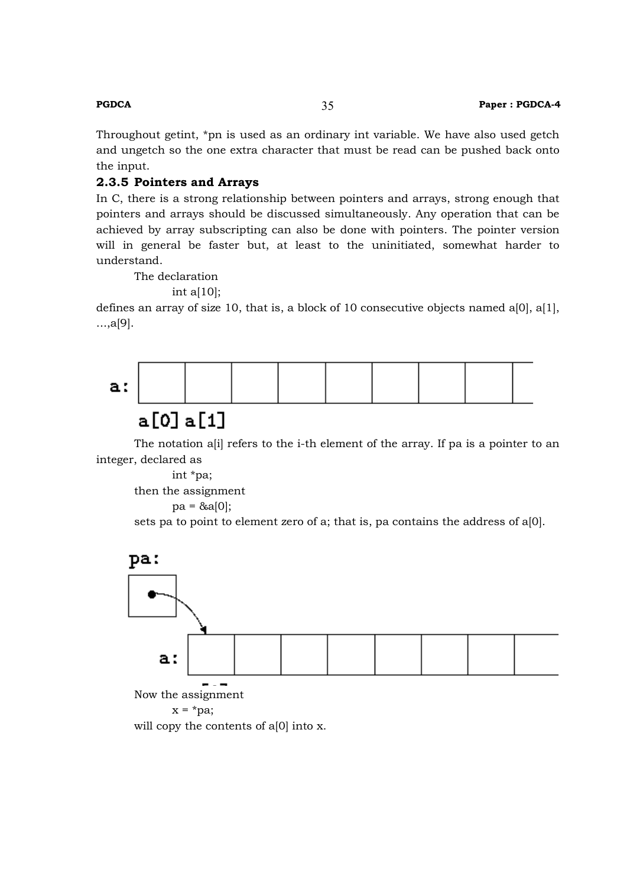Throughout getint, *pn is used as an ordinary int variable. We have also used getch and ungetch so the one extra character that must be read can be pushed back onto the input.

### 2.3.5 Pointers and Arrays

In C, there is a strong relationship between pointers and arrays, strong enough that pointers and arrays should be discussed simultaneously. Any operation that can be achieved by array subscripting can also be done with pointers. The pointer version will in general be faster but, at least to the uninitiated, somewhat harder to understand.

The declaration

```
int a[10];
```

defines an array of size 10, that is, a block of 10 consecutive objects named a[0], a[1], ...,a[9].

a:

a[0] a[1]

The notation a[i] refers to the i-th element of the array. If pa is a pointer to an integer, declared as

```
int *pa;
```

then the assignment

```
pa = &a[0];
```

sets pa to point to element zero of a; that is, pa contains the address of a[0].

pa:

a:

Now the assignment

```
x = *pa;
```

will copy the contents of a[0] into x.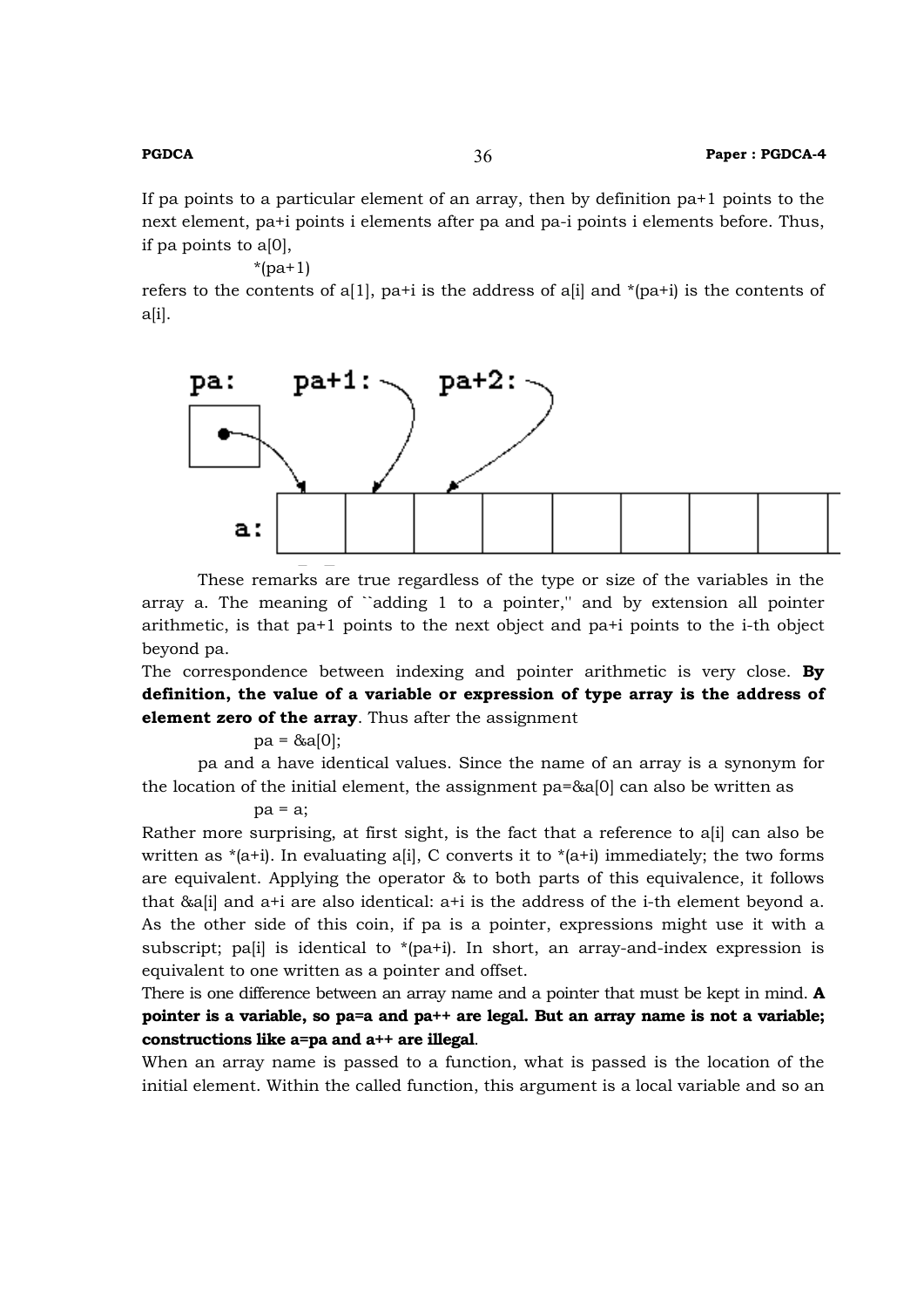If pa points to a particular element of an array, then by definition pa+1 points to the next element, pa+i points i elements after pa and pa-i points i elements before. Thus, if pa points to a[0],

*(pa+1)

refers to the contents of a[1], pa+i is the address of a[i] and *(pa+i) is the contents of a[i].

pa:

pa+1:

pa+2:

a:

These remarks are true regardless of the type or size of the variables in the array a. The meaning of ``adding 1 to a pointer,'' and by extension all pointer arithmetic, is that pa+1 points to the next object and pa+i points to the i-th object beyond pa.

The correspondence between indexing and pointer arithmetic is very close. **By definition, the value of a variable or expression of type array is the address of element zero of the array**. Thus after the assignment

```
pa = &a[0];
```

pa and a have identical values. Since the name of an array is a synonym for the location of the initial element, the assignment pa=&a[0] can also be written as

```
pa = a;
```

Rather more surprising, at first sight, is the fact that a reference to a[i] can also be written as *(a+i). In evaluating a[i], C converts it to *(a+i) immediately; the two forms are equivalent. Applying the operator & to both parts of this equivalence, it follows that &a[i] and a+i are also identical: a+i is the address of the i-th element beyond a. As the other side of this coin, if pa is a pointer, expressions might use it with a subscript; pa[i] is identical to *(pa+i). In short, an array-and-index expression is equivalent to one written as a pointer and offset.

There is one difference between an array name and a pointer that must be kept in mind. **A pointer is a variable, so pa=a and pa++ are legal. But an array name is not a variable; constructions like a=pa and a++ are illegal**.

When an array name is passed to a function, what is passed is the location of the initial element. Within the called function, this argument is a local variable and so an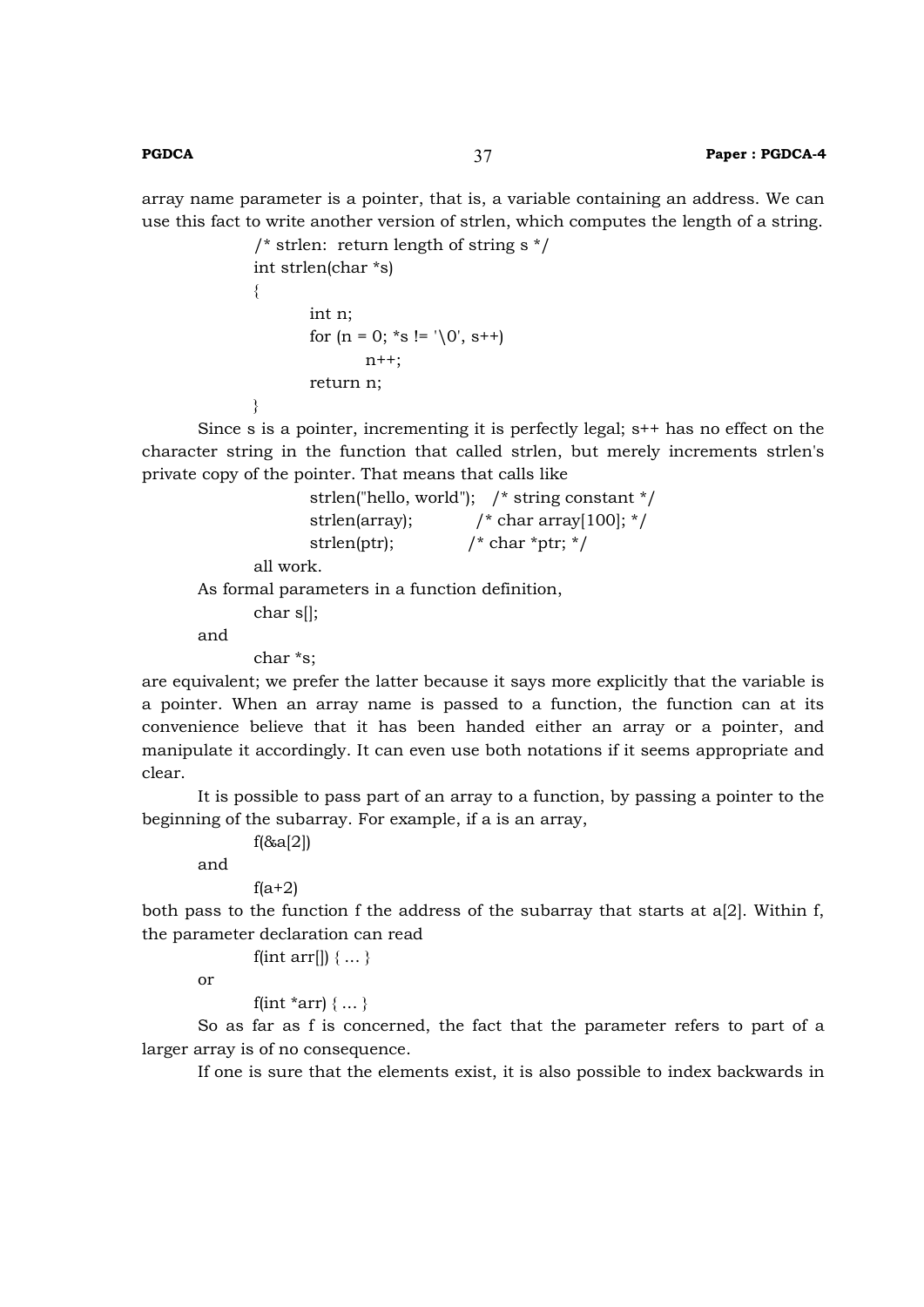array name parameter is a pointer, that is, a variable containing an address. We can use this fact to write another version of strlen, which computes the length of a string.

```
/* strlen:  return length of string s */
int strlen(char *s)
{
        int n;
        for (n = 0; *s != '\0', s++)
                n++;
        return n;
}
```

Since s is a pointer, incrementing it is perfectly legal; s++ has no effect on the character string in the function that called strlen, but merely increments strlen's private copy of the pointer. That means that calls like

```
strlen("hello, world");   /* string constant */
strlen(array);            /* char array[100]; */
strlen(ptr);              /* char *ptr; */
```

all work.

As formal parameters in a function definition,

```
char s[];
```

and

```
char *s;
```

are equivalent; we prefer the latter because it says more explicitly that the variable is a pointer. When an array name is passed to a function, the function can at its convenience believe that it has been handed either an array or a pointer, and manipulate it accordingly. It can even use both notations if it seems appropriate and clear.

It is possible to pass part of an array to a function, by passing a pointer to the beginning of the subarray. For example, if a is an array,

```
f(&a[2])
```

and

```
f(a+2)
```

both pass to the function f the address of the subarray that starts at a[2]. Within f, the parameter declaration can read

```
f(int arr[]) { ... }
```

or

```
f(int *arr) { ... }
```

So as far as f is concerned, the fact that the parameter refers to part of a larger array is of no consequence.

If one is sure that the elements exist, it is also possible to index backwards in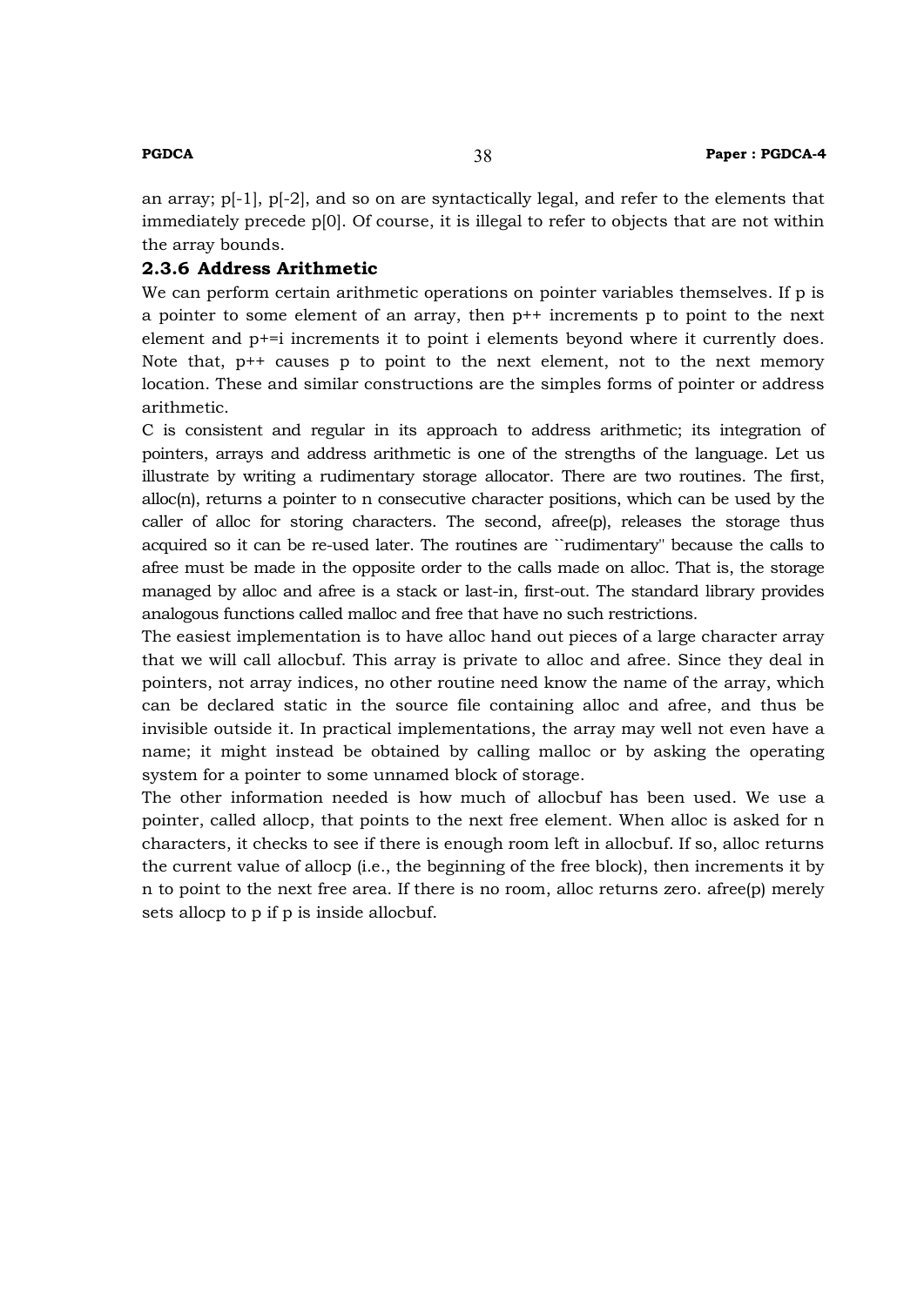an array; p[-1], p[-2], and so on are syntactically legal, and refer to the elements that immediately precede p[0]. Of course, it is illegal to refer to objects that are not within the array bounds.

### 2.3.6 Address Arithmetic

We can perform certain arithmetic operations on pointer variables themselves. If p is a pointer to some element of an array, then p++ increments p to point to the next element and p+=i increments it to point i elements beyond where it currently does. Note that, p++ causes p to point to the next element, not to the next memory location. These and similar constructions are the simples forms of pointer or address arithmetic.

C is consistent and regular in its approach to address arithmetic; its integration of pointers, arrays and address arithmetic is one of the strengths of the language. Let us illustrate by writing a rudimentary storage allocator. There are two routines. The first, alloc(n), returns a pointer to n consecutive character positions, which can be used by the caller of alloc for storing characters. The second, afree(p), releases the storage thus acquired so it can be re-used later. The routines are ``rudimentary'' because the calls to afree must be made in the opposite order to the calls made on alloc. That is, the storage managed by alloc and afree is a stack or last-in, first-out. The standard library provides analogous functions called malloc and free that have no such restrictions.

The easiest implementation is to have alloc hand out pieces of a large character array that we will call allocbuf. This array is private to alloc and afree. Since they deal in pointers, not array indices, no other routine need know the name of the array, which can be declared static in the source file containing alloc and afree, and thus be invisible outside it. In practical implementations, the array may well not even have a name; it might instead be obtained by calling malloc or by asking the operating system for a pointer to some unnamed block of storage.

The other information needed is how much of allocbuf has been used. We use a pointer, called allocp, that points to the next free element. When alloc is asked for n characters, it checks to see if there is enough room left in allocbuf. If so, alloc returns the current value of allocp (i.e., the beginning of the free block), then increments it by n to point to the next free area. If there is no room, alloc returns zero. afree(p) merely sets allocp to p if p is inside allocbuf.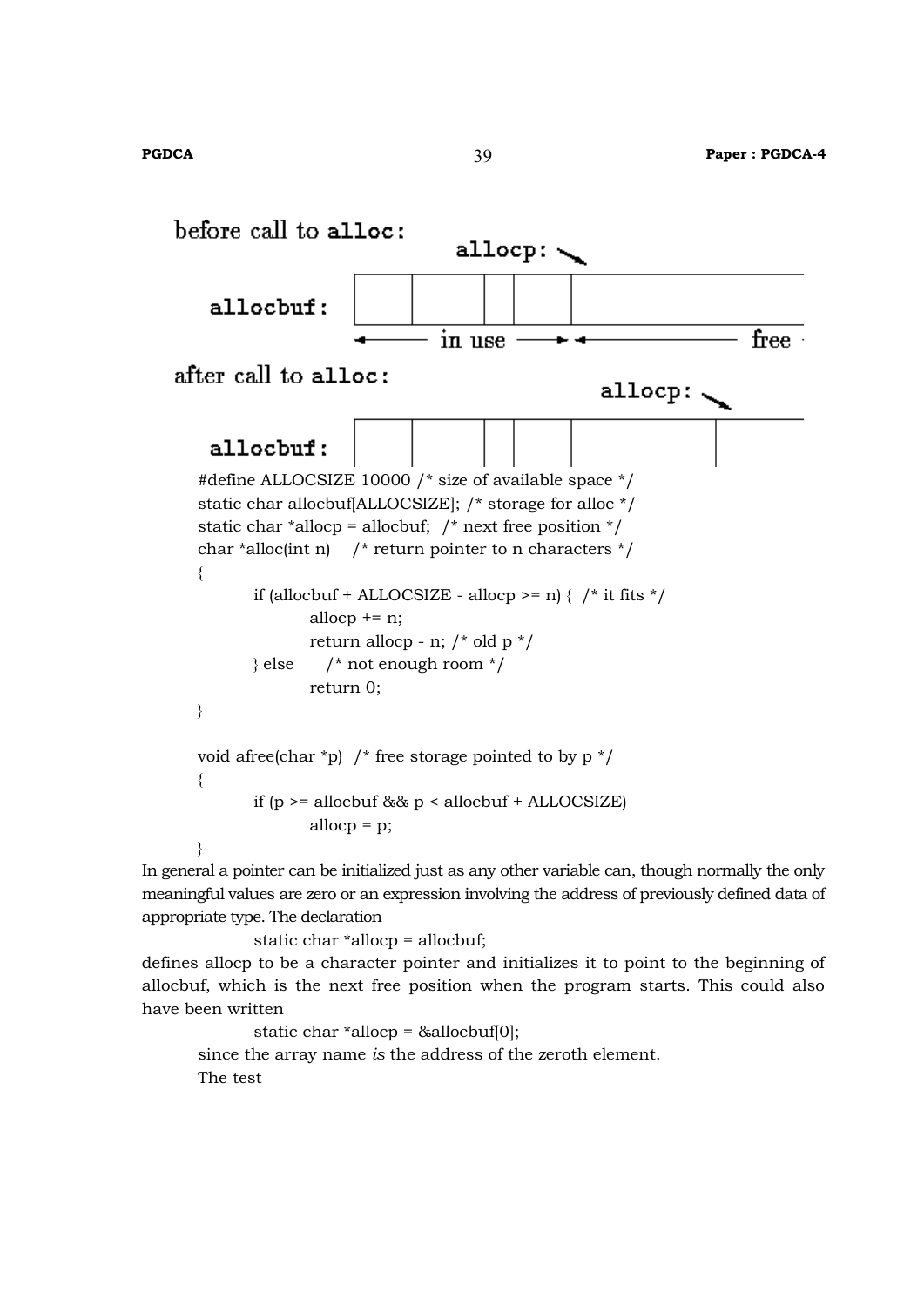before call to **alloc**:

**allocp:**

**allocbuf:**

in use free

after call to **alloc**:

**allocp:**

**allocbuf:**

```
#define ALLOCSIZE 10000 /* size of available space */
static char allocbuf[ALLOCSIZE]; /* storage for alloc */
static char *allocp = allocbuf;  /* next free position */
char *alloc(int n)    /* return pointer to n characters */
{
        if (allocbuf + ALLOCSIZE - allocp >= n) {  /* it fits */
                allocp += n;
                return allocp - n; /* old p */
        } else      /* not enough room */
                return 0;
}

void afree(char *p)  /* free storage pointed to by p */
{
        if (p >= allocbuf && p < allocbuf + ALLOCSIZE)
                allocp = p;
}
```

In general a pointer can be initialized just as any other variable can, though normally the only meaningful values are zero or an expression involving the address of previously defined data of appropriate type. The declaration

```
static char *allocp = allocbuf;
```

defines allocp to be a character pointer and initializes it to point to the beginning of allocbuf, which is the next free position when the program starts. This could also have been written

```
static char *allocp = &allocbuf[0];
```

since the array name *is* the address of the zeroth element.

The test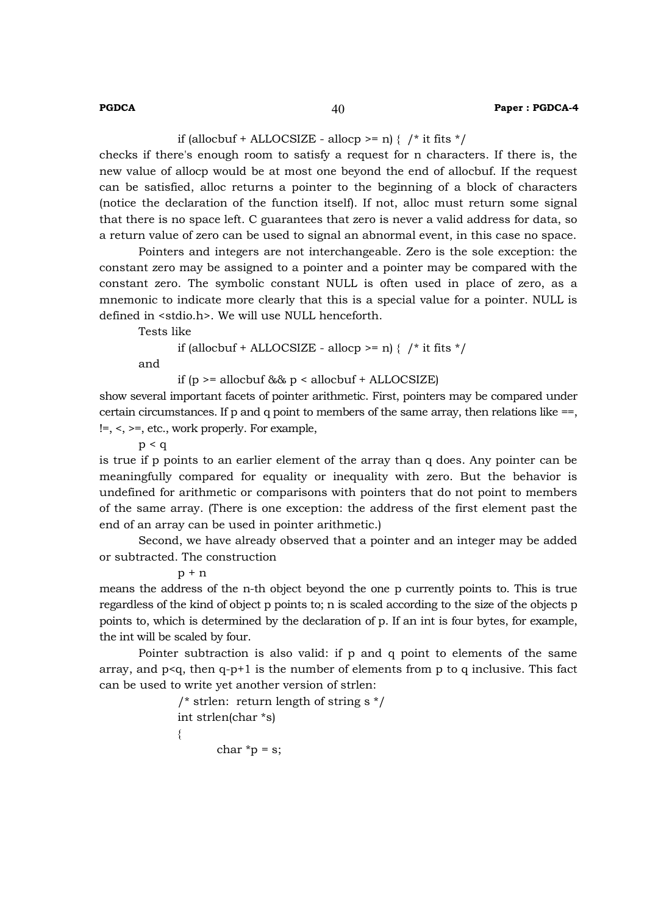```
if (allocbuf + ALLOCSIZE - allocp >= n) {  /* it fits */
```

checks if there's enough room to satisfy a request for n characters. If there is, the new value of allocp would be at most one beyond the end of allocbuf. If the request can be satisfied, alloc returns a pointer to the beginning of a block of characters (notice the declaration of the function itself). If not, alloc must return some signal that there is no space left. C guarantees that zero is never a valid address for data, so a return value of zero can be used to signal an abnormal event, in this case no space.

Pointers and integers are not interchangeable. Zero is the sole exception: the constant zero may be assigned to a pointer and a pointer may be compared with the constant zero. The symbolic constant NULL is often used in place of zero, as a mnemonic to indicate more clearly that this is a special value for a pointer. NULL is defined in <stdio.h>. We will use NULL henceforth.

Tests like

```
if (allocbuf + ALLOCSIZE - allocp >= n) {  /* it fits */
```

and

```
if (p >= allocbuf && p < allocbuf + ALLOCSIZE)
```

show several important facets of pointer arithmetic. First, pointers may be compared under certain circumstances. If p and q point to members of the same array, then relations like ==, !=, <, >=, etc., work properly. For example,

```
p < q
```

is true if p points to an earlier element of the array than q does. Any pointer can be meaningfully compared for equality or inequality with zero. But the behavior is undefined for arithmetic or comparisons with pointers that do not point to members of the same array. (There is one exception: the address of the first element past the end of an array can be used in pointer arithmetic.)

Second, we have already observed that a pointer and an integer may be added or subtracted. The construction

```
p + n
```

means the address of the n-th object beyond the one p currently points to. This is true regardless of the kind of object p points to; n is scaled according to the size of the objects p points to, which is determined by the declaration of p. If an int is four bytes, for example, the int will be scaled by four.

Pointer subtraction is also valid: if p and q point to elements of the same array, and p<q, then q-p+1 is the number of elements from p to q inclusive. This fact can be used to write yet another version of strlen:

```
/* strlen:  return length of string s */
int strlen(char *s)
{
        char *p = s;
```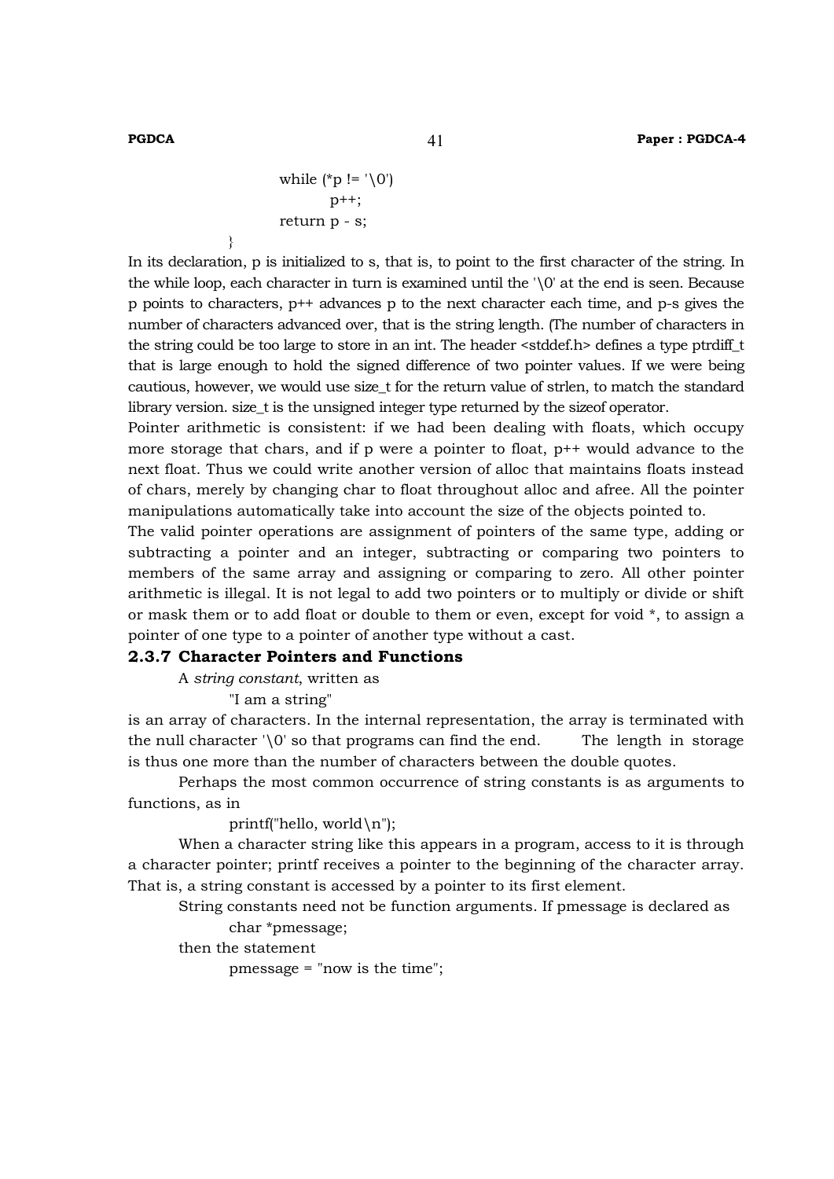```
        while (*p != '\0')
            p++;
        return p - s;
    }
```

In its declaration, p is initialized to s, that is, to point to the first character of the string. In the while loop, each character in turn is examined until the '\0' at the end is seen. Because p points to characters, p++ advances p to the next character each time, and p-s gives the number of characters advanced over, that is the string length. (The number of characters in the string could be too large to store in an int. The header <stddef.h> defines a type ptrdiff_t that is large enough to hold the signed difference of two pointer values. If we were being cautious, however, we would use size_t for the return value of strlen, to match the standard library version. size_t is the unsigned integer type returned by the sizeof operator.

Pointer arithmetic is consistent: if we had been dealing with floats, which occupy more storage that chars, and if p were a pointer to float, p++ would advance to the next float. Thus we could write another version of alloc that maintains floats instead of chars, merely by changing char to float throughout alloc and afree. All the pointer manipulations automatically take into account the size of the objects pointed to.

The valid pointer operations are assignment of pointers of the same type, adding or subtracting a pointer and an integer, subtracting or comparing two pointers to members of the same array and assigning or comparing to zero. All other pointer arithmetic is illegal. It is not legal to add two pointers or to multiply or divide or shift or mask them or to add float or double to them or even, except for void *, to assign a pointer of one type to a pointer of another type without a cast.

### 2.3.7 Character Pointers and Functions

A *string constant*, written as

```
"I am a string"
```

is an array of characters. In the internal representation, the array is terminated with the null character '\0' so that programs can find the end. The length in storage is thus one more than the number of characters between the double quotes.

Perhaps the most common occurrence of string constants is as arguments to functions, as in

```
printf("hello, world\n");
```

When a character string like this appears in a program, access to it is through a character pointer; printf receives a pointer to the beginning of the character array. That is, a string constant is accessed by a pointer to its first element.

String constants need not be function arguments. If pmessage is declared as

```
char *pmessage;
```

then the statement

```
pmessage = "now is the time";
```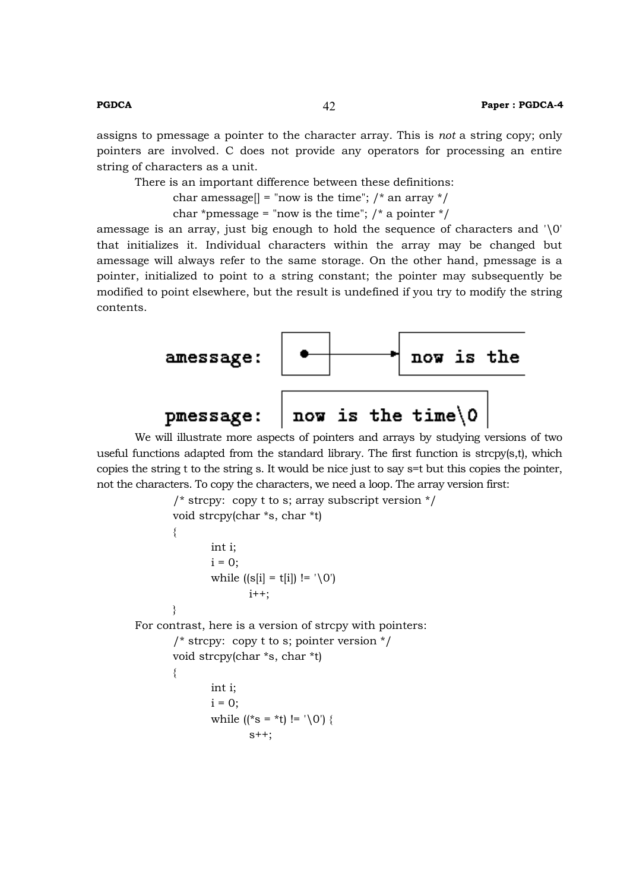assigns to pmessage a pointer to the character array. This is *not* a string copy; only pointers are involved. C does not provide any operators for processing an entire string of characters as a unit.

There is an important difference between these definitions:

```
char amessage[] = "now is the time"; /* an array */
char *pmessage = "now is the time"; /* a pointer */
```

amessage is an array, just big enough to hold the sequence of characters and '\0' that initializes it. Individual characters within the array may be changed but amessage will always refer to the same storage. On the other hand, pmessage is a pointer, initialized to point to a string constant; the pointer may subsequently be modified to point elsewhere, but the result is undefined if you try to modify the string contents.

```
amessage:  [ • ]-------->[ now is the

pmessage:  [ now is the time\0 ]
```

We will illustrate more aspects of pointers and arrays by studying versions of two useful functions adapted from the standard library. The first function is strcpy(s,t), which copies the string t to the string s. It would be nice just to say s=t but this copies the pointer, not the characters. To copy the characters, we need a loop. The array version first:

```
/* strcpy:  copy t to s; array subscript version */
void strcpy(char *s, char *t)
{
        int i;
        i = 0;
        while ((s[i] = t[i]) != '\0')
                i++;
}
```

For contrast, here is a version of strcpy with pointers:

```
/* strcpy:  copy t to s; pointer version */
void strcpy(char *s, char *t)
{
        int i;
        i = 0;
        while ((*s = *t) != '\0') {
                s++;
```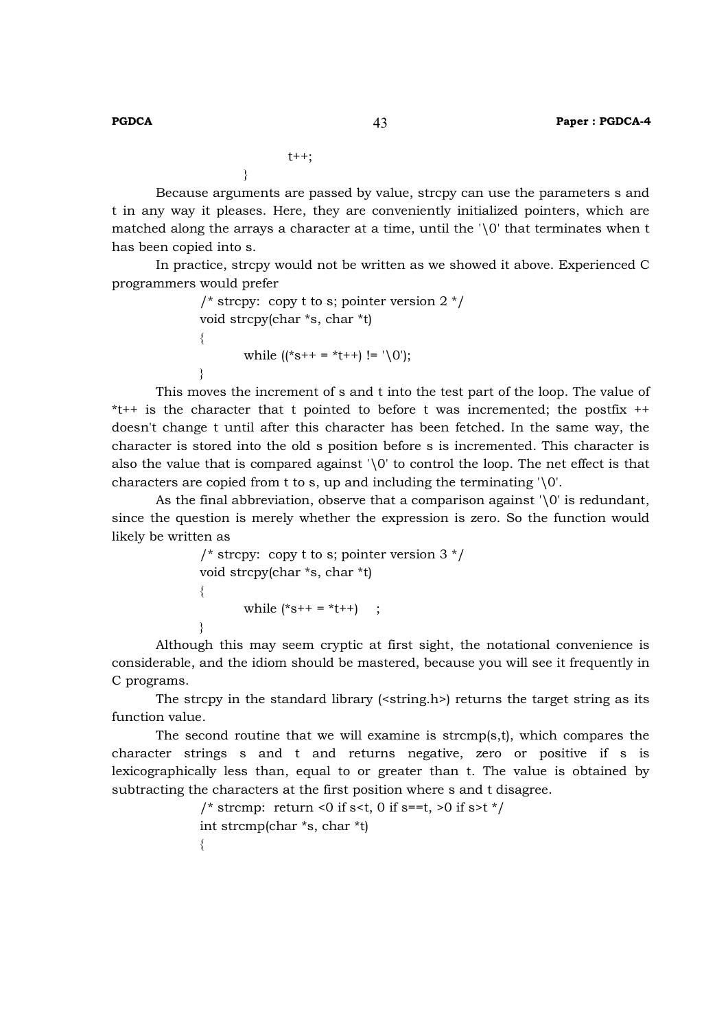```
        t++;
    }
```

Because arguments are passed by value, strcpy can use the parameters s and t in any way it pleases. Here, they are conveniently initialized pointers, which are matched along the arrays a character at a time, until the '\0' that terminates when t has been copied into s.

In practice, strcpy would not be written as we showed it above. Experienced C programmers would prefer

```
/* strcpy:  copy t to s; pointer version 2 */
void strcpy(char *s, char *t)
{
        while ((*s++ = *t++) != '\0');
}
```

This moves the increment of s and t into the test part of the loop. The value of *t++ is the character that t pointed to before t was incremented; the postfix ++ doesn't change t until after this character has been fetched. In the same way, the character is stored into the old s position before s is incremented. This character is also the value that is compared against '\0' to control the loop. The net effect is that characters are copied from t to s, up and including the terminating '\0'.

As the final abbreviation, observe that a comparison against '\0' is redundant, since the question is merely whether the expression is zero. So the function would likely be written as

```
/* strcpy:  copy t to s; pointer version 3 */
void strcpy(char *s, char *t)
{
        while (*s++ = *t++)    ;
}
```

Although this may seem cryptic at first sight, the notational convenience is considerable, and the idiom should be mastered, because you will see it frequently in C programs.

The strcpy in the standard library (<string.h>) returns the target string as its function value.

The second routine that we will examine is strcmp(s,t), which compares the character strings s and t and returns negative, zero or positive if s is lexicographically less than, equal to or greater than t. The value is obtained by subtracting the characters at the first position where s and t disagree.

```
/* strcmp:  return <0 if s<t, 0 if s==t, >0 if s>t */
int strcmp(char *s, char *t)
{
```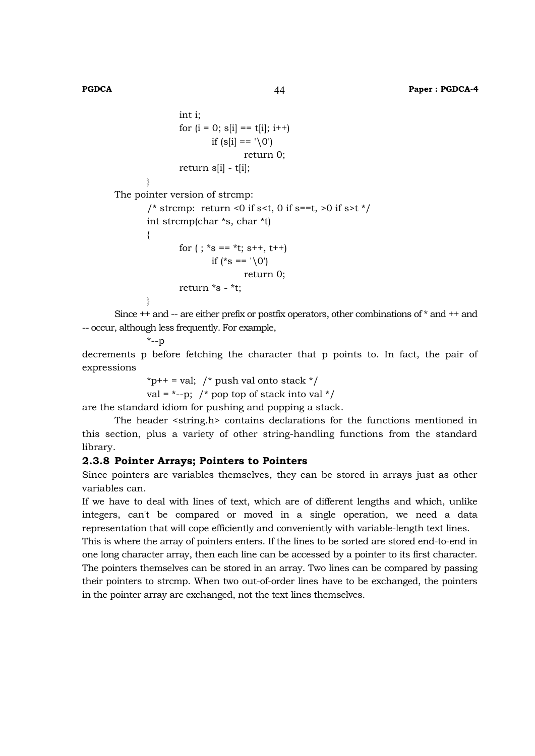```
        int i;
        for (i = 0; s[i] == t[i]; i++)
                if (s[i] == '\0')
                        return 0;
        return s[i] - t[i];
}
```

The pointer version of strcmp:

```
/* strcmp:  return <0 if s<t, 0 if s==t, >0 if s>t */
int strcmp(char *s, char *t)
{
        for ( ; *s == *t; s++, t++)
                if (*s == '\0')
                        return 0;
        return *s - *t;
}
```

Since ++ and -- are either prefix or postfix operators, other combinations of * and ++ and -- occur, although less frequently. For example,

```
*--p
```

decrements p before fetching the character that p points to. In fact, the pair of expressions

```
*p++ = val;  /* push val onto stack */
val = *--p;  /* pop top of stack into val */
```

are the standard idiom for pushing and popping a stack.

The header <string.h> contains declarations for the functions mentioned in this section, plus a variety of other string-handling functions from the standard library.

### 2.3.8 Pointer Arrays; Pointers to Pointers

Since pointers are variables themselves, they can be stored in arrays just as other variables can.

If we have to deal with lines of text, which are of different lengths and which, unlike integers, can't be compared or moved in a single operation, we need a data representation that will cope efficiently and conveniently with variable-length text lines.

This is where the array of pointers enters. If the lines to be sorted are stored end-to-end in one long character array, then each line can be accessed by a pointer to its first character. The pointers themselves can be stored in an array. Two lines can be compared by passing their pointers to strcmp. When two out-of-order lines have to be exchanged, the pointers in the pointer array are exchanged, not the text lines themselves.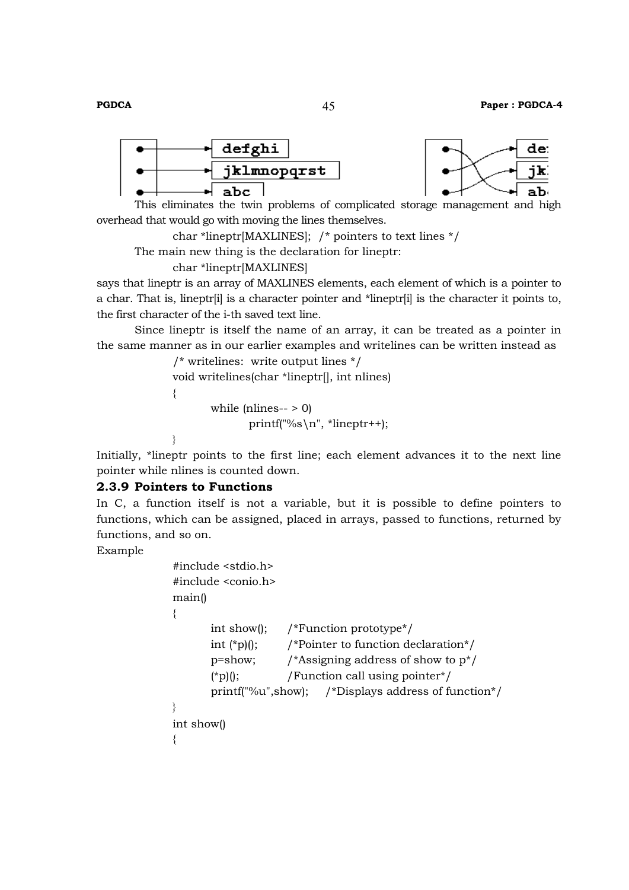This eliminates the twin problems of complicated storage management and high overhead that would go with moving the lines themselves.

```
char *lineptr[MAXLINES];  /* pointers to text lines */
```

The main new thing is the declaration for lineptr:

```
char *lineptr[MAXLINES]
```

says that lineptr is an array of MAXLINES elements, each element of which is a pointer to a char. That is, lineptr[i] is a character pointer and *lineptr[i] is the character it points to, the first character of the i-th saved text line.

Since lineptr is itself the name of an array, it can be treated as a pointer in the same manner as in our earlier examples and writelines can be written instead as

```
/* writelines:  write output lines */
void writelines(char *lineptr[], int nlines)
{
        while (nlines-- > 0)
                printf("%s\n", *lineptr++);
}
```

Initially, *lineptr points to the first line; each element advances it to the next line pointer while nlines is counted down.

### 2.3.9 Pointers to Functions

In C, a function itself is not a variable, but it is possible to define pointers to functions, which can be assigned, placed in arrays, passed to functions, returned by functions, and so on.

Example

```
#include <stdio.h>
#include <conio.h>
main()
{
        int show();        /*Function prototype*/
        int (*p)();        /*Pointer to function declaration*/
        p=show;            /*Assigning address of show to p*/
        (*p)();            /Function call using pointer*/
        printf("%u",show);     /*Displays address of function*/
}
int show()
{
```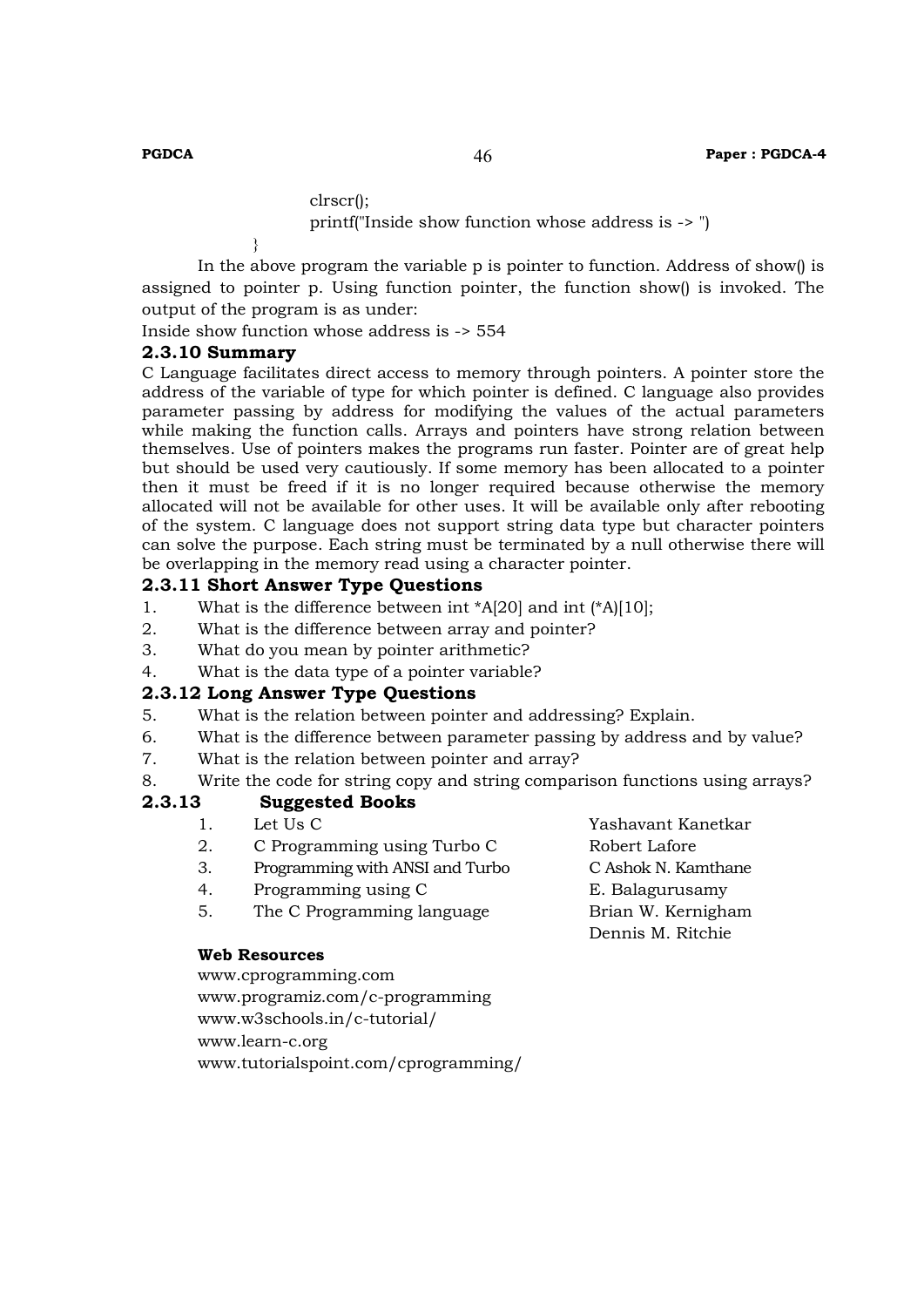```
        clrscr();
        printf("Inside show function whose address is -> ")
}
```

In the above program the variable p is pointer to function. Address of show() is assigned to pointer p. Using function pointer, the function show() is invoked. The output of the program is as under:

Inside show function whose address is -> 554

### 2.3.10 Summary

C Language facilitates direct access to memory through pointers. A pointer store the address of the variable of type for which pointer is defined. C language also provides parameter passing by address for modifying the values of the actual parameters while making the function calls. Arrays and pointers have strong relation between themselves. Use of pointers makes the programs run faster. Pointer are of great help but should be used very cautiously. If some memory has been allocated to a pointer then it must be freed if it is no longer required because otherwise the memory allocated will not be available for other uses. It will be available only after rebooting of the system. C language does not support string data type but character pointers can solve the purpose. Each string must be terminated by a null otherwise there will be overlapping in the memory read using a character pointer.

### 2.3.11 Short Answer Type Questions

1. What is the difference between int *A[20] and int (*A)[10];
2. What is the difference between array and pointer?
3. What do you mean by pointer arithmetic?
4. What is the data type of a pointer variable?

### 2.3.12 Long Answer Type Questions

5. What is the relation between pointer and addressing? Explain.
6. What is the difference between parameter passing by address and by value?
7. What is the relation between pointer and array?
8. Write the code for string copy and string comparison functions using arrays?

### 2.3.13 Suggested Books

1. Let Us C — Yashavant Kanetkar
2. C Programming using Turbo C — Robert Lafore
3. Programming with ANSI and Turbo — C Ashok N. Kamthane
4. Programming using C — E. Balagurusamy
5. The C Programming language — Brian W. Kernigham, Dennis M. Ritchie

**Web Resources**

www.cprogramming.com
www.programiz.com/c-programming
www.w3schools.in/c-tutorial/
www.learn-c.org
www.tutorialspoint.com/cprogramming/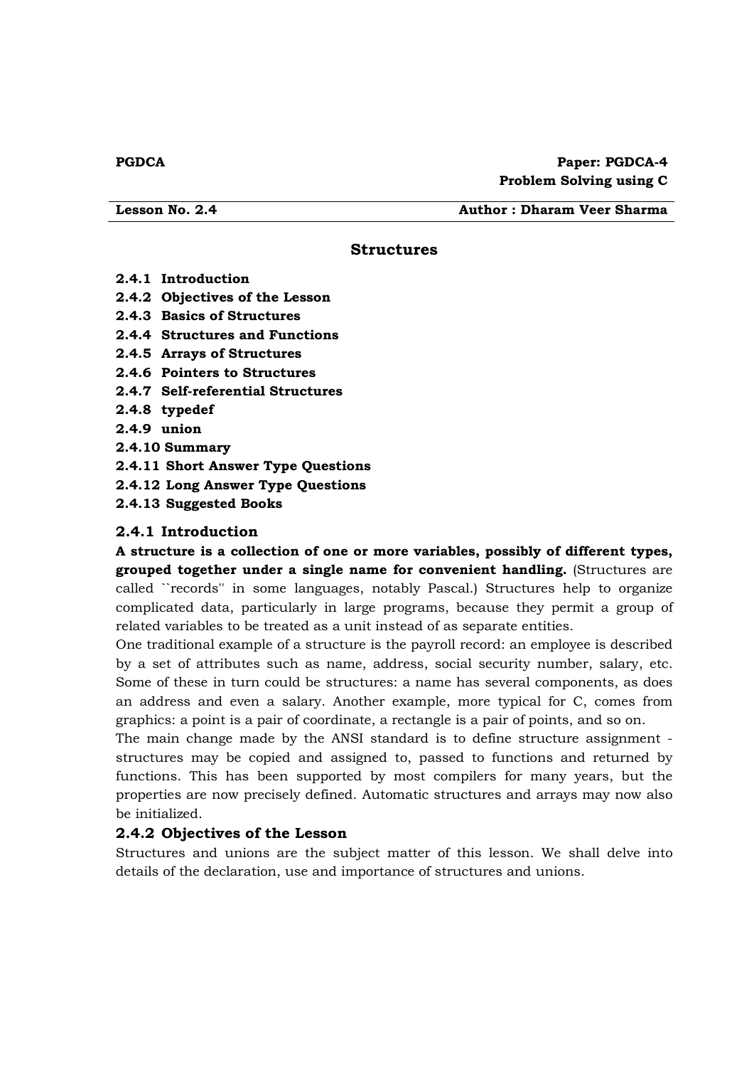**PGDCA** | **Paper: PGDCA-4**
**Problem Solving using C**

**Lesson No. 2.4** | **Author : Dharam Veer Sharma**

# Structures

**2.4.1 Introduction**
**2.4.2 Objectives of the Lesson**
**2.4.3 Basics of Structures**
**2.4.4 Structures and Functions**
**2.4.5 Arrays of Structures**
**2.4.6 Pointers to Structures**
**2.4.7 Self-referential Structures**
**2.4.8 typedef**
**2.4.9 union**
**2.4.10 Summary**
**2.4.11 Short Answer Type Questions**
**2.4.12 Long Answer Type Questions**
**2.4.13 Suggested Books**

## 2.4.1 Introduction

**A structure is a collection of one or more variables, possibly of different types, grouped together under a single name for convenient handling.** (Structures are called ``records'' in some languages, notably Pascal.) Structures help to organize complicated data, particularly in large programs, because they permit a group of related variables to be treated as a unit instead of as separate entities.

One traditional example of a structure is the payroll record: an employee is described by a set of attributes such as name, address, social security number, salary, etc. Some of these in turn could be structures: a name has several components, as does an address and even a salary. Another example, more typical for C, comes from graphics: a point is a pair of coordinate, a rectangle is a pair of points, and so on.

The main change made by the ANSI standard is to define structure assignment - structures may be copied and assigned to, passed to functions and returned by functions. This has been supported by most compilers for many years, but the properties are now precisely defined. Automatic structures and arrays may now also be initialized.

## 2.4.2 Objectives of the Lesson

Structures and unions are the subject matter of this lesson. We shall delve into details of the declaration, use and importance of structures and unions.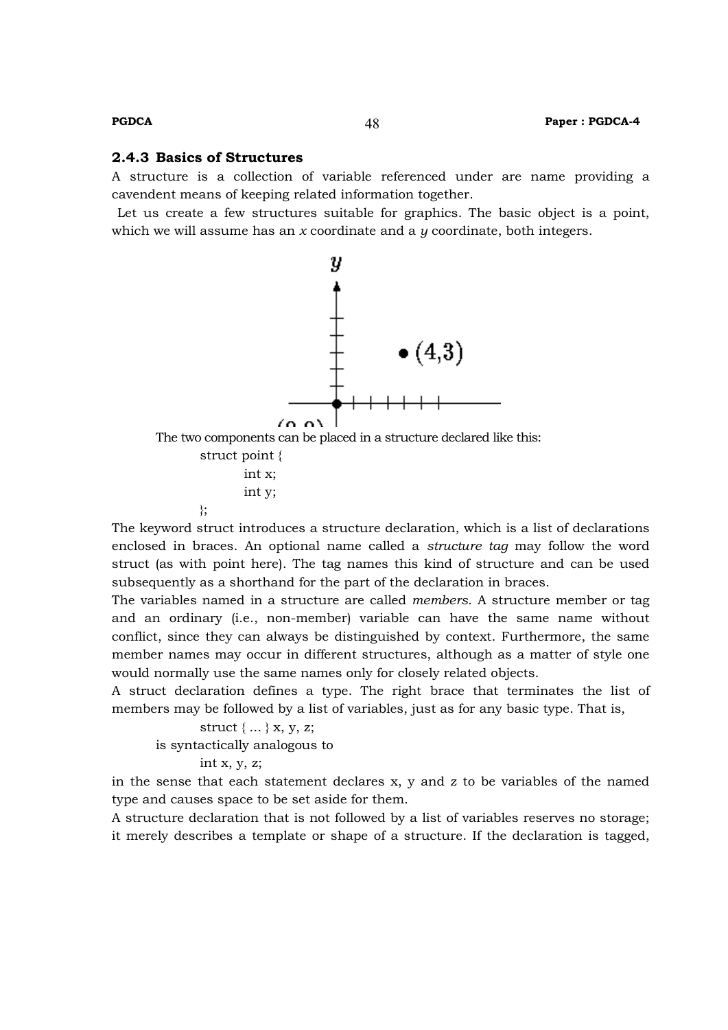### 2.4.3 Basics of Structures

A structure is a collection of variable referenced under are name providing a cavendent means of keeping related information together.

Let us create a few structures suitable for graphics. The basic object is a point, which we will assume has an *x* coordinate and a *y* coordinate, both integers.

y

(4,3)

(0,0)

The two components can be placed in a structure declared like this:

```
struct point {
        int x;
        int y;
};
```

The keyword struct introduces a structure declaration, which is a list of declarations enclosed in braces. An optional name called a *structure tag* may follow the word struct (as with point here). The tag names this kind of structure and can be used subsequently as a shorthand for the part of the declaration in braces.

The variables named in a structure are called *members*. A structure member or tag and an ordinary (i.e., non-member) variable can have the same name without conflict, since they can always be distinguished by context. Furthermore, the same member names may occur in different structures, although as a matter of style one would normally use the same names only for closely related objects.

A struct declaration defines a type. The right brace that terminates the list of members may be followed by a list of variables, just as for any basic type. That is,

```
struct { ... } x, y, z;
```

is syntactically analogous to

```
int x, y, z;
```

in the sense that each statement declares x, y and z to be variables of the named type and causes space to be set aside for them.

A structure declaration that is not followed by a list of variables reserves no storage; it merely describes a template or shape of a structure. If the declaration is tagged,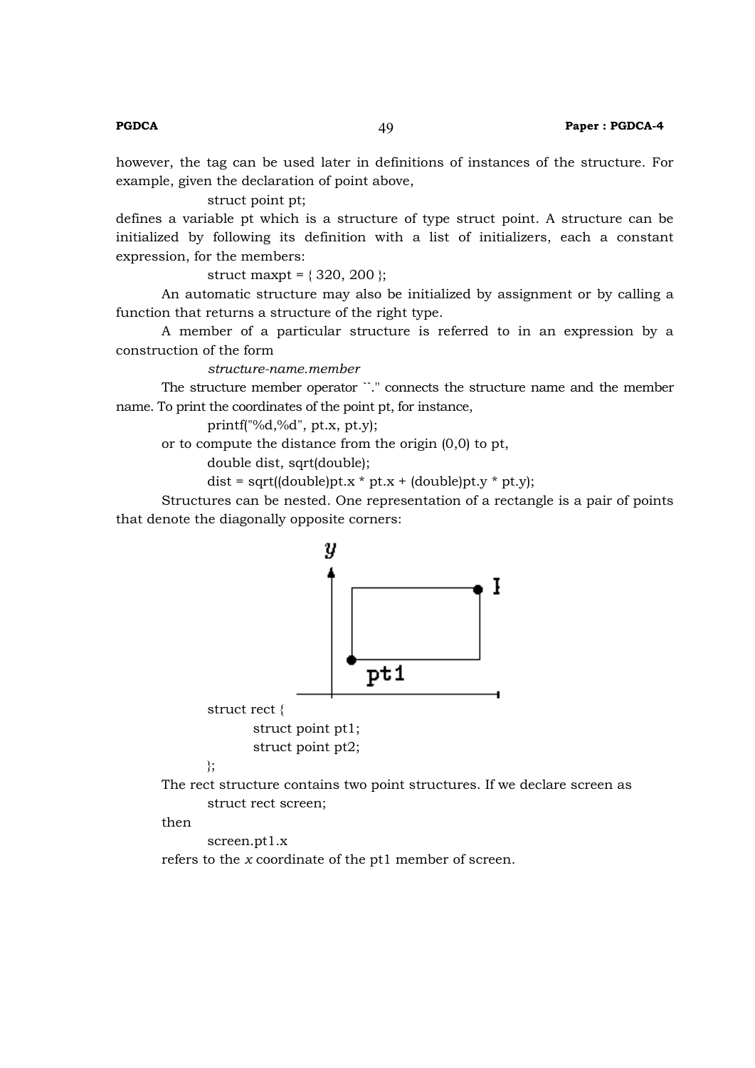however, the tag can be used later in definitions of instances of the structure. For example, given the declaration of point above,

```
struct point pt;
```

defines a variable pt which is a structure of type struct point. A structure can be initialized by following its definition with a list of initializers, each a constant expression, for the members:

```
struct maxpt = { 320, 200 };
```

An automatic structure may also be initialized by assignment or by calling a function that returns a structure of the right type.

A member of a particular structure is referred to in an expression by a construction of the form

*structure-name.member*

The structure member operator ``." connects the structure name and the member name. To print the coordinates of the point pt, for instance,

```
printf("%d,%d", pt.x, pt.y);
```

or to compute the distance from the origin (0,0) to pt,

```
double dist, sqrt(double);
dist = sqrt((double)pt.x * pt.x + (double)pt.y * pt.y);
```

Structures can be nested. One representation of a rectangle is a pair of points that denote the diagonally opposite corners:

```
struct rect {
        struct point pt1;
        struct point pt2;
};
```

The rect structure contains two point structures. If we declare screen as

```
struct rect screen;
```

then

```
screen.pt1.x
```

refers to the *x* coordinate of the pt1 member of screen.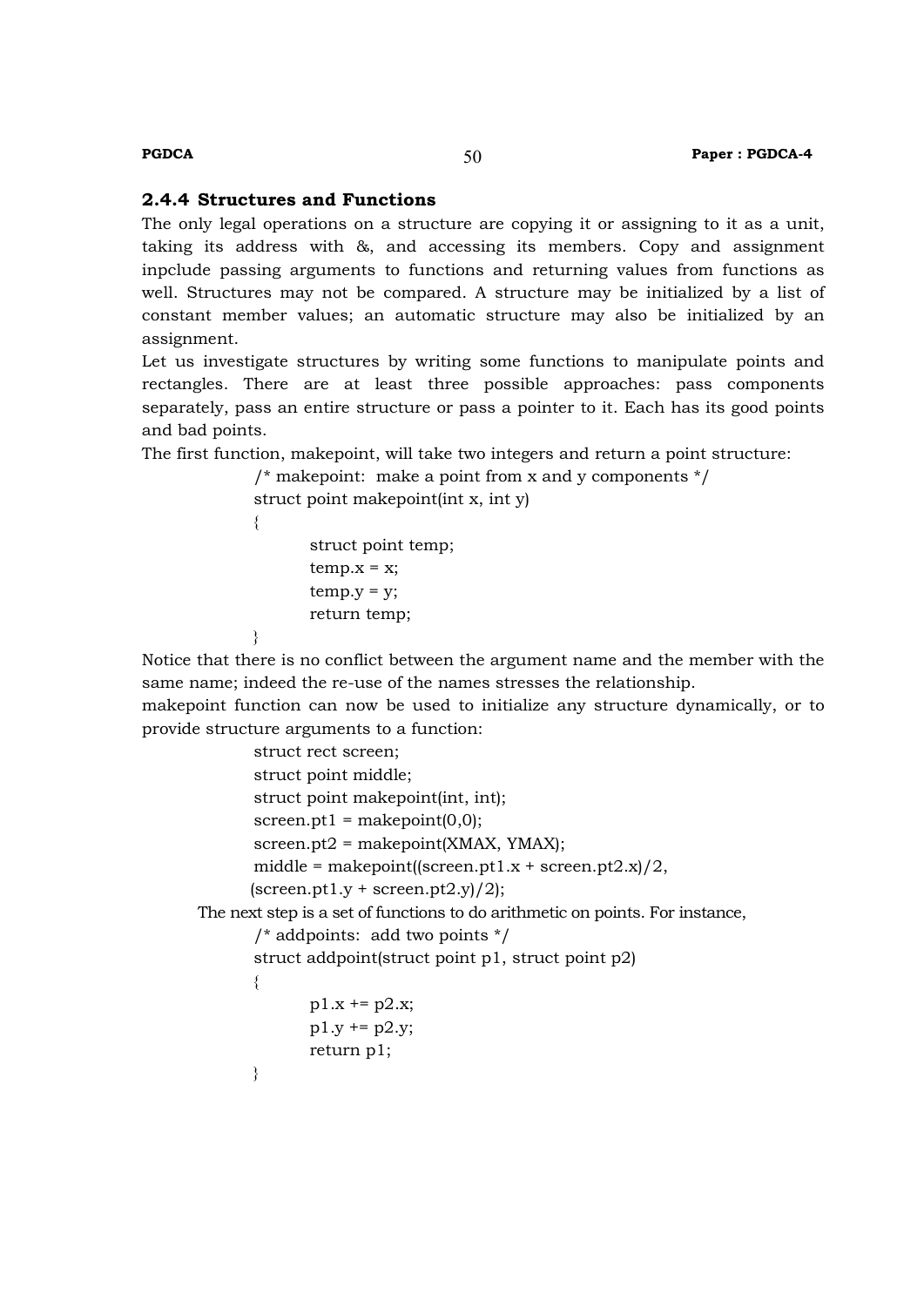### 2.4.4 Structures and Functions

The only legal operations on a structure are copying it or assigning to it as a unit, taking its address with &, and accessing its members. Copy and assignment inpclude passing arguments to functions and returning values from functions as well. Structures may not be compared. A structure may be initialized by a list of constant member values; an automatic structure may also be initialized by an assignment.

Let us investigate structures by writing some functions to manipulate points and rectangles. There are at least three possible approaches: pass components separately, pass an entire structure or pass a pointer to it. Each has its good points and bad points.

The first function, makepoint, will take two integers and return a point structure:

```
/* makepoint:  make a point from x and y components */
struct point makepoint(int x, int y)
{
        struct point temp;
        temp.x = x;
        temp.y = y;
        return temp;
}
```

Notice that there is no conflict between the argument name and the member with the same name; indeed the re-use of the names stresses the relationship.

makepoint function can now be used to initialize any structure dynamically, or to provide structure arguments to a function:

```
struct rect screen;
struct point middle;
struct point makepoint(int, int);
screen.pt1 = makepoint(0,0);
screen.pt2 = makepoint(XMAX, YMAX);
middle = makepoint((screen.pt1.x + screen.pt2.x)/2,
(screen.pt1.y + screen.pt2.y)/2);
```

The next step is a set of functions to do arithmetic on points. For instance,

```
/* addpoints:  add two points */
struct addpoint(struct point p1, struct point p2)
{
        p1.x += p2.x;
        p1.y += p2.y;
        return p1;
}
```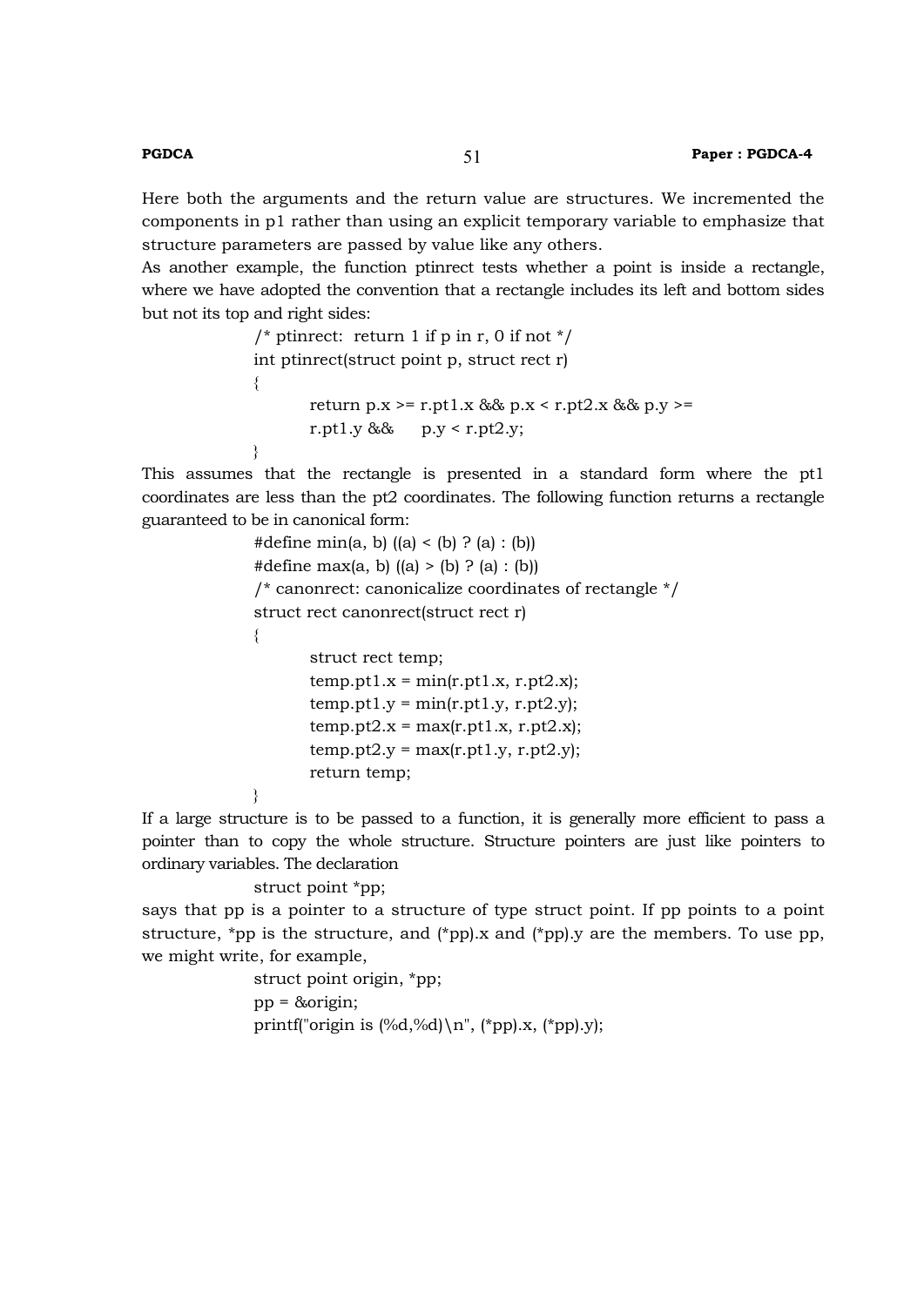Here both the arguments and the return value are structures. We incremented the components in p1 rather than using an explicit temporary variable to emphasize that structure parameters are passed by value like any others.

As another example, the function ptinrect tests whether a point is inside a rectangle, where we have adopted the convention that a rectangle includes its left and bottom sides but not its top and right sides:

```
/* ptinrect:  return 1 if p in r, 0 if not */
int ptinrect(struct point p, struct rect r)
{
        return p.x >= r.pt1.x && p.x < r.pt2.x && p.y >=
        r.pt1.y &&      p.y < r.pt2.y;
}
```

This assumes that the rectangle is presented in a standard form where the pt1 coordinates are less than the pt2 coordinates. The following function returns a rectangle guaranteed to be in canonical form:

```
#define min(a, b) ((a) < (b) ? (a) : (b))
#define max(a, b) ((a) > (b) ? (a) : (b))
/* canonrect: canonicalize coordinates of rectangle */
struct rect canonrect(struct rect r)
{
        struct rect temp;
        temp.pt1.x = min(r.pt1.x, r.pt2.x);
        temp.pt1.y = min(r.pt1.y, r.pt2.y);
        temp.pt2.x = max(r.pt1.x, r.pt2.x);
        temp.pt2.y = max(r.pt1.y, r.pt2.y);
        return temp;
}
```

If a large structure is to be passed to a function, it is generally more efficient to pass a pointer than to copy the whole structure. Structure pointers are just like pointers to ordinary variables. The declaration

```
struct point *pp;
```

says that pp is a pointer to a structure of type struct point. If pp points to a point structure, *pp is the structure, and (*pp).x and (*pp).y are the members. To use pp, we might write, for example,

```
struct point origin, *pp;
pp = &origin;
printf("origin is (%d,%d)\n", (*pp).x, (*pp).y);
```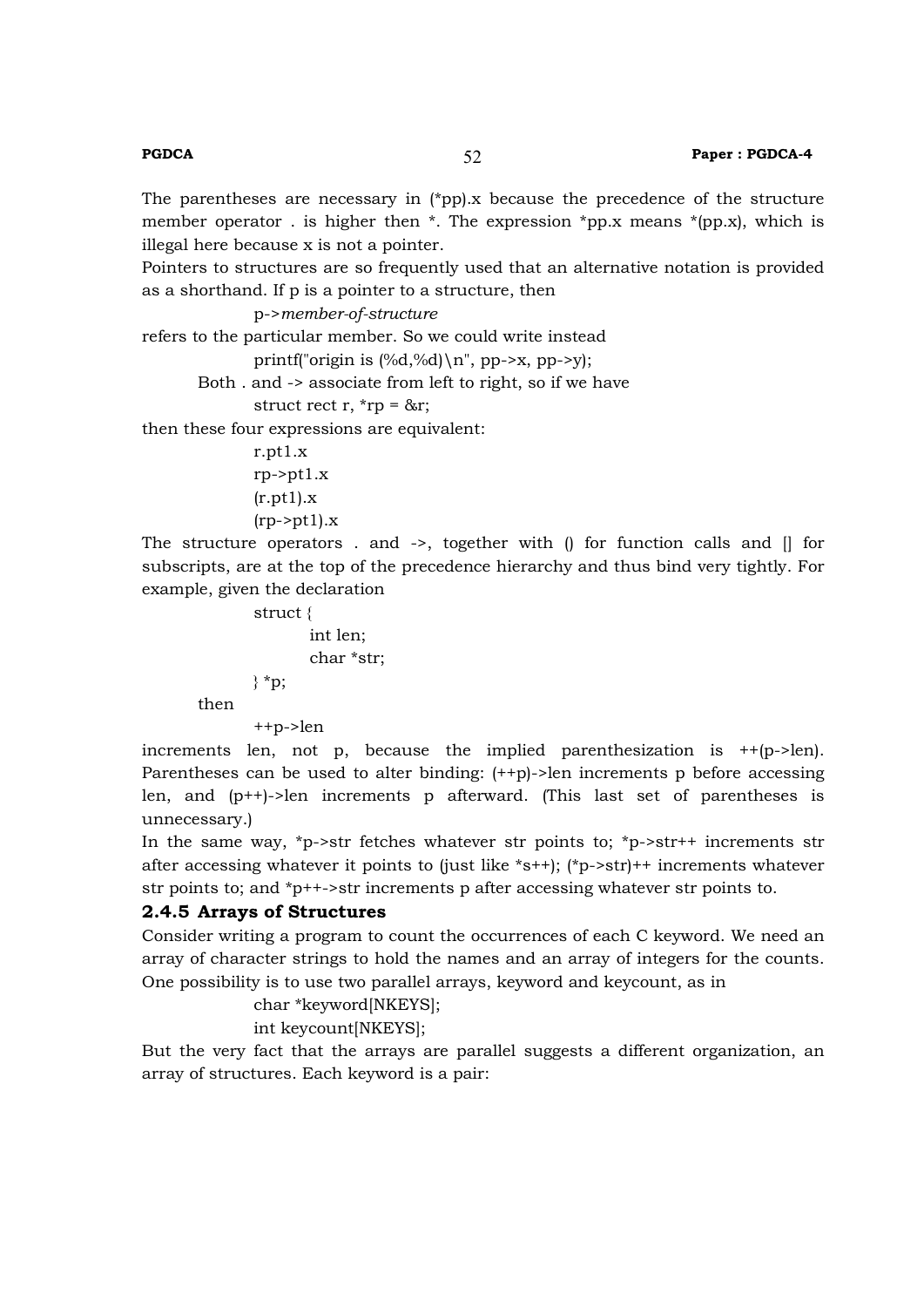The parentheses are necessary in (*pp).x because the precedence of the structure member operator . is higher then *. The expression *pp.x means *(pp.x), which is illegal here because x is not a pointer.

Pointers to structures are so frequently used that an alternative notation is provided as a shorthand. If p is a pointer to a structure, then

```
p->member-of-structure
```

refers to the particular member. So we could write instead

```
printf("origin is (%d,%d)\n", pp->x, pp->y);
```

Both . and -> associate from left to right, so if we have

```
struct rect r, *rp = &r;
```

then these four expressions are equivalent:

```
r.pt1.x
rp->pt1.x
(r.pt1).x
(rp->pt1).x
```

The structure operators . and ->, together with () for function calls and [] for subscripts, are at the top of the precedence hierarchy and thus bind very tightly. For example, given the declaration

```
struct {
        int len;
        char *str;
} *p;
```

then

```
++p->len
```

increments len, not p, because the implied parenthesization is ++(p->len). Parentheses can be used to alter binding: (++p)->len increments p before accessing len, and (p++)->len increments p afterward. (This last set of parentheses is unnecessary.)

In the same way, *p->str fetches whatever str points to; *p->str++ increments str after accessing whatever it points to (just like *s++); (*p->str)++ increments whatever str points to; and *p++->str increments p after accessing whatever str points to.

### 2.4.5 Arrays of Structures

Consider writing a program to count the occurrences of each C keyword. We need an array of character strings to hold the names and an array of integers for the counts. One possibility is to use two parallel arrays, keyword and keycount, as in

```
char *keyword[NKEYS];
int keycount[NKEYS];
```

But the very fact that the arrays are parallel suggests a different organization, an array of structures. Each keyword is a pair: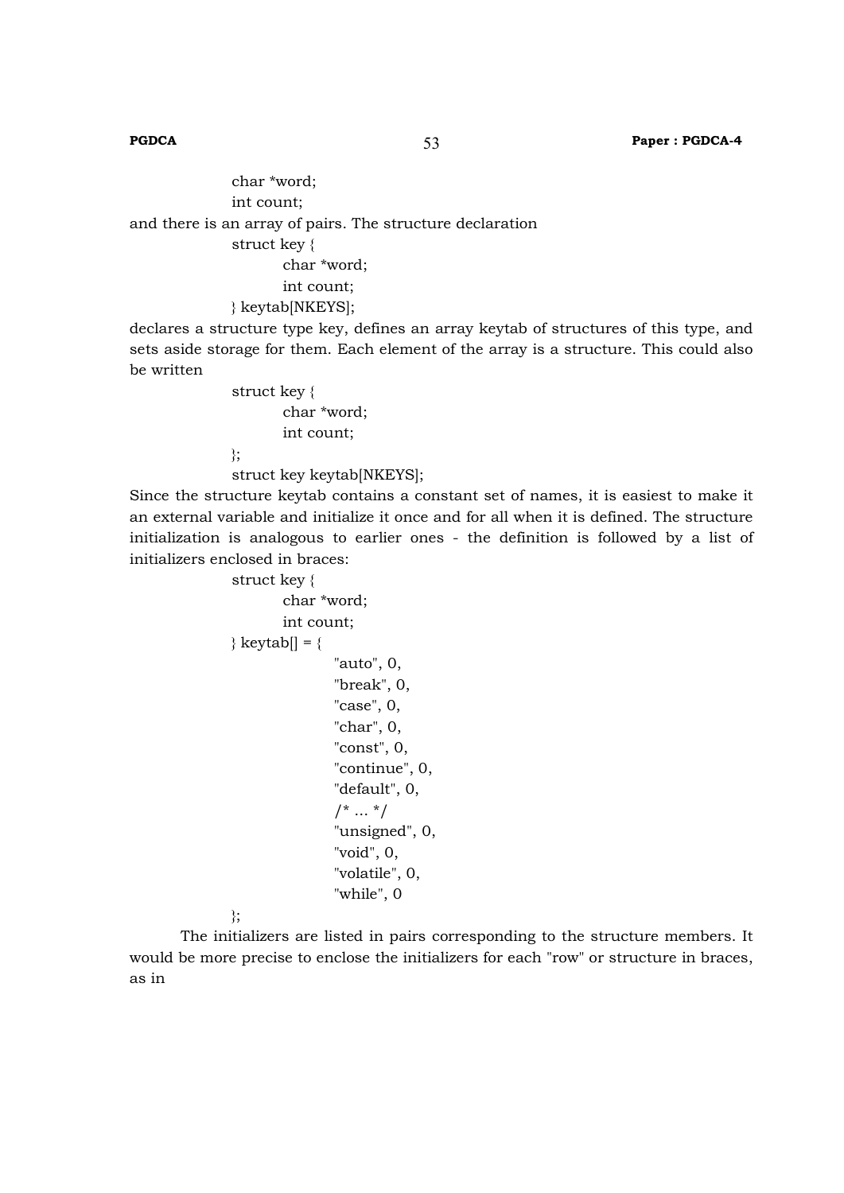```
char *word;
int count;
```

and there is an array of pairs. The structure declaration

```
struct key {
        char *word;
        int count;
} keytab[NKEYS];
```

declares a structure type key, defines an array keytab of structures of this type, and sets aside storage for them. Each element of the array is a structure. This could also be written

```
struct key {
        char *word;
        int count;
};
struct key keytab[NKEYS];
```

Since the structure keytab contains a constant set of names, it is easiest to make it an external variable and initialize it once and for all when it is defined. The structure initialization is analogous to earlier ones - the definition is followed by a list of initializers enclosed in braces:

```
struct key {
        char *word;
        int count;
} keytab[] = {
                "auto", 0,
                "break", 0,
                "case", 0,
                "char", 0,
                "const", 0,
                "continue", 0,
                "default", 0,
                /* ... */
                "unsigned", 0,
                "void", 0,
                "volatile", 0,
                "while", 0
};
```

The initializers are listed in pairs corresponding to the structure members. It would be more precise to enclose the initializers for each "row" or structure in braces, as in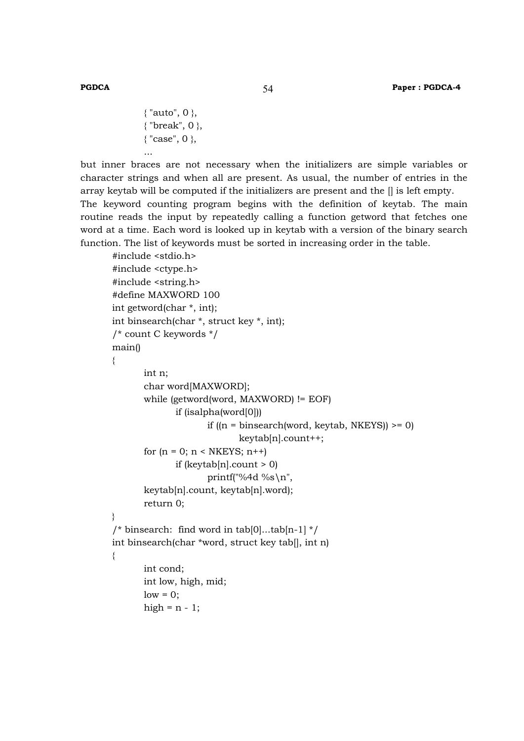```
{ "auto", 0 },
{ "break", 0 },
{ "case", 0 },
...
```

but inner braces are not necessary when the initializers are simple variables or character strings and when all are present. As usual, the number of entries in the array keytab will be computed if the initializers are present and the [] is left empty.

The keyword counting program begins with the definition of keytab. The main routine reads the input by repeatedly calling a function getword that fetches one word at a time. Each word is looked up in keytab with a version of the binary search function. The list of keywords must be sorted in increasing order in the table.

```
#include <stdio.h>
#include <ctype.h>
#include <string.h>
#define MAXWORD 100
int getword(char *, int);
int binsearch(char *, struct key *, int);
/* count C keywords */
main()
{
        int n;
        char word[MAXWORD];
        while (getword(word, MAXWORD) != EOF)
                if (isalpha(word[0]))
                        if ((n = binsearch(word, keytab, NKEYS)) >= 0)
                                keytab[n].count++;
        for (n = 0; n < NKEYS; n++)
                if (keytab[n].count > 0)
                        printf("%4d %s\n",
        keytab[n].count, keytab[n].word);
        return 0;
}
/* binsearch:  find word in tab[0]...tab[n-1] */
int binsearch(char *word, struct key tab[], int n)
{
        int cond;
        int low, high, mid;
        low = 0;
        high = n - 1;
```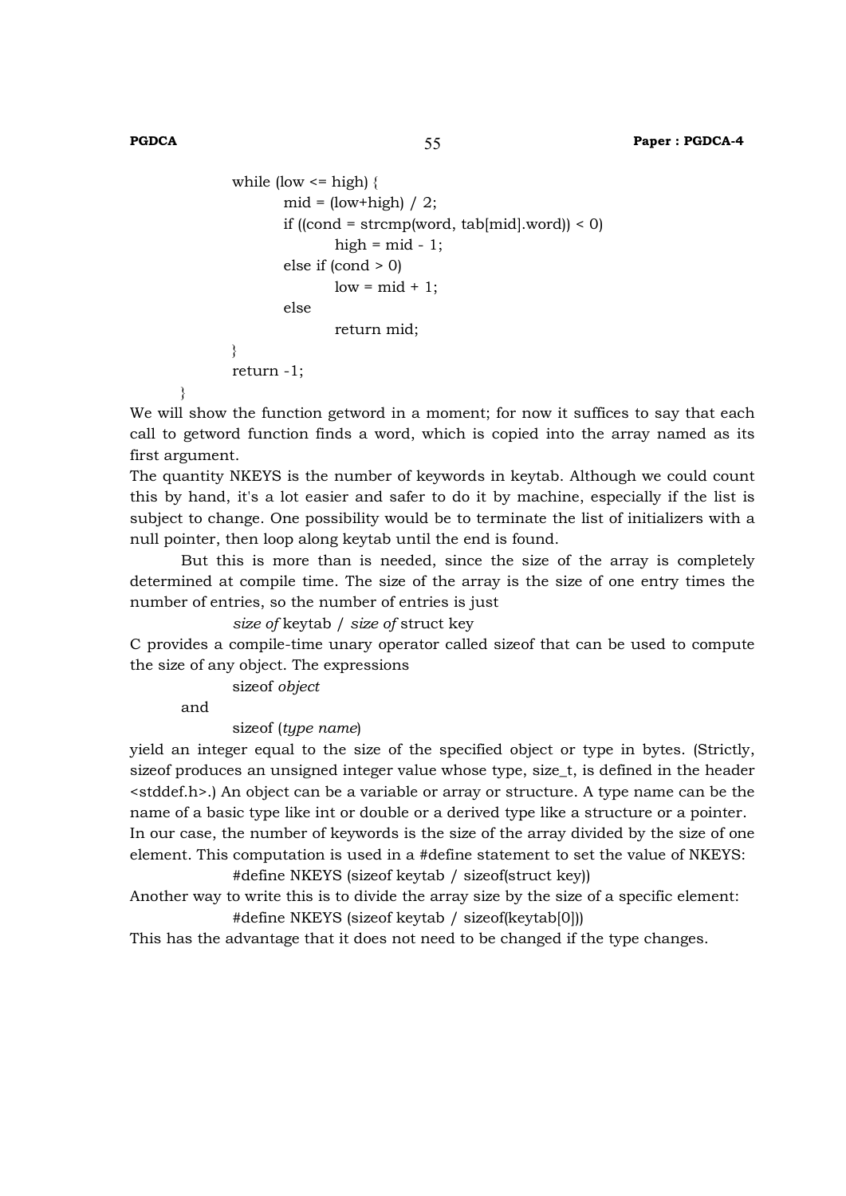```
        while (low <= high) {
                mid = (low+high) / 2;
                if ((cond = strcmp(word, tab[mid].word)) < 0)
                        high = mid - 1;
                else if (cond > 0)
                        low = mid + 1;
                else
                        return mid;
        }
        return -1;
}
```

We will show the function getword in a moment; for now it suffices to say that each call to getword function finds a word, which is copied into the array named as its first argument.

The quantity NKEYS is the number of keywords in keytab. Although we could count this by hand, it's a lot easier and safer to do it by machine, especially if the list is subject to change. One possibility would be to terminate the list of initializers with a null pointer, then loop along keytab until the end is found.

But this is more than is needed, since the size of the array is completely determined at compile time. The size of the array is the size of one entry times the number of entries, so the number of entries is just

*size of* keytab / *size of* struct key

C provides a compile-time unary operator called sizeof that can be used to compute the size of any object. The expressions

sizeof *object*

and

sizeof (*type name*)

yield an integer equal to the size of the specified object or type in bytes. (Strictly, sizeof produces an unsigned integer value whose type, size_t, is defined in the header <stddef.h>.) An object can be a variable or array or structure. A type name can be the name of a basic type like int or double or a derived type like a structure or a pointer.

In our case, the number of keywords is the size of the array divided by the size of one element. This computation is used in a #define statement to set the value of NKEYS:

```
#define NKEYS (sizeof keytab / sizeof(struct key))
```

Another way to write this is to divide the array size by the size of a specific element:

```
#define NKEYS (sizeof keytab / sizeof(keytab[0]))
```

This has the advantage that it does not need to be changed if the type changes.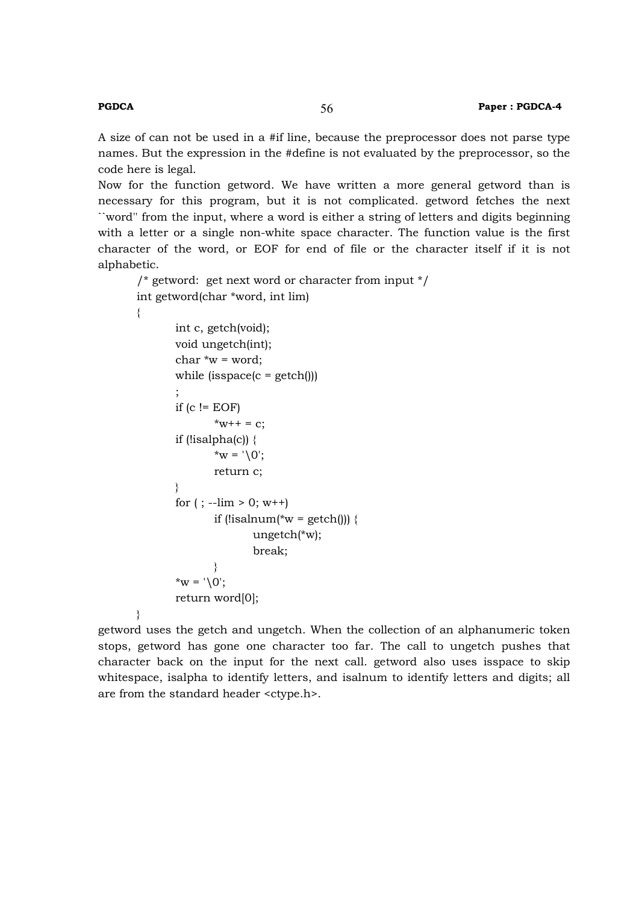A size of can not be used in a #if line, because the preprocessor does not parse type names. But the expression in the #define is not evaluated by the preprocessor, so the code here is legal.

Now for the function getword. We have written a more general getword than is necessary for this program, but it is not complicated. getword fetches the next ``word'' from the input, where a word is either a string of letters and digits beginning with a letter or a single non-white space character. The function value is the first character of the word, or EOF for end of file or the character itself if it is not alphabetic.

```
/* getword:  get next word or character from input */
int getword(char *word, int lim)
{
        int c, getch(void);
        void ungetch(int);
        char *w = word;
        while (isspace(c = getch()))
        ;
        if (c != EOF)
                *w++ = c;
        if (!isalpha(c)) {
                *w = '\0';
                return c;
        }
        for ( ; --lim > 0; w++)
                if (!isalnum(*w = getch())) {
                        ungetch(*w);
                        break;
                }
        *w = '\0';
        return word[0];
}
```

getword uses the getch and ungetch. When the collection of an alphanumeric token stops, getword has gone one character too far. The call to ungetch pushes that character back on the input for the next call. getword also uses isspace to skip whitespace, isalpha to identify letters, and isalnum to identify letters and digits; all are from the standard header <ctype.h>.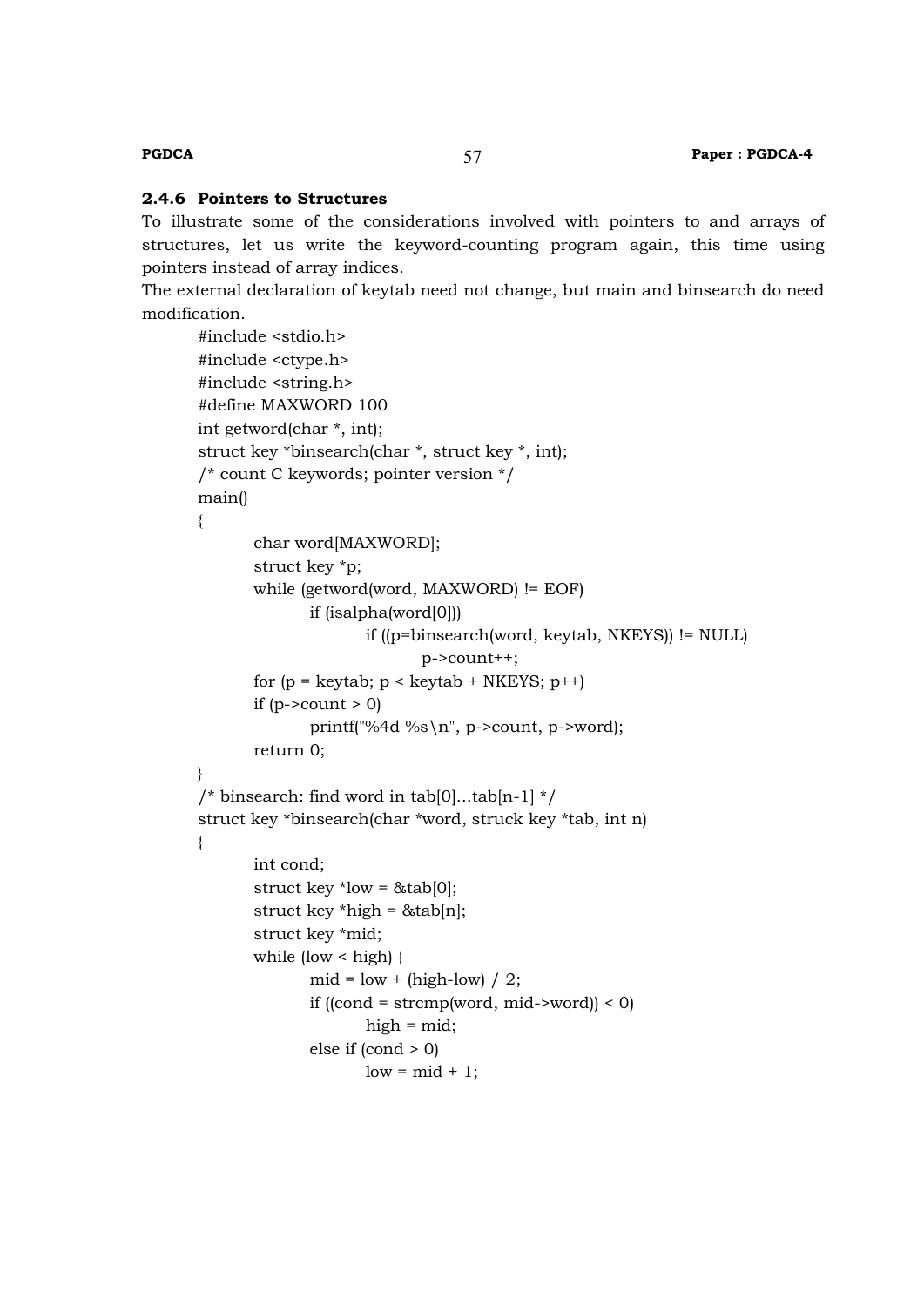### 2.4.6 Pointers to Structures

To illustrate some of the considerations involved with pointers to and arrays of structures, let us write the keyword-counting program again, this time using pointers instead of array indices.

The external declaration of keytab need not change, but main and binsearch do need modification.

```
#include <stdio.h>
#include <ctype.h>
#include <string.h>
#define MAXWORD 100
int getword(char *, int);
struct key *binsearch(char *, struct key *, int);
/* count C keywords; pointer version */
main()
{
        char word[MAXWORD];
        struct key *p;
        while (getword(word, MAXWORD) != EOF)
                if (isalpha(word[0]))
                        if ((p=binsearch(word, keytab, NKEYS)) != NULL)
                                p->count++;
        for (p = keytab; p < keytab + NKEYS; p++)
        if (p->count > 0)
                printf("%4d %s\n", p->count, p->word);
        return 0;
}
/* binsearch: find word in tab[0]...tab[n-1] */
struct key *binsearch(char *word, struck key *tab, int n)
{
        int cond;
        struct key *low = &tab[0];
        struct key *high = &tab[n];
        struct key *mid;
        while (low < high) {
                mid = low + (high-low) / 2;
                if ((cond = strcmp(word, mid->word)) < 0)
                        high = mid;
                else if (cond > 0)
                        low = mid + 1;
```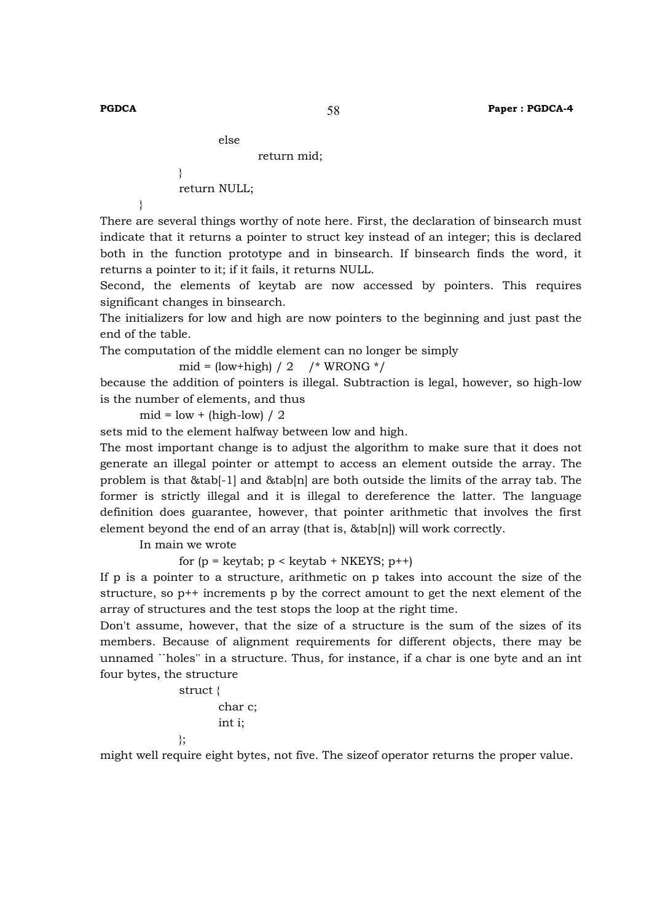```
            else
                    return mid;
        }
        return NULL;
}
```

There are several things worthy of note here. First, the declaration of binsearch must indicate that it returns a pointer to struct key instead of an integer; this is declared both in the function prototype and in binsearch. If binsearch finds the word, it returns a pointer to it; if it fails, it returns NULL.

Second, the elements of keytab are now accessed by pointers. This requires significant changes in binsearch.

The initializers for low and high are now pointers to the beginning and just past the end of the table.

The computation of the middle element can no longer be simply

```
mid = (low+high) / 2    /* WRONG */
```

because the addition of pointers is illegal. Subtraction is legal, however, so high-low is the number of elements, and thus

```
mid = low + (high-low) / 2
```

sets mid to the element halfway between low and high.

The most important change is to adjust the algorithm to make sure that it does not generate an illegal pointer or attempt to access an element outside the array. The problem is that &tab[-1] and &tab[n] are both outside the limits of the array tab. The former is strictly illegal and it is illegal to dereference the latter. The language definition does guarantee, however, that pointer arithmetic that involves the first element beyond the end of an array (that is, &tab[n]) will work correctly.

In main we wrote

```
for (p = keytab; p < keytab + NKEYS; p++)
```

If p is a pointer to a structure, arithmetic on p takes into account the size of the structure, so p++ increments p by the correct amount to get the next element of the array of structures and the test stops the loop at the right time.

Don't assume, however, that the size of a structure is the sum of the sizes of its members. Because of alignment requirements for different objects, there may be unnamed ``holes'' in a structure. Thus, for instance, if a char is one byte and an int four bytes, the structure

```
struct {
        char c;
        int i;
};
```

might well require eight bytes, not five. The sizeof operator returns the proper value.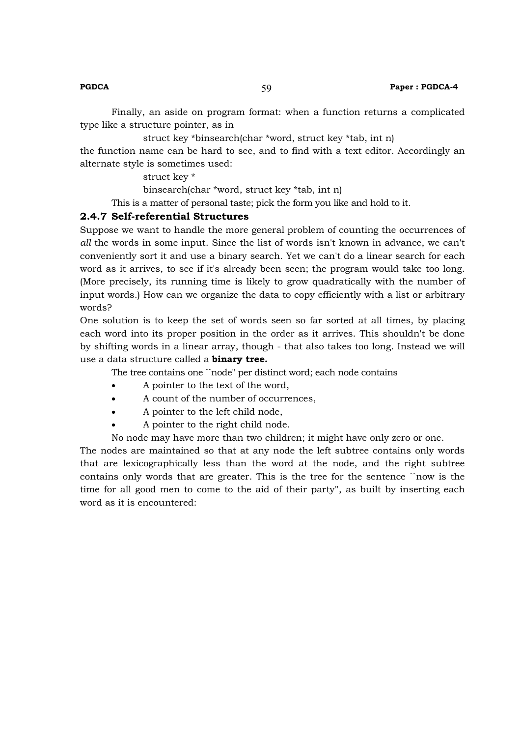Finally, an aside on program format: when a function returns a complicated type like a structure pointer, as in

```
struct key *binsearch(char *word, struct key *tab, int n)
```

the function name can be hard to see, and to find with a text editor. Accordingly an alternate style is sometimes used:

```
struct key *
binsearch(char *word, struct key *tab, int n)
```

This is a matter of personal taste; pick the form you like and hold to it.

### 2.4.7 Self-referential Structures

Suppose we want to handle the more general problem of counting the occurrences of *all* the words in some input. Since the list of words isn't known in advance, we can't conveniently sort it and use a binary search. Yet we can't do a linear search for each word as it arrives, to see if it's already been seen; the program would take too long. (More precisely, its running time is likely to grow quadratically with the number of input words.) How can we organize the data to copy efficiently with a list or arbitrary words?

One solution is to keep the set of words seen so far sorted at all times, by placing each word into its proper position in the order as it arrives. This shouldn't be done by shifting words in a linear array, though - that also takes too long. Instead we will use a data structure called a **binary tree.**

The tree contains one ``node'' per distinct word; each node contains

- A pointer to the text of the word,
- A count of the number of occurrences,
- A pointer to the left child node,
- A pointer to the right child node.

No node may have more than two children; it might have only zero or one.

The nodes are maintained so that at any node the left subtree contains only words that are lexicographically less than the word at the node, and the right subtree contains only words that are greater. This is the tree for the sentence ``now is the time for all good men to come to the aid of their party'', as built by inserting each word as it is encountered: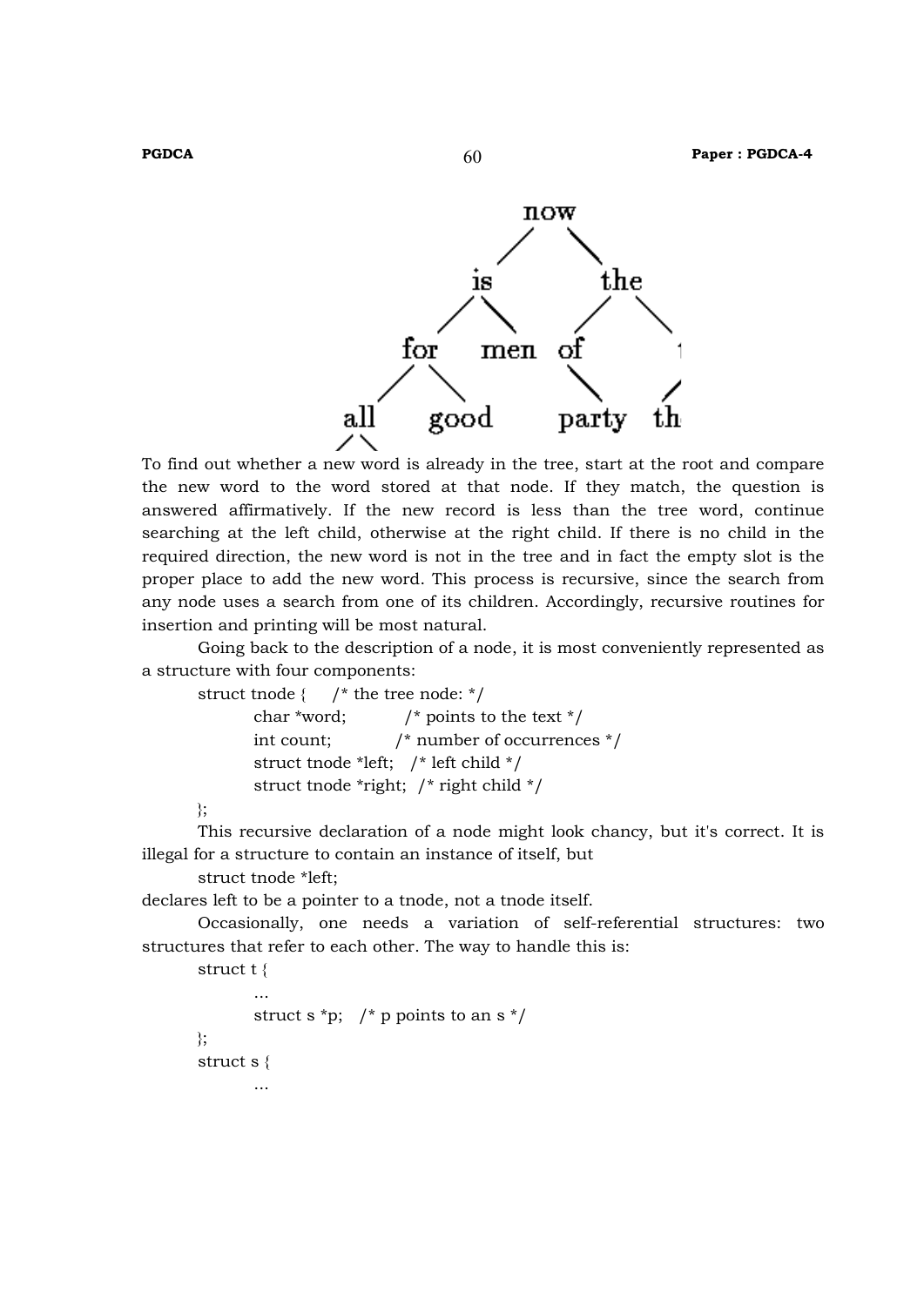To find out whether a new word is already in the tree, start at the root and compare the new word to the word stored at that node. If they match, the question is answered affirmatively. If the new record is less than the tree word, continue searching at the left child, otherwise at the right child. If there is no child in the required direction, the new word is not in the tree and in fact the empty slot is the proper place to add the new word. This process is recursive, since the search from any node uses a search from one of its children. Accordingly, recursive routines for insertion and printing will be most natural.

Going back to the description of a node, it is most conveniently represented as a structure with four components:

```
struct tnode {     /* the tree node: */
        char *word;           /* points to the text */
        int count;            /* number of occurrences */
        struct tnode *left;   /* left child */
        struct tnode *right;  /* right child */
};
```

This recursive declaration of a node might look chancy, but it's correct. It is illegal for a structure to contain an instance of itself, but

```
struct tnode *left;
```

declares left to be a pointer to a tnode, not a tnode itself.

Occasionally, one needs a variation of self-referential structures: two structures that refer to each other. The way to handle this is:

```
struct t {
        ...
        struct s *p;   /* p points to an s */
};
struct s {
        ...
```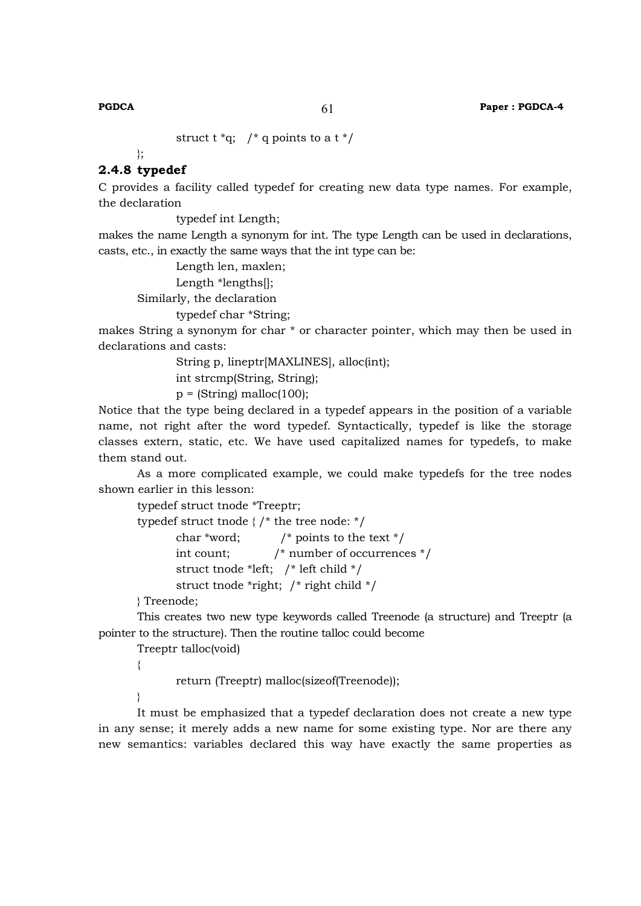```
        struct t *q;   /* q points to a t */
};
```

### 2.4.8 typedef

C provides a facility called typedef for creating new data type names. For example, the declaration

```
typedef int Length;
```

makes the name Length a synonym for int. The type Length can be used in declarations, casts, etc., in exactly the same ways that the int type can be:

```
Length len, maxlen;
Length *lengths[];
```

Similarly, the declaration

```
typedef char *String;
```

makes String a synonym for char * or character pointer, which may then be used in declarations and casts:

```
String p, lineptr[MAXLINES], alloc(int);
int strcmp(String, String);
p = (String) malloc(100);
```

Notice that the type being declared in a typedef appears in the position of a variable name, not right after the word typedef. Syntactically, typedef is like the storage classes extern, static, etc. We have used capitalized names for typedefs, to make them stand out.

As a more complicated example, we could make typedefs for the tree nodes shown earlier in this lesson:

```
typedef struct tnode *Treeptr;
typedef struct tnode { /* the tree node: */
        char *word;          /* points to the text */
        int count;           /* number of occurrences */
        struct tnode *left;  /* left child */
        struct tnode *right; /* right child */
} Treenode;
```

This creates two new type keywords called Treenode (a structure) and Treeptr (a pointer to the structure). Then the routine talloc could become

```
Treeptr talloc(void)
{
        return (Treeptr) malloc(sizeof(Treenode));
}
```

It must be emphasized that a typedef declaration does not create a new type in any sense; it merely adds a new name for some existing type. Nor are there any new semantics: variables declared this way have exactly the same properties as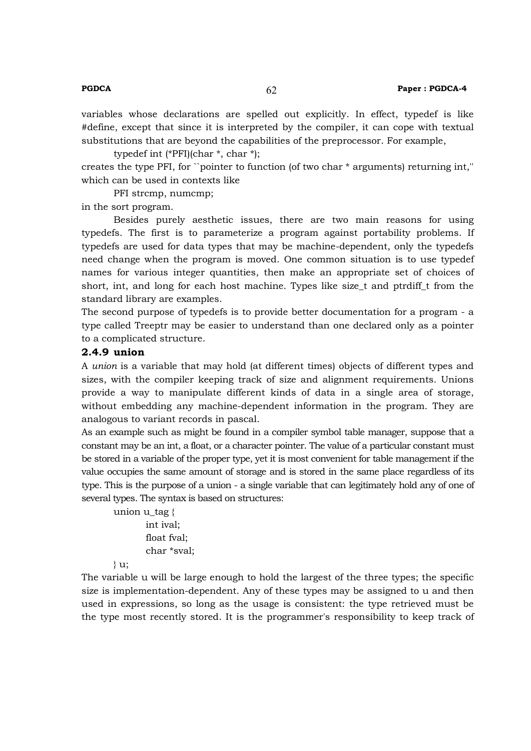variables whose declarations are spelled out explicitly. In effect, typedef is like #define, except that since it is interpreted by the compiler, it can cope with textual substitutions that are beyond the capabilities of the preprocessor. For example,

```
typedef int (*PFI)(char *, char *);
```

creates the type PFI, for ``pointer to function (of two char * arguments) returning int,'' which can be used in contexts like

```
PFI strcmp, numcmp;
```

in the sort program.

Besides purely aesthetic issues, there are two main reasons for using typedefs. The first is to parameterize a program against portability problems. If typedefs are used for data types that may be machine-dependent, only the typedefs need change when the program is moved. One common situation is to use typedef names for various integer quantities, then make an appropriate set of choices of short, int, and long for each host machine. Types like size_t and ptrdiff_t from the standard library are examples.

The second purpose of typedefs is to provide better documentation for a program - a type called Treeptr may be easier to understand than one declared only as a pointer to a complicated structure.

### 2.4.9 union

A *union* is a variable that may hold (at different times) objects of different types and sizes, with the compiler keeping track of size and alignment requirements. Unions provide a way to manipulate different kinds of data in a single area of storage, without embedding any machine-dependent information in the program. They are analogous to variant records in pascal.

As an example such as might be found in a compiler symbol table manager, suppose that a constant may be an int, a float, or a character pointer. The value of a particular constant must be stored in a variable of the proper type, yet it is most convenient for table management if the value occupies the same amount of storage and is stored in the same place regardless of its type. This is the purpose of a union - a single variable that can legitimately hold any of one of several types. The syntax is based on structures:

```
union u_tag {
        int ival;
        float fval;
        char *sval;
} u;
```

The variable u will be large enough to hold the largest of the three types; the specific size is implementation-dependent. Any of these types may be assigned to u and then used in expressions, so long as the usage is consistent: the type retrieved must be the type most recently stored. It is the programmer's responsibility to keep track of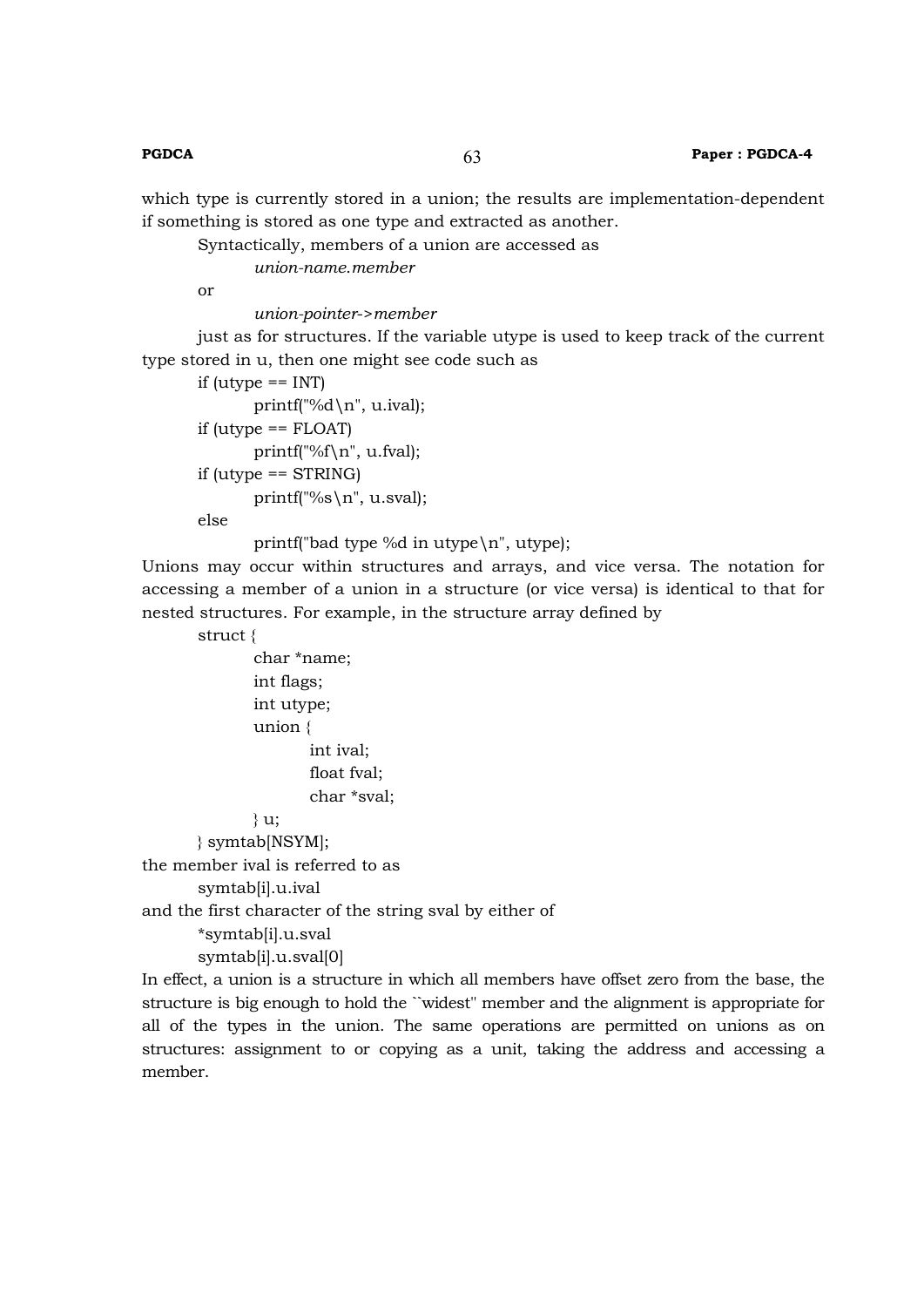which type is currently stored in a union; the results are implementation-dependent if something is stored as one type and extracted as another.

Syntactically, members of a union are accessed as

*union-name.member*

or

*union-pointer->member*

just as for structures. If the variable utype is used to keep track of the current type stored in u, then one might see code such as

```
if (utype == INT)
        printf("%d\n", u.ival);
if (utype == FLOAT)
        printf("%f\n", u.fval);
if (utype == STRING)
        printf("%s\n", u.sval);
else
        printf("bad type %d in utype\n", utype);
```

Unions may occur within structures and arrays, and vice versa. The notation for accessing a member of a union in a structure (or vice versa) is identical to that for nested structures. For example, in the structure array defined by

```
struct {
        char *name;
        int flags;
        int utype;
        union {
                int ival;
                float fval;
                char *sval;
        } u;
} symtab[NSYM];
```

the member ival is referred to as

```
symtab[i].u.ival
```

and the first character of the string sval by either of

```
*symtab[i].u.sval
symtab[i].u.sval[0]
```

In effect, a union is a structure in which all members have offset zero from the base, the structure is big enough to hold the ``widest'' member and the alignment is appropriate for all of the types in the union. The same operations are permitted on unions as on structures: assignment to or copying as a unit, taking the address and accessing a member.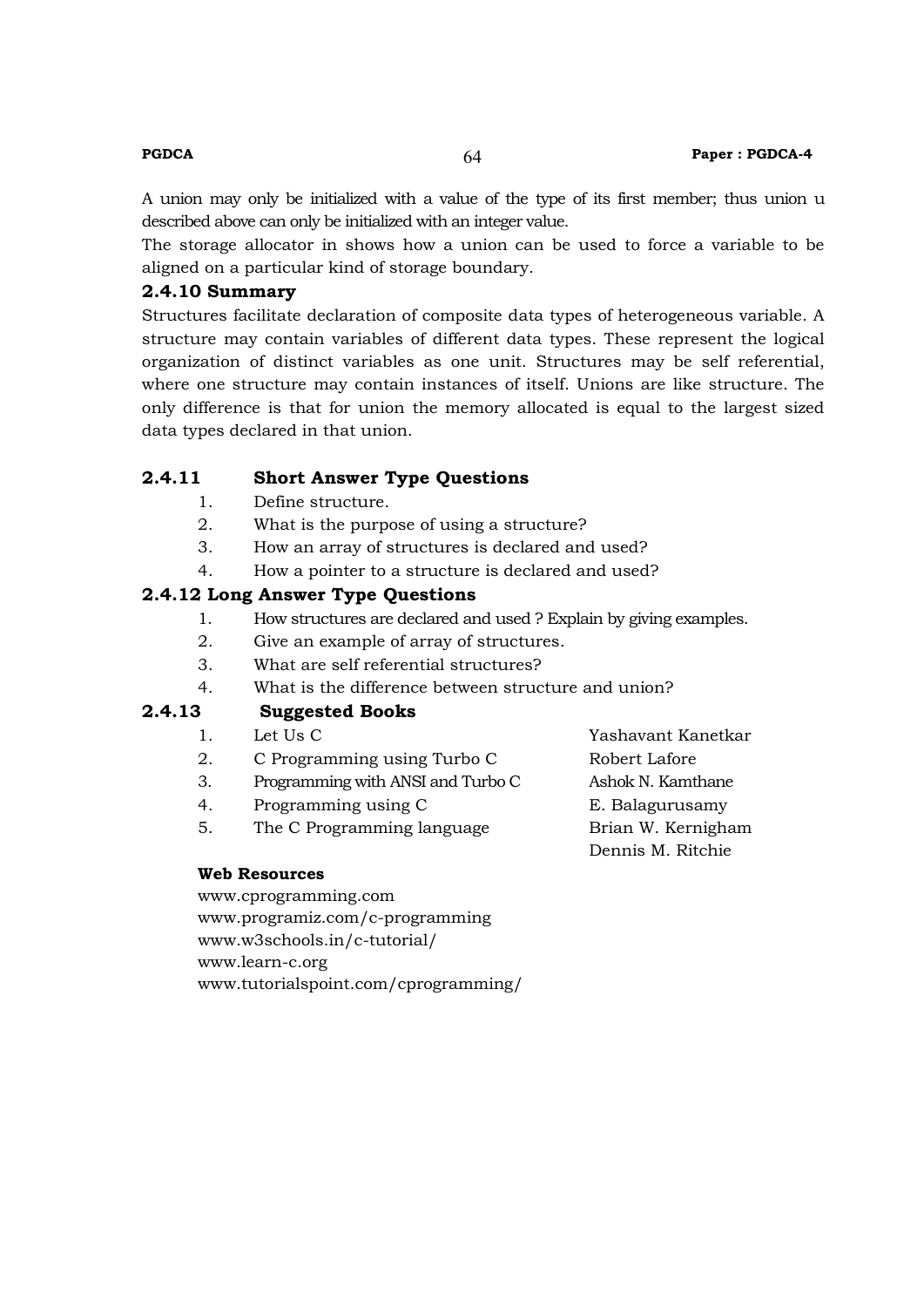A union may only be initialized with a value of the type of its first member; thus union u described above can only be initialized with an integer value.

The storage allocator in shows how a union can be used to force a variable to be aligned on a particular kind of storage boundary.

### 2.4.10 Summary

Structures facilitate declaration of composite data types of heterogeneous variable. A structure may contain variables of different data types. These represent the logical organization of distinct variables as one unit. Structures may be self referential, where one structure may contain instances of itself. Unions are like structure. The only difference is that for union the memory allocated is equal to the largest sized data types declared in that union.

### 2.4.11 Short Answer Type Questions

1. Define structure.
2. What is the purpose of using a structure?
3. How an array of structures is declared and used?
4. How a pointer to a structure is declared and used?

### 2.4.12 Long Answer Type Questions

1. How structures are declared and used ? Explain by giving examples.
2. Give an example of array of structures.
3. What are self referential structures?
4. What is the difference between structure and union?

### 2.4.13 Suggested Books

1. Let Us C — Yashavant Kanetkar
2. C Programming using Turbo C — Robert Lafore
3. Programming with ANSI and Turbo C — Ashok N. Kamthane
4. Programming using C — E. Balagurusamy
5. The C Programming language — Brian W. Kernigham, Dennis M. Ritchie

**Web Resources**

www.cprogramming.com
www.programiz.com/c-programming
www.w3schools.in/c-tutorial/
www.learn-c.org
www.tutorialspoint.com/cprogramming/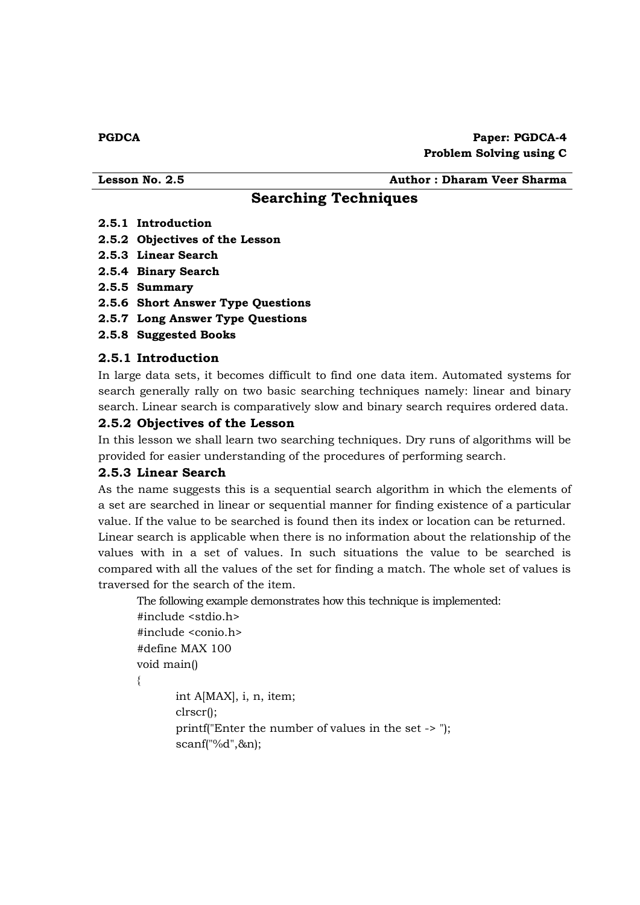**PGDCA** | **Paper: PGDCA-4**
**Problem Solving using C**

**Lesson No. 2.5** | **Author : Dharam Veer Sharma**

# Searching Techniques

**2.5.1 Introduction**
**2.5.2 Objectives of the Lesson**
**2.5.3 Linear Search**
**2.5.4 Binary Search**
**2.5.5 Summary**
**2.5.6 Short Answer Type Questions**
**2.5.7 Long Answer Type Questions**
**2.5.8 Suggested Books**

## 2.5.1 Introduction

In large data sets, it becomes difficult to find one data item. Automated systems for search generally rally on two basic searching techniques namely: linear and binary search. Linear search is comparatively slow and binary search requires ordered data.

## 2.5.2 Objectives of the Lesson

In this lesson we shall learn two searching techniques. Dry runs of algorithms will be provided for easier understanding of the procedures of performing search.

## 2.5.3 Linear Search

As the name suggests this is a sequential search algorithm in which the elements of a set are searched in linear or sequential manner for finding existence of a particular value. If the value to be searched is found then its index or location can be returned.

Linear search is applicable when there is no information about the relationship of the values with in a set of values. In such situations the value to be searched is compared with all the values of the set for finding a match. The whole set of values is traversed for the search of the item.

The following example demonstrates how this technique is implemented:

```
#include <stdio.h>
#include <conio.h>
#define MAX 100
void main()
{
        int A[MAX], i, n, item;
        clrscr();
        printf("Enter the number of values in the set -> ");
        scanf("%d",&n);
```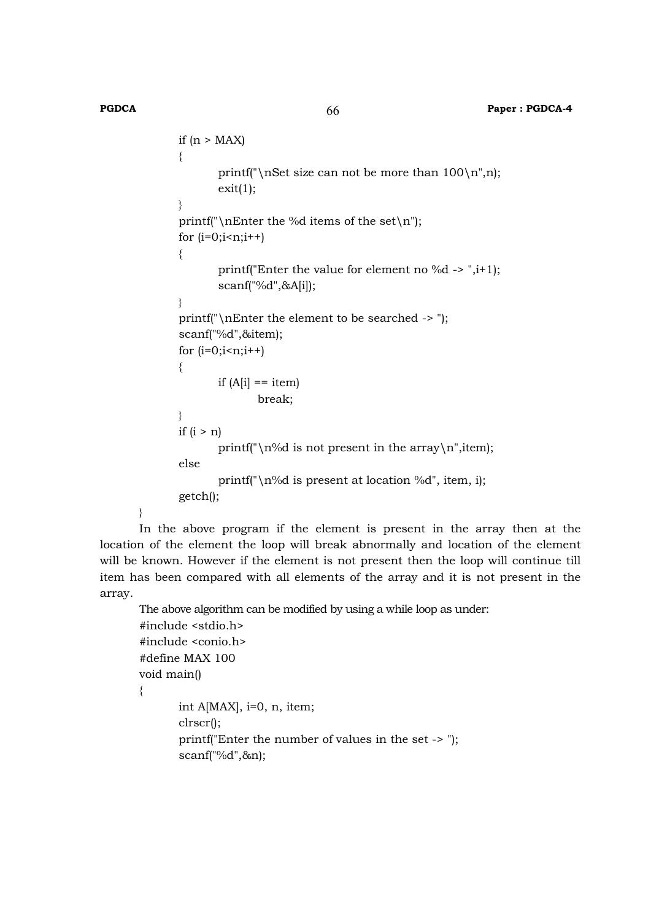```
        if (n > MAX)
        {
                printf("\nSet size can not be more than 100\n",n);
                exit(1);
        }
        printf("\nEnter the %d items of the set\n");
        for (i=0;i<n;i++)
        {
                printf("Enter the value for element no %d -> ",i+1);
                scanf("%d",&A[i]);
        }
        printf("\nEnter the element to be searched -> ");
        scanf("%d",&item);
        for (i=0;i<n;i++)
        {
                if (A[i] == item)
                        break;
        }
        if (i > n)
                printf("\n%d is not present in the array\n",item);
        else
                printf("\n%d is present at location %d", item, i);
        getch();
}
```

In the above program if the element is present in the array then at the location of the element the loop will break abnormally and location of the element will be known. However if the element is not present then the loop will continue till item has been compared with all elements of the array and it is not present in the array.

The above algorithm can be modified by using a while loop as under:

```
#include <stdio.h>
#include <conio.h>
#define MAX 100
void main()
{
        int A[MAX], i=0, n, item;
        clrscr();
        printf("Enter the number of values in the set -> ");
        scanf("%d",&n);
```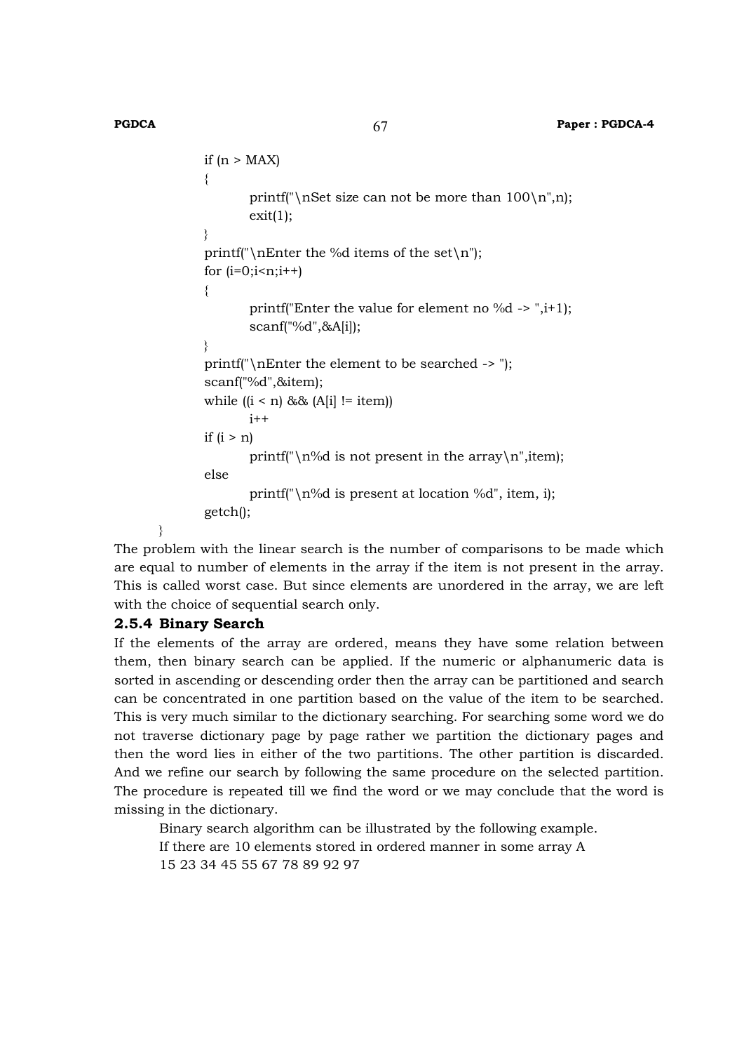```
    if (n > MAX)
    {
        printf("\nSet size can not be more than 100\n",n);
        exit(1);
    }
    printf("\nEnter the %d items of the set\n");
    for (i=0;i<n;i++)
    {
        printf("Enter the value for element no %d -> ",i+1);
        scanf("%d",&A[i]);
    }
    printf("\nEnter the element to be searched -> ");
    scanf("%d",&item);
    while ((i < n) && (A[i] != item))
        i++
    if (i > n)
        printf("\n%d is not present in the array\n",item);
    else
        printf("\n%d is present at location %d", item, i);
    getch();
}
```

The problem with the linear search is the number of comparisons to be made which are equal to number of elements in the array if the item is not present in the array. This is called worst case. But since elements are unordered in the array, we are left with the choice of sequential search only.

### 2.5.4 Binary Search

If the elements of the array are ordered, means they have some relation between them, then binary search can be applied. If the numeric or alphanumeric data is sorted in ascending or descending order then the array can be partitioned and search can be concentrated in one partition based on the value of the item to be searched. This is very much similar to the dictionary searching. For searching some word we do not traverse dictionary page by page rather we partition the dictionary pages and then the word lies in either of the two partitions. The other partition is discarded. And we refine our search by following the same procedure on the selected partition. The procedure is repeated till we find the word or we may conclude that the word is missing in the dictionary.

Binary search algorithm can be illustrated by the following example.

If there are 10 elements stored in ordered manner in some array A

15 23 34 45 55 67 78 89 92 97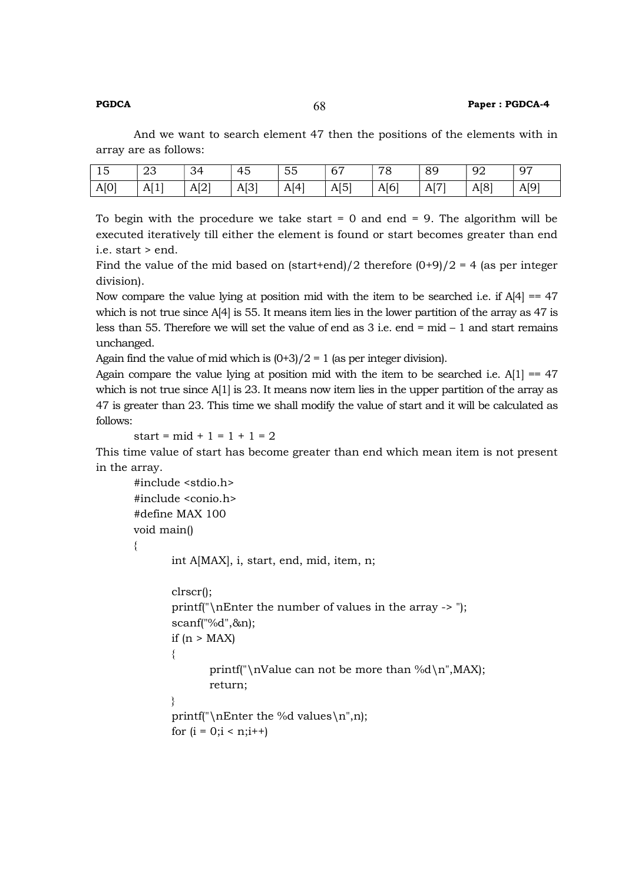And we want to search element 47 then the positions of the elements with in array are as follows:

| 15 | 23 | 34 | 45 | 55 | 67 | 78 | 89 | 92 | 97 |
|---|---|---|---|---|---|---|---|---|---|
| A[0] | A[1] | A[2] | A[3] | A[4] | A[5] | A[6] | A[7] | A[8] | A[9] |

To begin with the procedure we take start = 0 and end = 9. The algorithm will be executed iteratively till either the element is found or start becomes greater than end i.e. start > end.

Find the value of the mid based on (start+end)/2 therefore (0+9)/2 = 4 (as per integer division).

Now compare the value lying at position mid with the item to be searched i.e. if A[4] == 47 which is not true since A[4] is 55. It means item lies in the lower partition of the array as 47 is less than 55. Therefore we will set the value of end as 3 i.e. end = mid – 1 and start remains unchanged.

Again find the value of mid which is (0+3)/2 = 1 (as per integer division).

Again compare the value lying at position mid with the item to be searched i.e. A[1] == 47 which is not true since A[1] is 23. It means now item lies in the upper partition of the array as 47 is greater than 23. This time we shall modify the value of start and it will be calculated as follows:

start = mid + 1 = 1 + 1 = 2

This time value of start has become greater than end which mean item is not present in the array.

```
#include <stdio.h>
#include <conio.h>
#define MAX 100
void main()
{
        int A[MAX], i, start, end, mid, item, n;

        clrscr();
        printf("\nEnter the number of values in the array -> ");
        scanf("%d",&n);
        if (n > MAX)
        {
                printf("\nValue can not be more than %d\n",MAX);
                return;
        }
        printf("\nEnter the %d values\n",n);
        for (i = 0;i < n;i++)
```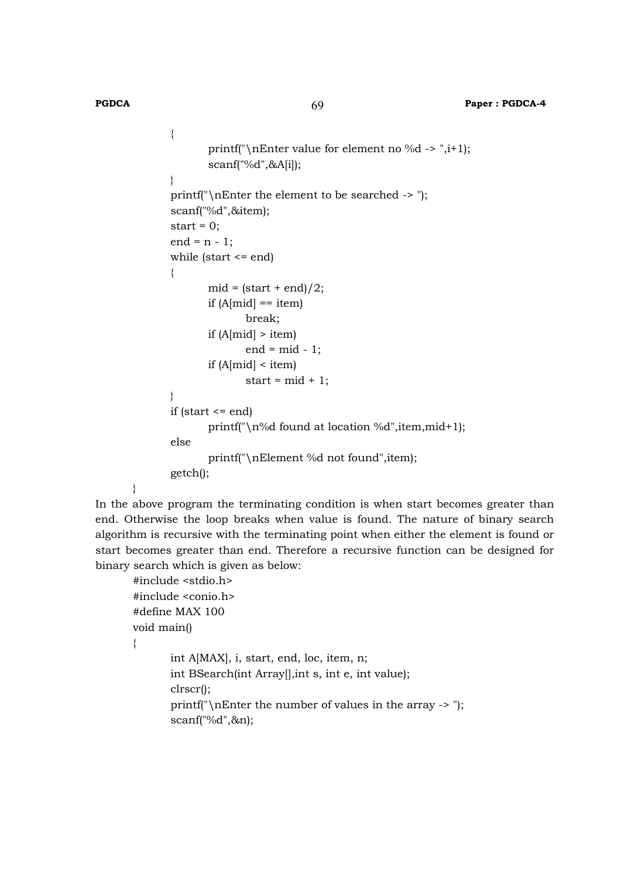```c
	{
		printf("\nEnter value for element no %d -> ",i+1);
		scanf("%d",&A[i]);
	}
	printf("\nEnter the element to be searched -> ");
	scanf("%d",&item);
	start = 0;
	end = n - 1;
	while (start <= end)
	{
		mid = (start + end)/2;
		if (A[mid] == item)
			break;
		if (A[mid] > item)
			end = mid - 1;
		if (A[mid] < item)
			start = mid + 1;
	}
	if (start <= end)
		printf("\n%d found at location %d",item,mid+1);
	else
		printf("\nElement %d not found",item);
	getch();
}
```

In the above program the terminating condition is when start becomes greater than end. Otherwise the loop breaks when value is found. The nature of binary search algorithm is recursive with the terminating point when either the element is found or start becomes greater than end. Therefore a recursive function can be designed for binary search which is given as below:

```c
#include <stdio.h>
#include <conio.h>
#define MAX 100
void main()
{
	int A[MAX], i, start, end, loc, item, n;
	int BSearch(int Array[],int s, int e, int value);
	clrscr();
	printf("\nEnter the number of values in the array -> ");
	scanf("%d",&n);
```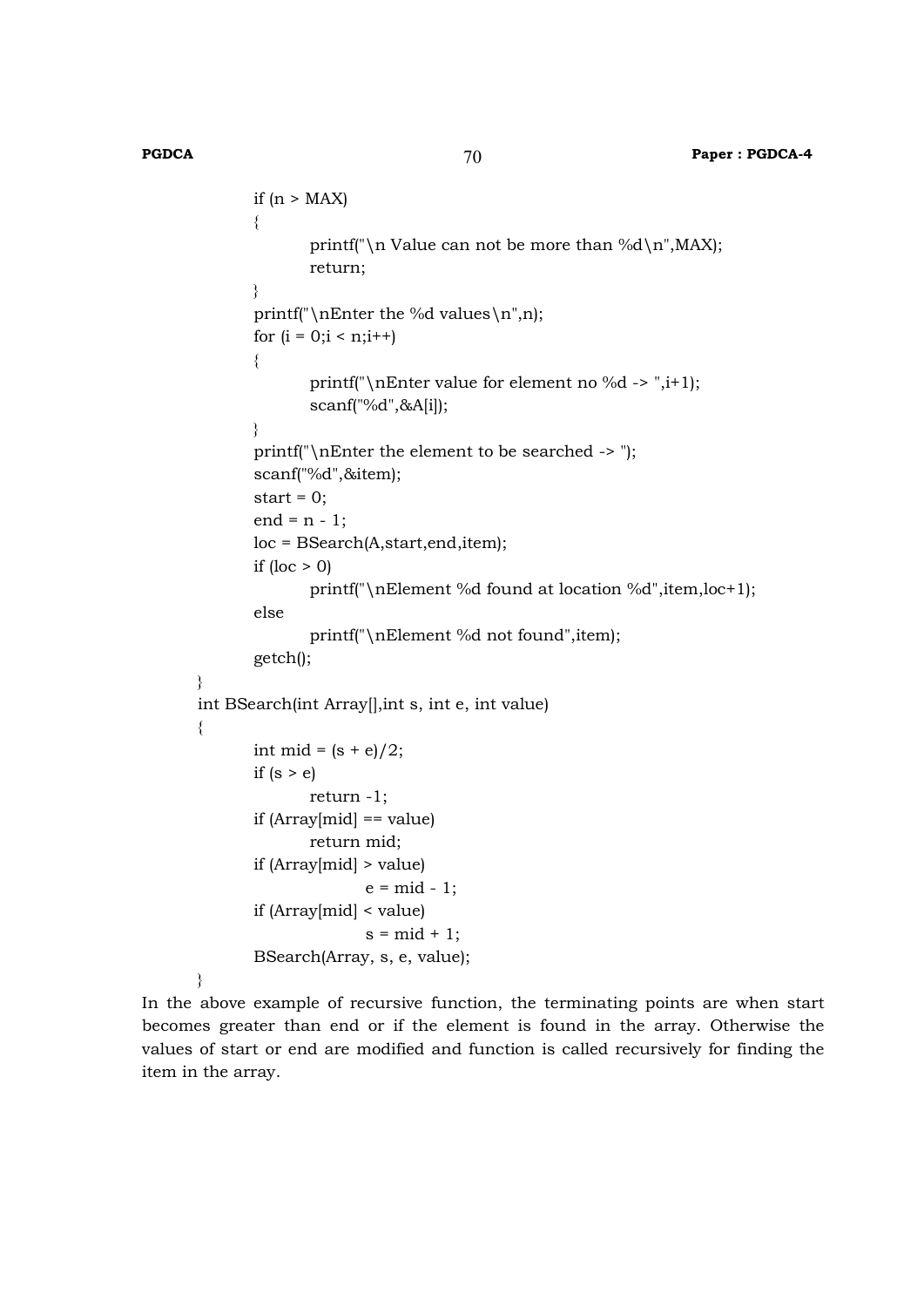```
    if (n > MAX)
    {
        printf("\n Value can not be more than %d\n",MAX);
        return;
    }
    printf("\nEnter the %d values\n",n);
    for (i = 0;i < n;i++)
    {
        printf("\nEnter value for element no %d -> ",i+1);
        scanf("%d",&A[i]);
    }
    printf("\nEnter the element to be searched -> ");
    scanf("%d",&item);
    start = 0;
    end = n - 1;
    loc = BSearch(A,start,end,item);
    if (loc > 0)
        printf("\nElement %d found at location %d",item,loc+1);
    else
        printf("\nElement %d not found",item);
    getch();
}
int BSearch(int Array[],int s, int e, int value)
{
    int mid = (s + e)/2;
    if (s > e)
        return -1;
    if (Array[mid] == value)
        return mid;
    if (Array[mid] > value)
            e = mid - 1;
    if (Array[mid] < value)
            s = mid + 1;
    BSearch(Array, s, e, value);
}
```

In the above example of recursive function, the terminating points are when start becomes greater than end or if the element is found in the array. Otherwise the values of start or end are modified and function is called recursively for finding the item in the array.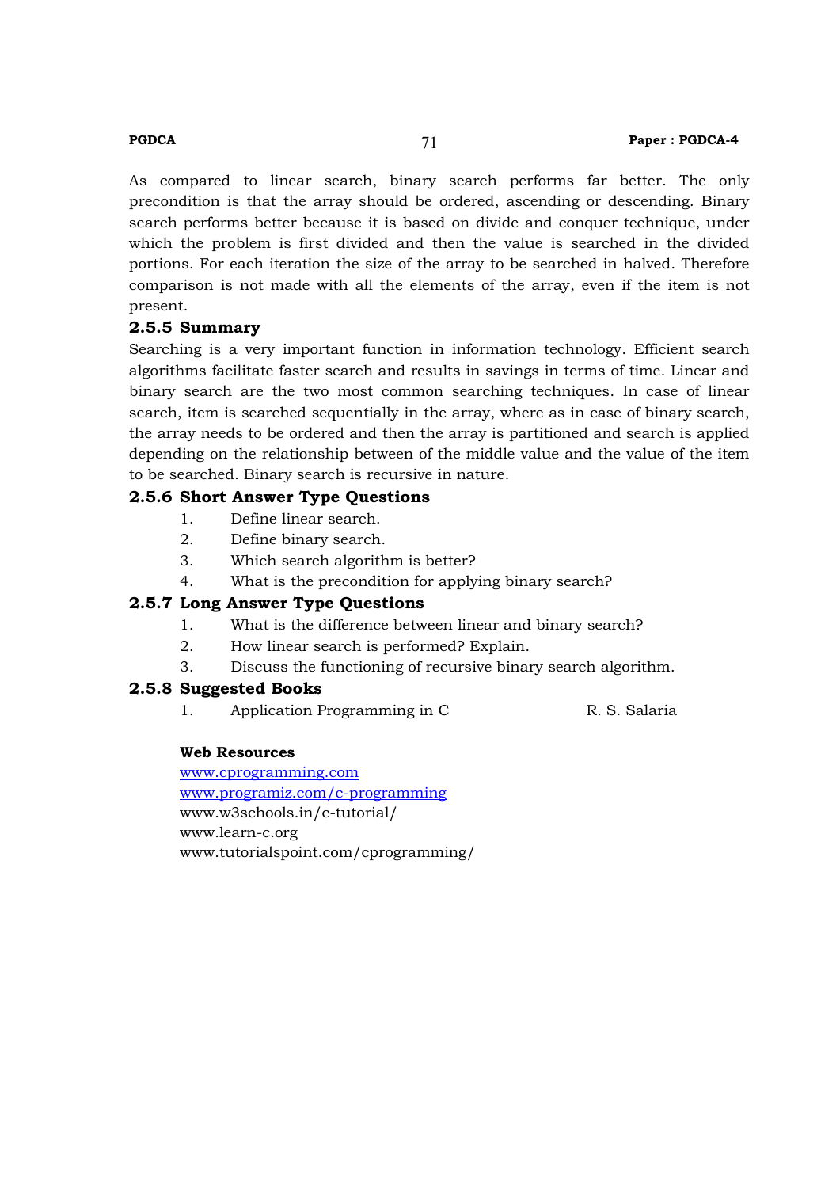As compared to linear search, binary search performs far better. The only precondition is that the array should be ordered, ascending or descending. Binary search performs better because it is based on divide and conquer technique, under which the problem is first divided and then the value is searched in the divided portions. For each iteration the size of the array to be searched in halved. Therefore comparison is not made with all the elements of the array, even if the item is not present.

### 2.5.5 Summary

Searching is a very important function in information technology. Efficient search algorithms facilitate faster search and results in savings in terms of time. Linear and binary search are the two most common searching techniques. In case of linear search, item is searched sequentially in the array, where as in case of binary search, the array needs to be ordered and then the array is partitioned and search is applied depending on the relationship between of the middle value and the value of the item to be searched. Binary search is recursive in nature.

### 2.5.6 Short Answer Type Questions

1. Define linear search.
2. Define binary search.
3. Which search algorithm is better?
4. What is the precondition for applying binary search?

### 2.5.7 Long Answer Type Questions

1. What is the difference between linear and binary search?
2. How linear search is performed? Explain.
3. Discuss the functioning of recursive binary search algorithm.

### 2.5.8 Suggested Books

1. Application Programming in C — R. S. Salaria

**Web Resources**

www.cprogramming.com
www.programiz.com/c-programming
www.w3schools.in/c-tutorial/
www.learn-c.org
www.tutorialspoint.com/cprogramming/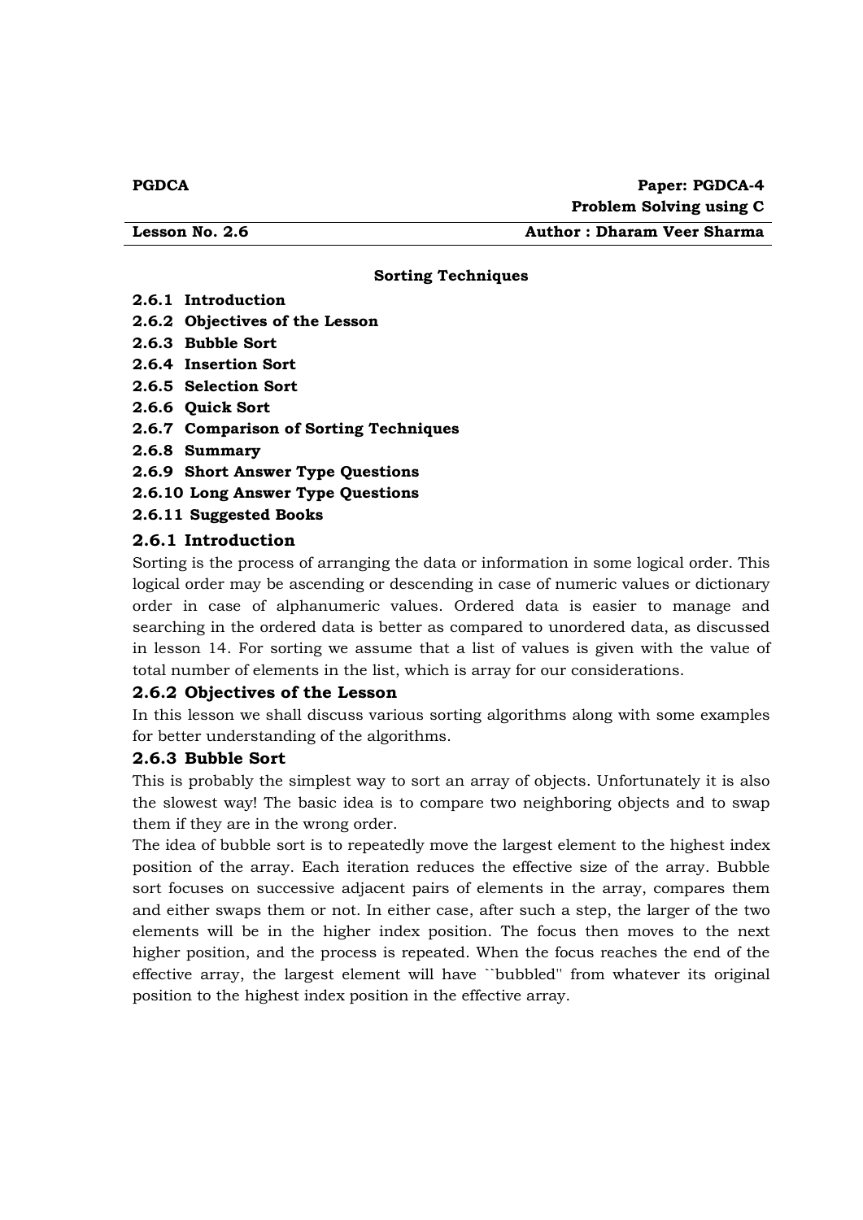**PGDCA** | **Paper: PGDCA-4**
**Problem Solving using C**

**Lesson No. 2.6** | **Author : Dharam Veer Sharma**

**Sorting Techniques**

**2.6.1 Introduction**
**2.6.2 Objectives of the Lesson**
**2.6.3 Bubble Sort**
**2.6.4 Insertion Sort**
**2.6.5 Selection Sort**
**2.6.6 Quick Sort**
**2.6.7 Comparison of Sorting Techniques**
**2.6.8 Summary**
**2.6.9 Short Answer Type Questions**
**2.6.10 Long Answer Type Questions**
**2.6.11 Suggested Books**

## 2.6.1 Introduction

Sorting is the process of arranging the data or information in some logical order. This logical order may be ascending or descending in case of numeric values or dictionary order in case of alphanumeric values. Ordered data is easier to manage and searching in the ordered data is better as compared to unordered data, as discussed in lesson 14. For sorting we assume that a list of values is given with the value of total number of elements in the list, which is array for our considerations.

## 2.6.2 Objectives of the Lesson

In this lesson we shall discuss various sorting algorithms along with some examples for better understanding of the algorithms.

## 2.6.3 Bubble Sort

This is probably the simplest way to sort an array of objects. Unfortunately it is also the slowest way! The basic idea is to compare two neighboring objects and to swap them if they are in the wrong order.

The idea of bubble sort is to repeatedly move the largest element to the highest index position of the array. Each iteration reduces the effective size of the array. Bubble sort focuses on successive adjacent pairs of elements in the array, compares them and either swaps them or not. In either case, after such a step, the larger of the two elements will be in the higher index position. The focus then moves to the next higher position, and the process is repeated. When the focus reaches the end of the effective array, the largest element will have ``bubbled'' from whatever its original position to the highest index position in the effective array.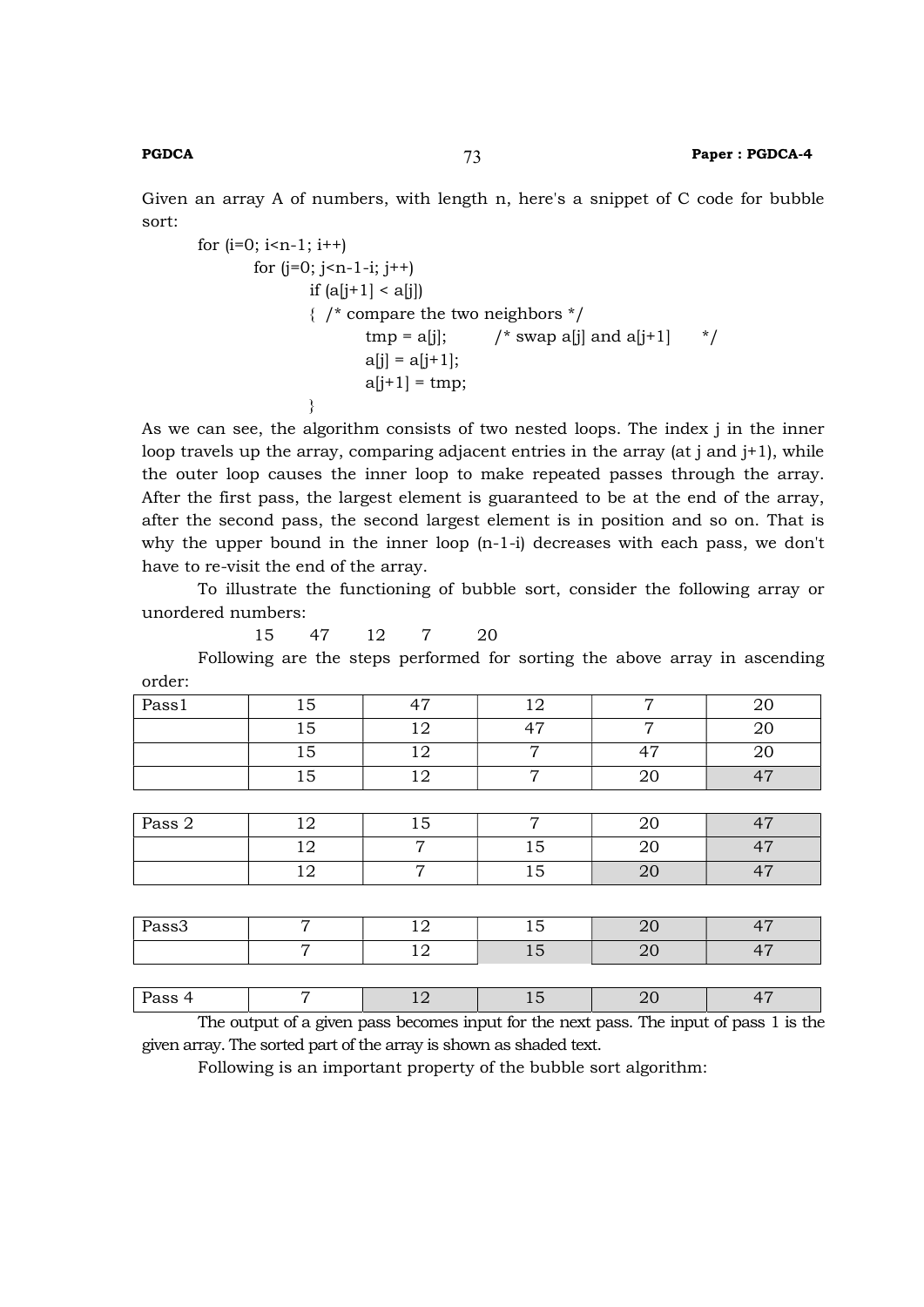Given an array A of numbers, with length n, here's a snippet of C code for bubble sort:

```
for (i=0; i<n-1; i++)
        for (j=0; j<n-1-i; j++)
                if (a[j+1] < a[j])
                { /* compare the two neighbors */
                        tmp = a[j];        /* swap a[j] and a[j+1]      */
                        a[j] = a[j+1];
                        a[j+1] = tmp;
                }
```

As we can see, the algorithm consists of two nested loops. The index j in the inner loop travels up the array, comparing adjacent entries in the array (at j and j+1), while the outer loop causes the inner loop to make repeated passes through the array. After the first pass, the largest element is guaranteed to be at the end of the array, after the second pass, the second largest element is in position and so on. That is why the upper bound in the inner loop (n-1-i) decreases with each pass, we don't have to re-visit the end of the array.

To illustrate the functioning of bubble sort, consider the following array or unordered numbers:

15 47 12 7 20

Following are the steps performed for sorting the above array in ascending order:

| Pass1 | 15 | 47 | 12 | 7 | 20 |
|---|---|---|---|---|---|
| | 15 | 12 | 47 | 7 | 20 |
| | 15 | 12 | 7 | 47 | 20 |
| | 15 | 12 | 7 | 20 | 47 |

| Pass 2 | 12 | 15 | 7 | 20 | 47 |
|---|---|---|---|---|---|
| | 12 | 7 | 15 | 20 | 47 |
| | 12 | 7 | 15 | 20 | 47 |

| Pass3 | 7 | 12 | 15 | 20 | 47 |
|---|---|---|---|---|---|
| | 7 | 12 | 15 | 20 | 47 |

| Pass 4 | 7 | 12 | 15 | 20 | 47 |
|---|---|---|---|---|---|

The output of a given pass becomes input for the next pass. The input of pass 1 is the given array. The sorted part of the array is shown as shaded text.

Following is an important property of the bubble sort algorithm: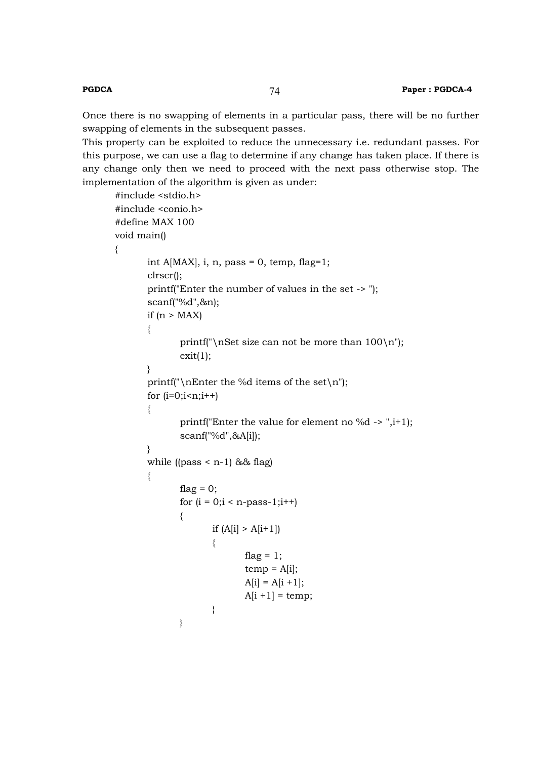Once there is no swapping of elements in a particular pass, there will be no further swapping of elements in the subsequent passes.

This property can be exploited to reduce the unnecessary i.e. redundant passes. For this purpose, we can use a flag to determine if any change has taken place. If there is any change only then we need to proceed with the next pass otherwise stop. The implementation of the algorithm is given as under:

```
#include <stdio.h>
#include <conio.h>
#define MAX 100
void main()
{
        int A[MAX], i, n, pass = 0, temp, flag=1;
        clrscr();
        printf("Enter the number of values in the set -> ");
        scanf("%d",&n);
        if (n > MAX)
        {
                printf("\nSet size can not be more than 100\n");
                exit(1);
        }
        printf("\nEnter the %d items of the set\n");
        for (i=0;i<n;i++)
        {
                printf("Enter the value for element no %d -> ",i+1);
                scanf("%d",&A[i]);
        }
        while ((pass < n-1) && flag)
        {
                flag = 0;
                for (i = 0;i < n-pass-1;i++)
                {
                        if (A[i] > A[i+1])
                        {
                                flag = 1;
                                temp = A[i];
                                A[i] = A[i +1];
                                A[i +1] = temp;
                        }
                }
```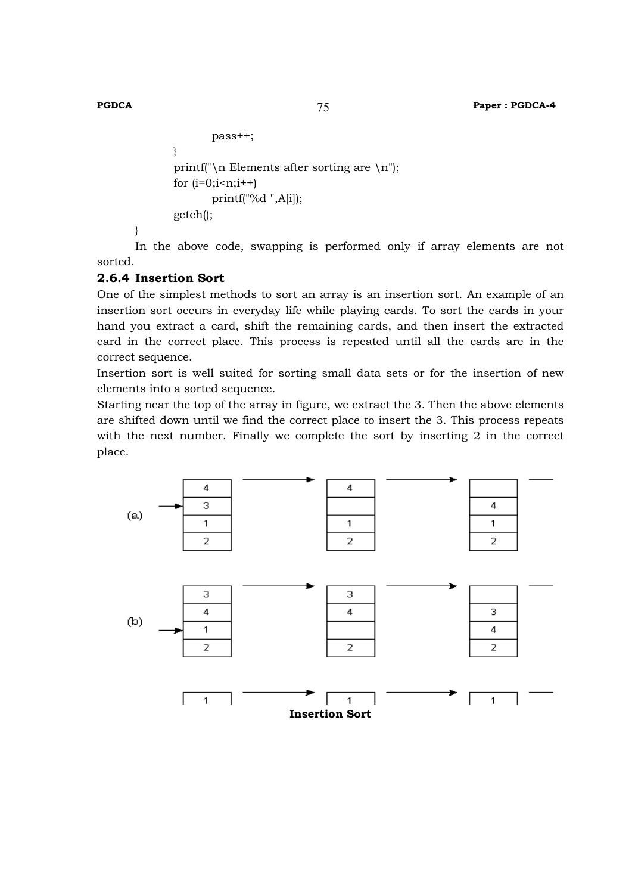```
            pass++;
        }
        printf("\n Elements after sorting are \n");
        for (i=0;i<n;i++)
            printf("%d ",A[i]);
        getch();
    }
```

In the above code, swapping is performed only if array elements are not sorted.

### 2.6.4 Insertion Sort

One of the simplest methods to sort an array is an insertion sort. An example of an insertion sort occurs in everyday life while playing cards. To sort the cards in your hand you extract a card, shift the remaining cards, and then insert the extracted card in the correct place. This process is repeated until all the cards are in the correct sequence.

Insertion sort is well suited for sorting small data sets or for the insertion of new elements into a sorted sequence.

Starting near the top of the array in figure, we extract the 3. Then the above elements are shifted down until we find the correct place to insert the 3. This process repeats with the next number. Finally we complete the sort by inserting 2 in the correct place.

**Insertion Sort**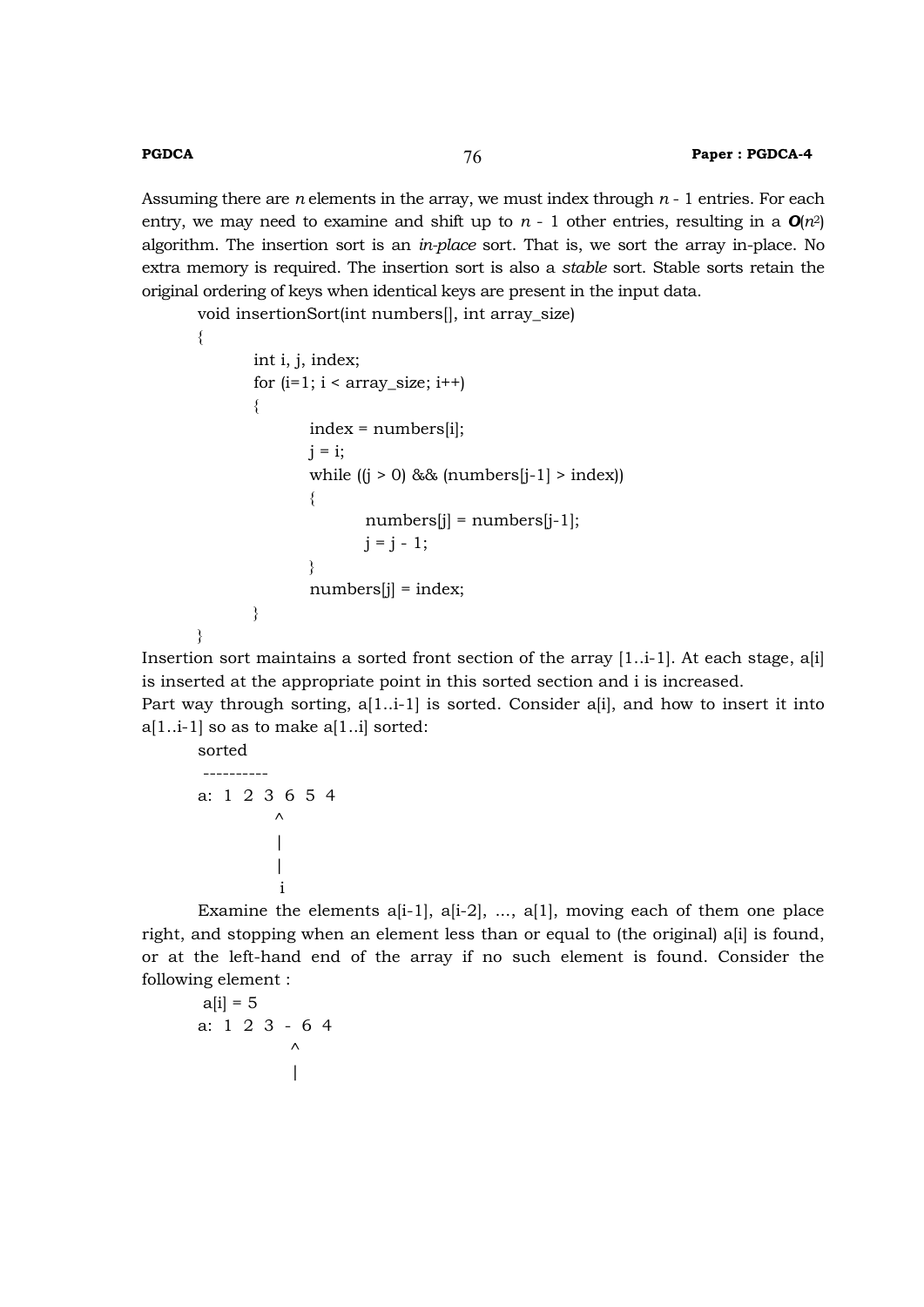Assuming there are *n* elements in the array, we must index through *n* - 1 entries. For each entry, we may need to examine and shift up to *n* - 1 other entries, resulting in a $O(n^2)$ algorithm. The insertion sort is an *in-place* sort. That is, we sort the array in-place. No extra memory is required. The insertion sort is also a *stable* sort. Stable sorts retain the original ordering of keys when identical keys are present in the input data.

```
void insertionSort(int numbers[], int array_size)
{
        int i, j, index;
        for (i=1; i < array_size; i++)
        {
                index = numbers[i];
                j = i;
                while ((j > 0) && (numbers[j-1] > index))
                {
                        numbers[j] = numbers[j-1];
                        j = j - 1;
                }
                numbers[j] = index;
        }
}
```

Insertion sort maintains a sorted front section of the array [1..i-1]. At each stage, a[i] is inserted at the appropriate point in this sorted section and i is increased.

Part way through sorting, a[1..i-1] is sorted. Consider a[i], and how to insert it into a[1..i-1] so as to make a[1..i] sorted:

```
sorted
 ----------
a:  1  2  3  6  5  4
            ^
            |
            |
            i
```

Examine the elements a[i-1], a[i-2], ..., a[1], moving each of them one place right, and stopping when an element less than or equal to (the original) a[i] is found, or at the left-hand end of the array if no such element is found. Consider the following element :

```
 a[i] = 5
a:  1  2  3  -  6  4
              ^
              |
```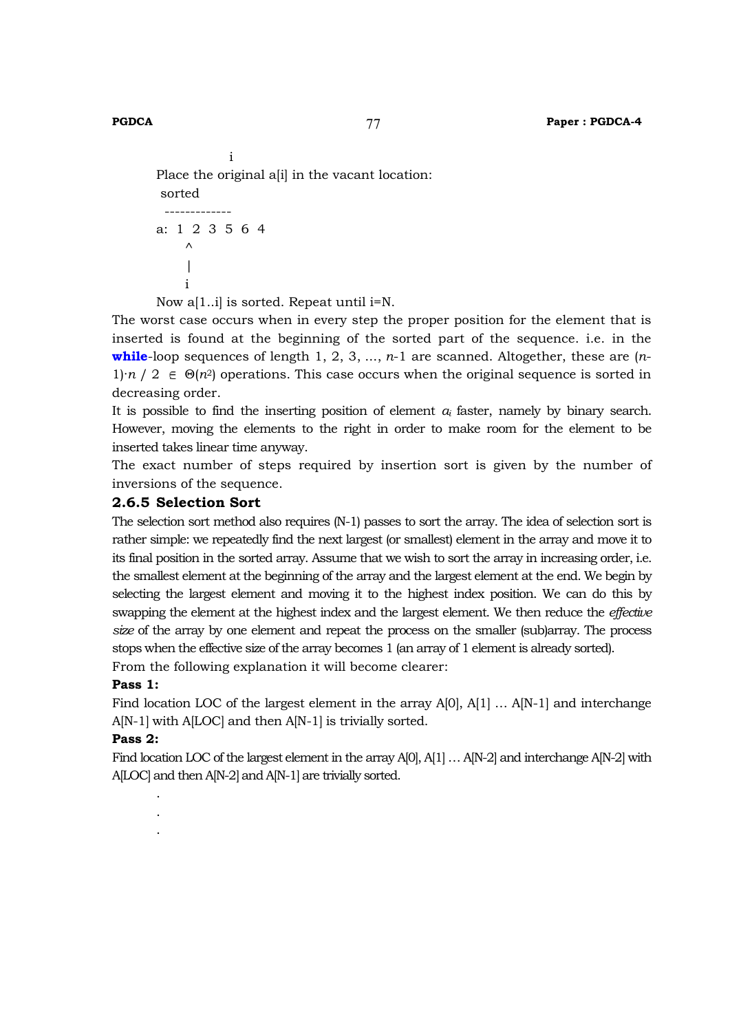```
              i
Place the original a[i] in the vacant location:
 sorted
  -------------
a:  1  2  3  5  6  4
       ^
       |
       i
Now a[1..i] is sorted. Repeat until i=N.
```

The worst case occurs when in every step the proper position for the element that is inserted is found at the beginning of the sorted part of the sequence. i.e. in the **while**-loop sequences of length 1, 2, 3, ..., $n$-1 are scanned. Altogether, these are $(n-1) \cdot n / 2 \in \Theta(n^2)$ operations. This case occurs when the original sequence is sorted in decreasing order.

It is possible to find the inserting position of element $a_i$ faster, namely by binary search. However, moving the elements to the right in order to make room for the element to be inserted takes linear time anyway.

The exact number of steps required by insertion sort is given by the number of inversions of the sequence.

### 2.6.5 Selection Sort

The selection sort method also requires (N-1) passes to sort the array. The idea of selection sort is rather simple: we repeatedly find the next largest (or smallest) element in the array and move it to its final position in the sorted array. Assume that we wish to sort the array in increasing order, i.e. the smallest element at the beginning of the array and the largest element at the end. We begin by selecting the largest element and moving it to the highest index position. We can do this by swapping the element at the highest index and the largest element. We then reduce the *effective size* of the array by one element and repeat the process on the smaller (sub)array. The process stops when the effective size of the array becomes 1 (an array of 1 element is already sorted).

From the following explanation it will become clearer:

**Pass 1:**

Find location LOC of the largest element in the array A[0], A[1] … A[N-1] and interchange A[N-1] with A[LOC] and then A[N-1] is trivially sorted.

**Pass 2:**

Find location LOC of the largest element in the array A[0], A[1] … A[N-2] and interchange A[N-2] with A[LOC] and then A[N-2] and A[N-1] are trivially sorted.

.

.

.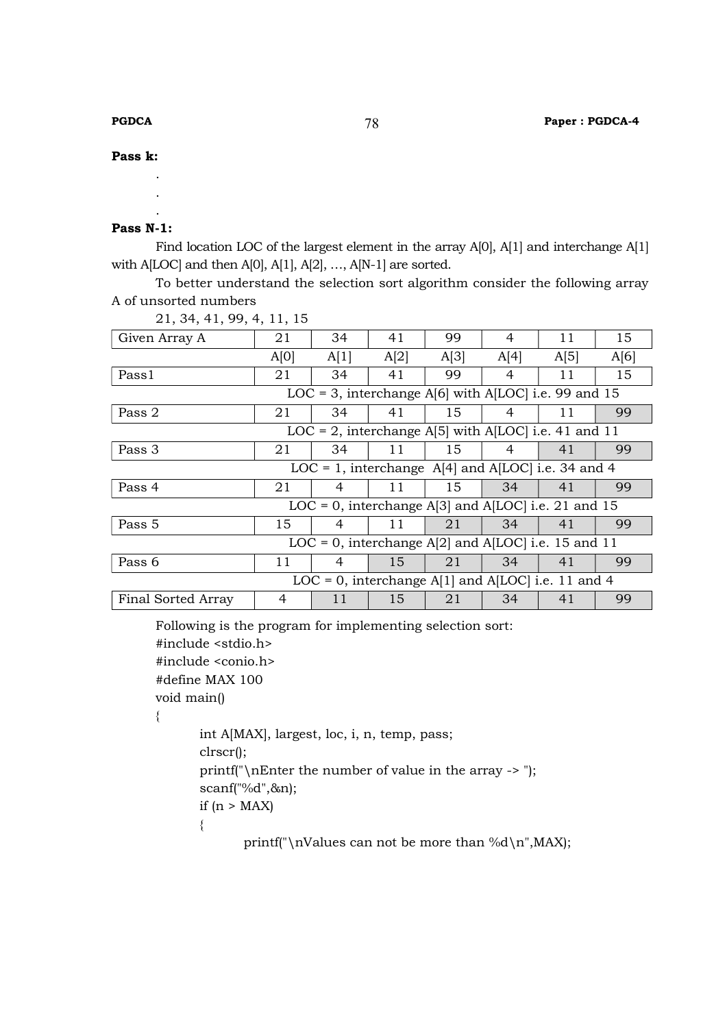**Pass k:**

.

.

.

**Pass N-1:**

Find location LOC of the largest element in the array A[0], A[1] and interchange A[1] with A[LOC] and then A[0], A[1], A[2], …, A[N-1] are sorted.

To better understand the selection sort algorithm consider the following array A of unsorted numbers

21, 34, 41, 99, 4, 11, 15

| Given Array A | 21 | 34 | 41 | 99 | 4 | 11 | 15 |
|---|---|---|---|---|---|---|---|
| | A[0] | A[1] | A[2] | A[3] | A[4] | A[5] | A[6] |
| Pass1 | 21 | 34 | 41 | 99 | 4 | 11 | 15 |
| | LOC = 3, interchange A[6] with A[LOC] i.e. 99 and 15 | | | | | | |
| Pass 2 | 21 | 34 | 41 | 15 | 4 | 11 | 99 |
| | LOC = 2, interchange A[5] with A[LOC] i.e. 41 and 11 | | | | | | |
| Pass 3 | 21 | 34 | 11 | 15 | 4 | 41 | 99 |
| | LOC = 1, interchange A[4] and A[LOC] i.e. 34 and 4 | | | | | | |
| Pass 4 | 21 | 4 | 11 | 15 | 34 | 41 | 99 |
| | LOC = 0, interchange A[3] and A[LOC] i.e. 21 and 15 | | | | | | |
| Pass 5 | 15 | 4 | 11 | 21 | 34 | 41 | 99 |
| | LOC = 0, interchange A[2] and A[LOC] i.e. 15 and 11 | | | | | | |
| Pass 6 | 11 | 4 | 15 | 21 | 34 | 41 | 99 |
| | LOC = 0, interchange A[1] and A[LOC] i.e. 11 and 4 | | | | | | |
| Final Sorted Array | 4 | 11 | 15 | 21 | 34 | 41 | 99 |

Following is the program for implementing selection sort:

```
#include <stdio.h>
#include <conio.h>
#define MAX 100
void main()
{
        int A[MAX], largest, loc, i, n, temp, pass;
        clrscr();
        printf("\nEnter the number of value in the array -> ");
        scanf("%d",&n);
        if (n > MAX)
        {
                printf("\nValues can not be more than %d\n",MAX);
```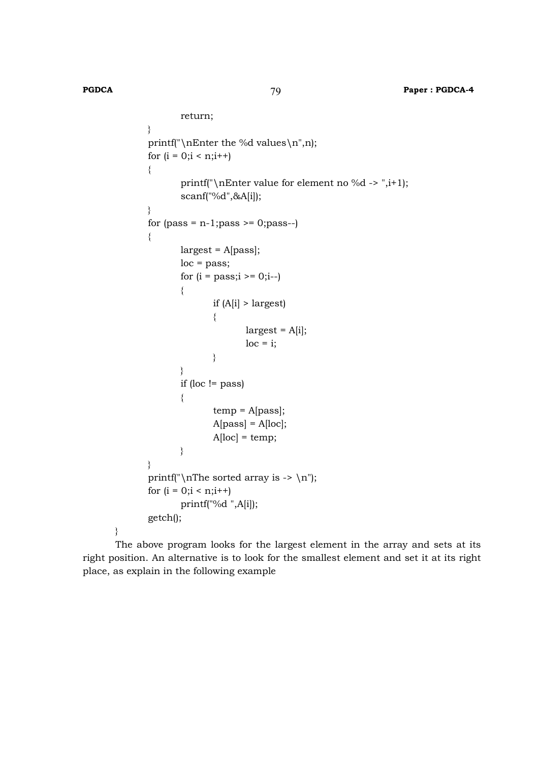```
		return;
	}
	printf("\nEnter the %d values\n",n);
	for (i = 0;i < n;i++)
	{
		printf("\nEnter value for element no %d -> ",i+1);
		scanf("%d",&A[i]);
	}
	for (pass = n-1;pass >= 0;pass--)
	{
		largest = A[pass];
		loc = pass;
		for (i = pass;i >= 0;i--)
		{
			if (A[i] > largest)
			{
				largest = A[i];
				loc = i;
			}
		}
		if (loc != pass)
		{
			temp = A[pass];
			A[pass] = A[loc];
			A[loc] = temp;
		}
	}
	printf("\nThe sorted array is -> \n");
	for (i = 0;i < n;i++)
		printf("%d ",A[i]);
	getch();
}
```

The above program looks for the largest element in the array and sets at its right position. An alternative is to look for the smallest element and set it at its right place, as explain in the following example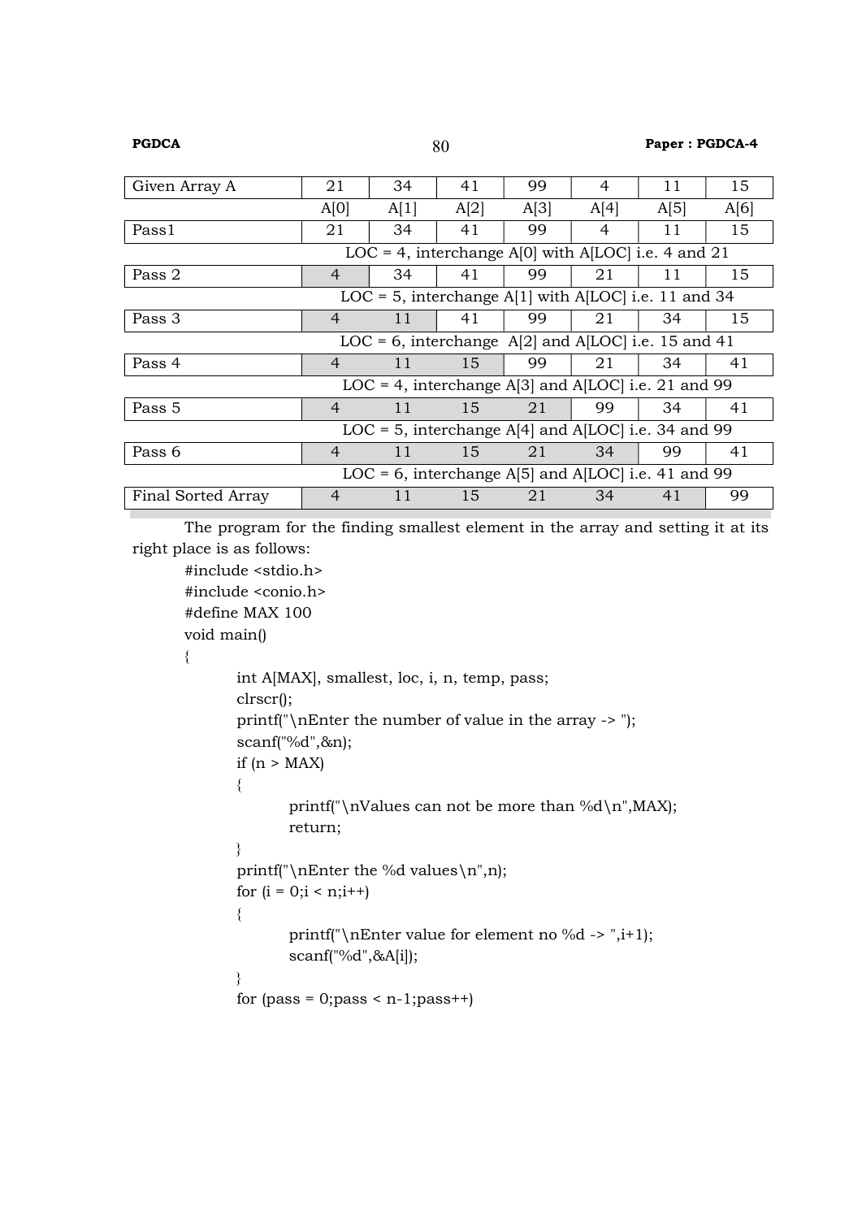| Given Array A | 21 | 34 | 41 | 99 | 4 | 11 | 15 |
|---|---|---|---|---|---|---|---|
| | A[0] | A[1] | A[2] | A[3] | A[4] | A[5] | A[6] |
| Pass1 | 21 | 34 | 41 | 99 | 4 | 11 | 15 |
| | LOC = 4, interchange A[0] with A[LOC] i.e. 4 and 21 | | | | | | |
| Pass 2 | 4 | 34 | 41 | 99 | 21 | 11 | 15 |
| | LOC = 5, interchange A[1] with A[LOC] i.e. 11 and 34 | | | | | | |
| Pass 3 | 4 | 11 | 41 | 99 | 21 | 34 | 15 |
| | LOC = 6, interchange A[2] and A[LOC] i.e. 15 and 41 | | | | | | |
| Pass 4 | 4 | 11 | 15 | 99 | 21 | 34 | 41 |
| | LOC = 4, interchange A[3] and A[LOC] i.e. 21 and 99 | | | | | | |
| Pass 5 | 4 | 11 | 15 | 21 | 99 | 34 | 41 |
| | LOC = 5, interchange A[4] and A[LOC] i.e. 34 and 99 | | | | | | |
| Pass 6 | 4 | 11 | 15 | 21 | 34 | 99 | 41 |
| | LOC = 6, interchange A[5] and A[LOC] i.e. 41 and 99 | | | | | | |
| Final Sorted Array | 4 | 11 | 15 | 21 | 34 | 41 | 99 |

The program for the finding smallest element in the array and setting it at its right place is as follows:

```
#include <stdio.h>
#include <conio.h>
#define MAX 100
void main()
{
        int A[MAX], smallest, loc, i, n, temp, pass;
        clrscr();
        printf("\nEnter the number of value in the array -> ");
        scanf("%d",&n);
        if (n > MAX)
        {
                printf("\nValues can not be more than %d\n",MAX);
                return;
        }
        printf("\nEnter the %d values\n",n);
        for (i = 0;i < n;i++)
        {
                printf("\nEnter value for element no %d -> ",i+1);
                scanf("%d",&A[i]);
        }
        for (pass = 0;pass < n-1;pass++)
```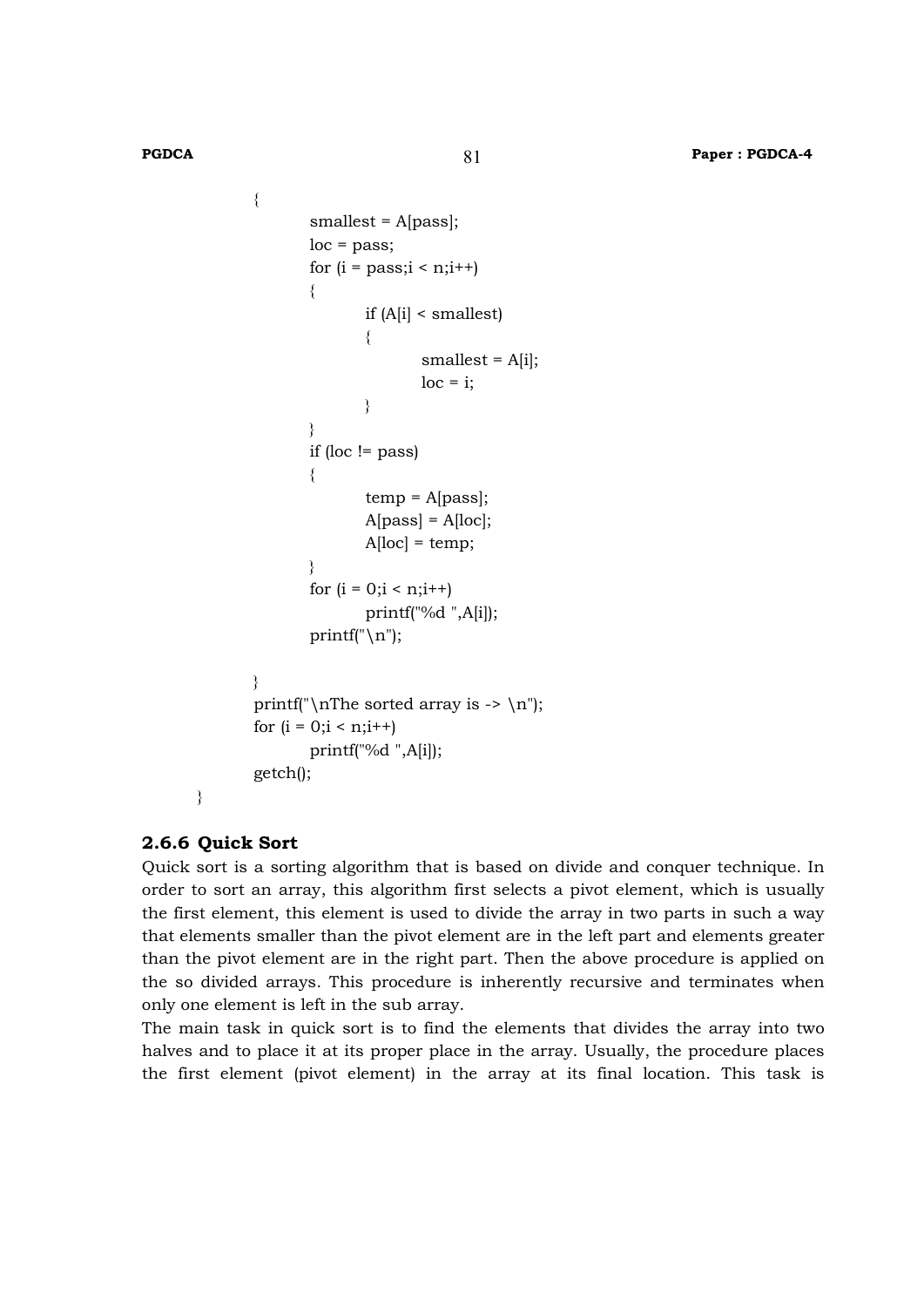```
    {
        smallest = A[pass];
        loc = pass;
        for (i = pass;i < n;i++)
        {
            if (A[i] < smallest)
            {
                smallest = A[i];
                loc = i;
            }
        }
        if (loc != pass)
        {
            temp = A[pass];
            A[pass] = A[loc];
            A[loc] = temp;
        }
        for (i = 0;i < n;i++)
            printf("%d ",A[i]);
        printf("\n");

    }
    printf("\nThe sorted array is -> \n");
    for (i = 0;i < n;i++)
        printf("%d ",A[i]);
    getch();
}
```

### 2.6.6 Quick Sort

Quick sort is a sorting algorithm that is based on divide and conquer technique. In order to sort an array, this algorithm first selects a pivot element, which is usually the first element, this element is used to divide the array in two parts in such a way that elements smaller than the pivot element are in the left part and elements greater than the pivot element are in the right part. Then the above procedure is applied on the so divided arrays. This procedure is inherently recursive and terminates when only one element is left in the sub array.

The main task in quick sort is to find the elements that divides the array into two halves and to place it at its proper place in the array. Usually, the procedure places the first element (pivot element) in the array at its final location. This task is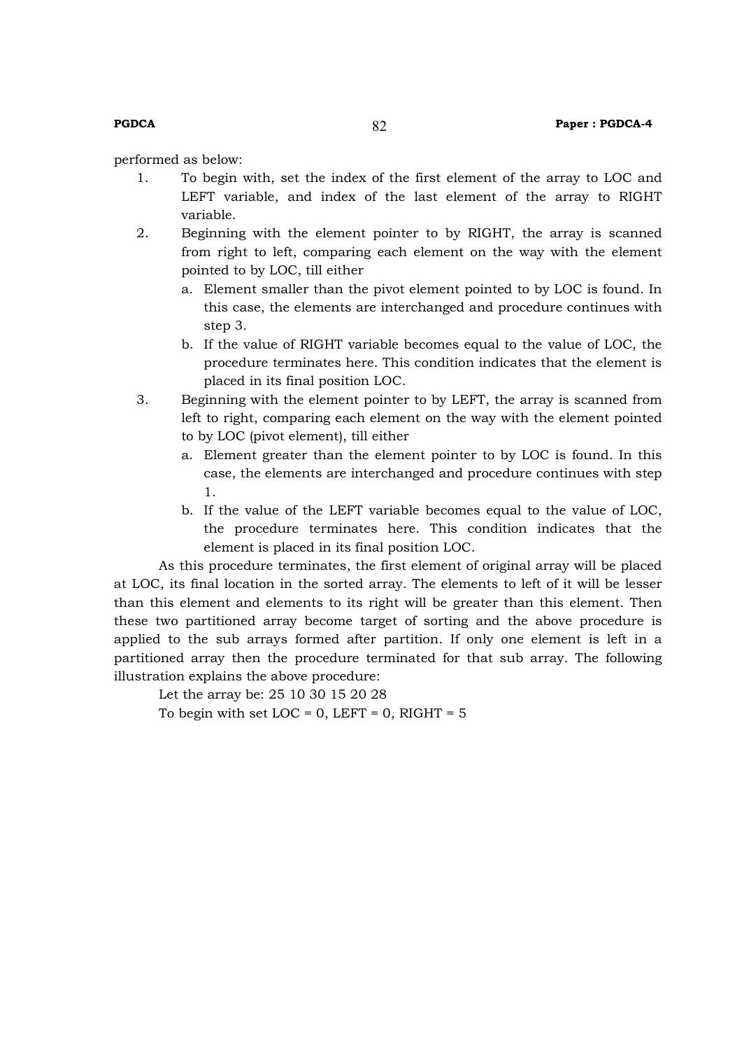performed as below:

1. To begin with, set the index of the first element of the array to LOC and LEFT variable, and index of the last element of the array to RIGHT variable.
2. Beginning with the element pointer to by RIGHT, the array is scanned from right to left, comparing each element on the way with the element pointed to by LOC, till either
   a. Element smaller than the pivot element pointed to by LOC is found. In this case, the elements are interchanged and procedure continues with step 3.
   b. If the value of RIGHT variable becomes equal to the value of LOC, the procedure terminates here. This condition indicates that the element is placed in its final position LOC.
3. Beginning with the element pointer to by LEFT, the array is scanned from left to right, comparing each element on the way with the element pointed to by LOC (pivot element), till either
   a. Element greater than the element pointer to by LOC is found. In this case, the elements are interchanged and procedure continues with step 1.
   b. If the value of the LEFT variable becomes equal to the value of LOC, the procedure terminates here. This condition indicates that the element is placed in its final position LOC.

As this procedure terminates, the first element of original array will be placed at LOC, its final location in the sorted array. The elements to left of it will be lesser than this element and elements to its right will be greater than this element. Then these two partitioned array become target of sorting and the above procedure is applied to the sub arrays formed after partition. If only one element is left in a partitioned array then the procedure terminated for that sub array. The following illustration explains the above procedure:

Let the array be: 25 10 30 15 20 28

To begin with set LOC = 0, LEFT = 0, RIGHT = 5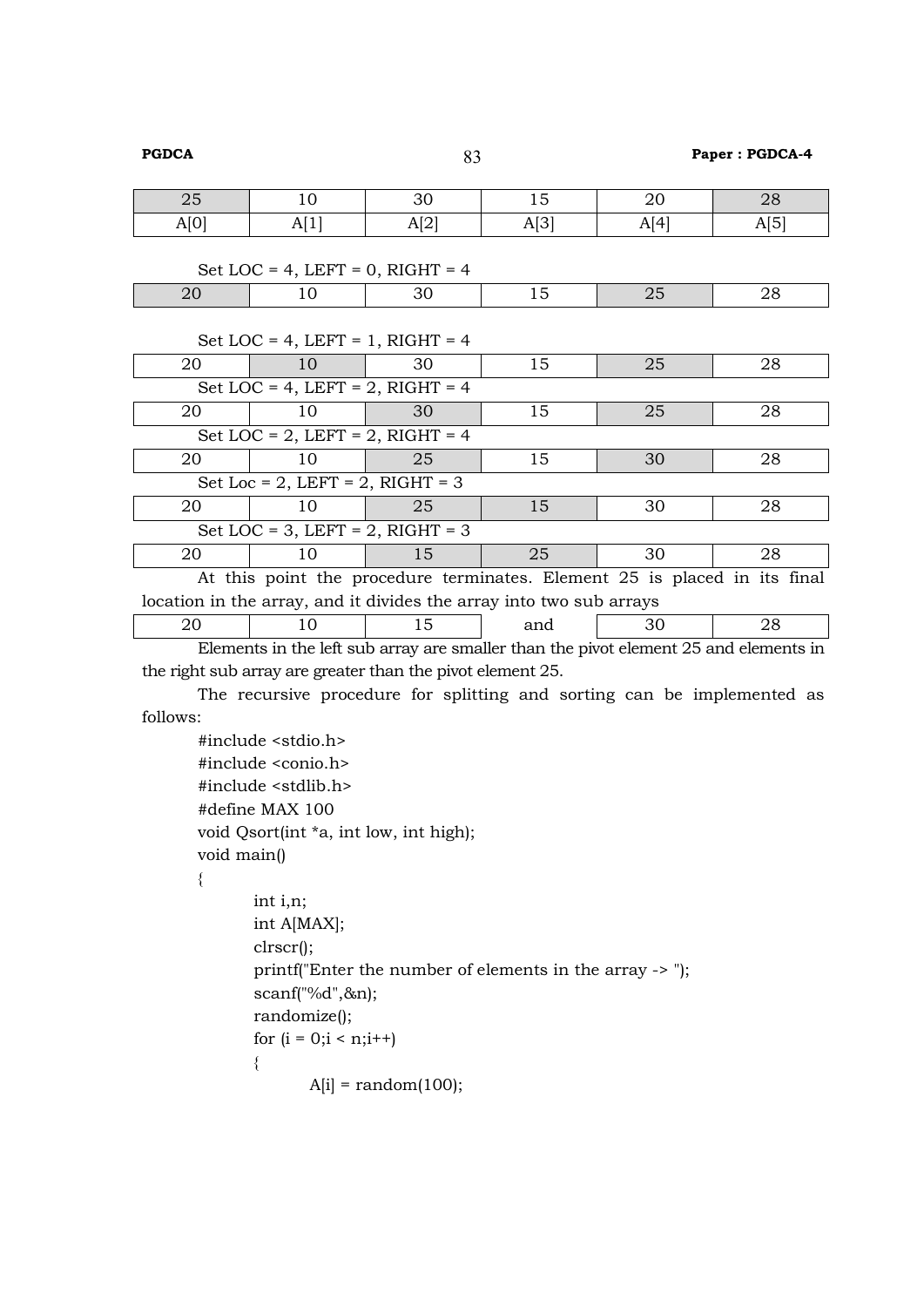| 25 | 10 | 30 | 15 | 20 | 28 |
|---|---|---|---|---|---|
| A[0] | A[1] | A[2] | A[3] | A[4] | A[5] |

Set LOC = 4, LEFT = 0, RIGHT = 4

| 20 | 10 | 30 | 15 | 25 | 28 |
|---|---|---|---|---|---|

Set LOC = 4, LEFT = 1, RIGHT = 4

| 20 | 10 | 30 | 15 | 25 | 28 |
|---|---|---|---|---|---|

Set LOC = 4, LEFT = 2, RIGHT = 4

| 20 | 10 | 30 | 15 | 25 | 28 |
|---|---|---|---|---|---|

Set LOC = 2, LEFT = 2, RIGHT = 4

| 20 | 10 | 25 | 15 | 30 | 28 |
|---|---|---|---|---|---|

Set Loc = 2, LEFT = 2, RIGHT = 3

| 20 | 10 | 25 | 15 | 30 | 28 |
|---|---|---|---|---|---|

Set LOC = 3, LEFT = 2, RIGHT = 3

| 20 | 10 | 15 | 25 | 30 | 28 |
|---|---|---|---|---|---|

At this point the procedure terminates. Element 25 is placed in its final location in the array, and it divides the array into two sub arrays

| 20 | 10 | 15 | and | 30 | 28 |
|---|---|---|---|---|---|

Elements in the left sub array are smaller than the pivot element 25 and elements in the right sub array are greater than the pivot element 25.

The recursive procedure for splitting and sorting can be implemented as follows:

```
#include <stdio.h>
#include <conio.h>
#include <stdlib.h>
#define MAX 100
void Qsort(int *a, int low, int high);
void main()
{
        int i,n;
        int A[MAX];
        clrscr();
        printf("Enter the number of elements in the array -> ");
        scanf("%d",&n);
        randomize();
        for (i = 0;i < n;i++)
        {
                A[i] = random(100);
```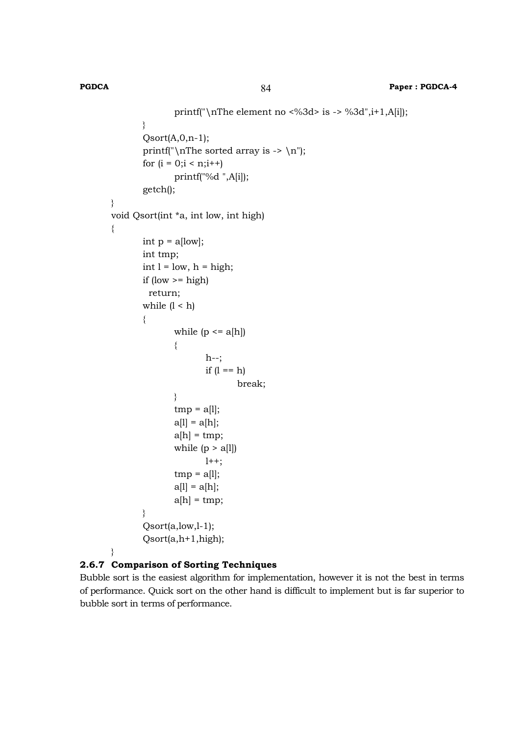```
            printf("\nThe element no <%3d> is -> %3d",i+1,A[i]);
        }
        Qsort(A,0,n-1);
        printf("\nThe sorted array is -> \n");
        for (i = 0;i < n;i++)
            printf("%d ",A[i]);
        getch();
    }
    void Qsort(int *a, int low, int high)
    {
        int p = a[low];
        int tmp;
        int l = low, h = high;
        if (low >= high)
          return;
        while (l < h)
        {
            while (p <= a[h])
            {
                h--;
                if (l == h)
                    break;
            }
            tmp = a[l];
            a[l] = a[h];
            a[h] = tmp;
            while (p > a[l])
                l++;
            tmp = a[l];
            a[l] = a[h];
            a[h] = tmp;
        }
        Qsort(a,low,l-1);
        Qsort(a,h+1,high);
    }
```

### 2.6.7 Comparison of Sorting Techniques

Bubble sort is the easiest algorithm for implementation, however it is not the best in terms of performance. Quick sort on the other hand is difficult to implement but is far superior to bubble sort in terms of performance.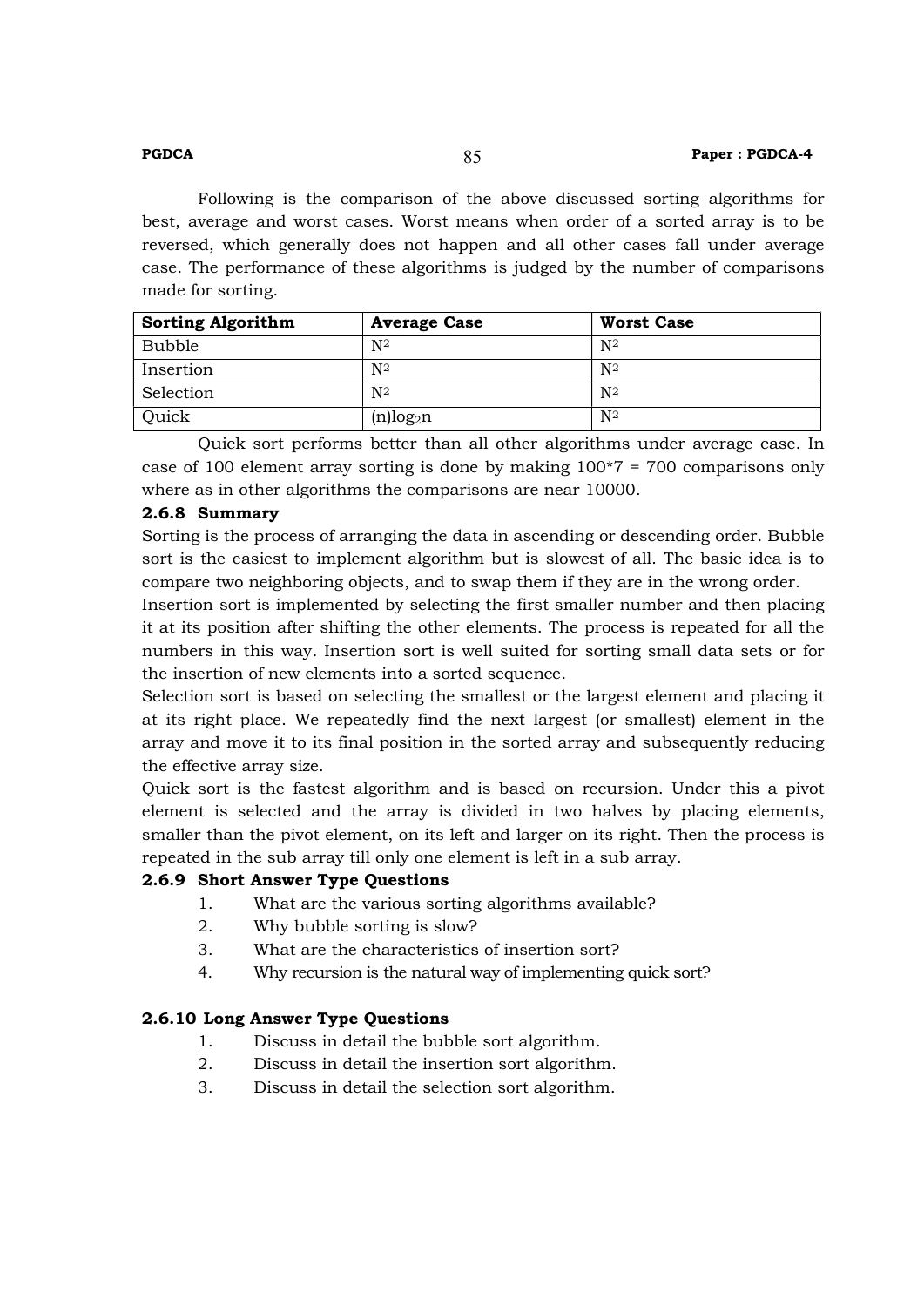Following is the comparison of the above discussed sorting algorithms for best, average and worst cases. Worst means when order of a sorted array is to be reversed, which generally does not happen and all other cases fall under average case. The performance of these algorithms is judged by the number of comparisons made for sorting.

| **Sorting Algorithm** | **Average Case** | **Worst Case** |
|---|---|---|
| Bubble | $N^2$ | $N^2$ |
| Insertion | $N^2$ | $N^2$ |
| Selection | $N^2$ | $N^2$ |
| Quick | $(n)\log_2 n$ | $N^2$ |

Quick sort performs better than all other algorithms under average case. In case of 100 element array sorting is done by making 100*7 = 700 comparisons only where as in other algorithms the comparisons are near 10000.

### 2.6.8 Summary

Sorting is the process of arranging the data in ascending or descending order. Bubble sort is the easiest to implement algorithm but is slowest of all. The basic idea is to compare two neighboring objects, and to swap them if they are in the wrong order.

Insertion sort is implemented by selecting the first smaller number and then placing it at its position after shifting the other elements. The process is repeated for all the numbers in this way. Insertion sort is well suited for sorting small data sets or for the insertion of new elements into a sorted sequence.

Selection sort is based on selecting the smallest or the largest element and placing it at its right place. We repeatedly find the next largest (or smallest) element in the array and move it to its final position in the sorted array and subsequently reducing the effective array size.

Quick sort is the fastest algorithm and is based on recursion. Under this a pivot element is selected and the array is divided in two halves by placing elements, smaller than the pivot element, on its left and larger on its right. Then the process is repeated in the sub array till only one element is left in a sub array.

### 2.6.9 Short Answer Type Questions

1. What are the various sorting algorithms available?
2. Why bubble sorting is slow?
3. What are the characteristics of insertion sort?
4. Why recursion is the natural way of implementing quick sort?

### 2.6.10 Long Answer Type Questions

1. Discuss in detail the bubble sort algorithm.
2. Discuss in detail the insertion sort algorithm.
3. Discuss in detail the selection sort algorithm.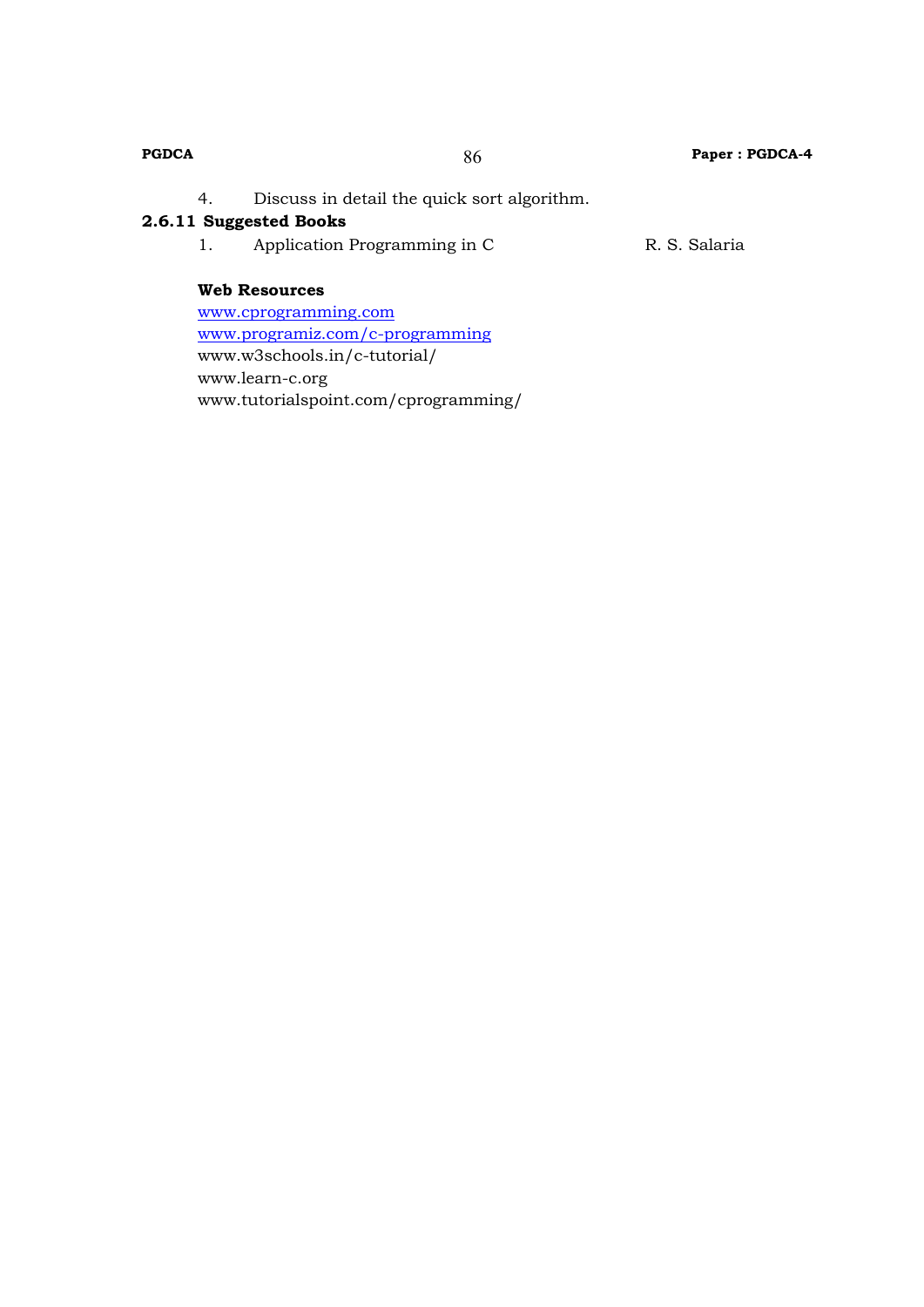4. Discuss in detail the quick sort algorithm.

### 2.6.11 Suggested Books

1. Application Programming in C — R. S. Salaria

**Web Resources**

www.cprogramming.com
www.programiz.com/c-programming
www.w3schools.in/c-tutorial/
www.learn-c.org
www.tutorialspoint.com/cprogramming/